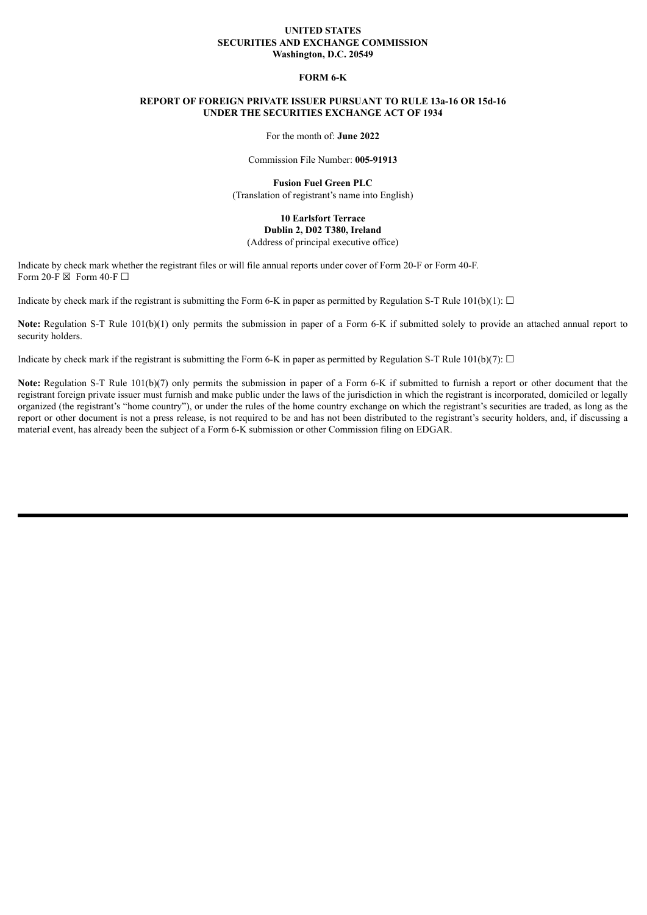**UNITED STATES**
**SECURITIES AND EXCHANGE COMMISSION**
**Washington, D.C. 20549**

**FORM 6-K**

**REPORT OF FOREIGN PRIVATE ISSUER PURSUANT TO RULE 13a-16 OR 15d-16**
**UNDER THE SECURITIES EXCHANGE ACT OF 1934**

For the month of: **June 2022**

Commission File Number: **005-91913**

**Fusion Fuel Green PLC**
(Translation of registrant's name into English)

**10 Earlsfort Terrace**
**Dublin 2, D02 T380, Ireland**
(Address of principal executive office)

Indicate by check mark whether the registrant files or will file annual reports under cover of Form 20-F or Form 40-F.
Form 20-F ☒ Form 40-F ☐

Indicate by check mark if the registrant is submitting the Form 6-K in paper as permitted by Regulation S-T Rule 101(b)(1): ☐

**Note:** Regulation S-T Rule 101(b)(1) only permits the submission in paper of a Form 6-K if submitted solely to provide an attached annual report to security holders.

Indicate by check mark if the registrant is submitting the Form 6-K in paper as permitted by Regulation S-T Rule 101(b)(7): ☐

**Note:** Regulation S-T Rule 101(b)(7) only permits the submission in paper of a Form 6-K if submitted to furnish a report or other document that the registrant foreign private issuer must furnish and make public under the laws of the jurisdiction in which the registrant is incorporated, domiciled or legally organized (the registrant's "home country"), or under the rules of the home country exchange on which the registrant's securities are traded, as long as the report or other document is not a press release, is not required to be and has not been distributed to the registrant's security holders, and, if discussing a material event, has already been the subject of a Form 6-K submission or other Commission filing on EDGAR.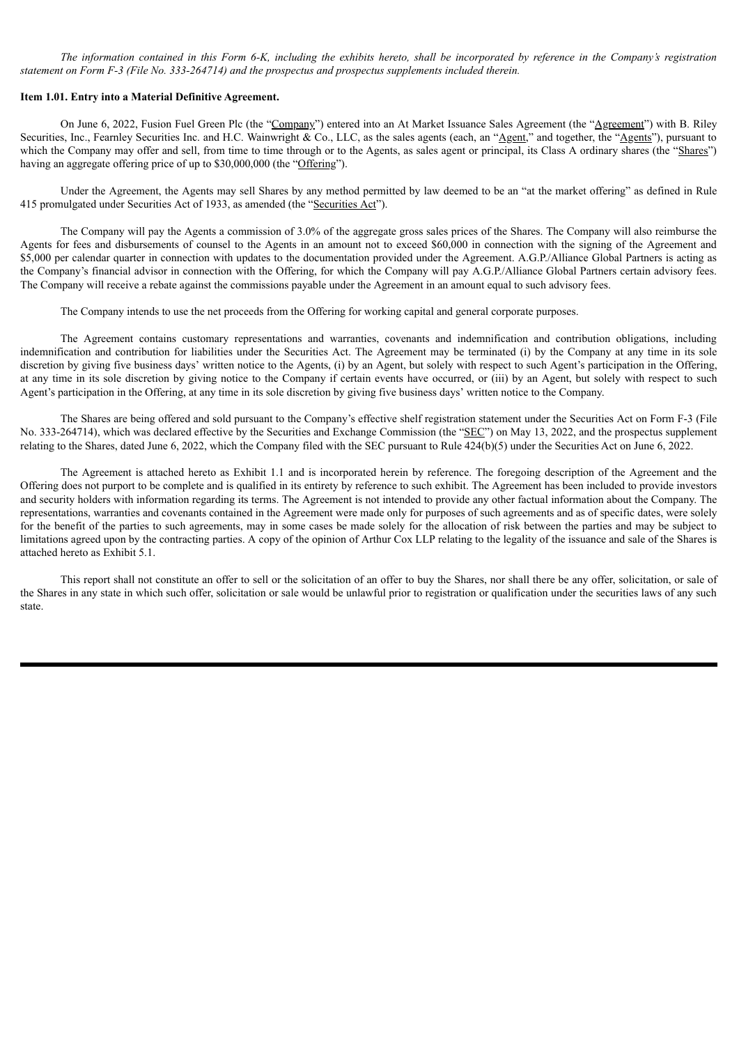*The information contained in this Form 6-K, including the exhibits hereto, shall be incorporated by reference in the Company's registration statement on Form F-3 (File No. 333-264714) and the prospectus and prospectus supplements included therein.*

**Item 1.01. Entry into a Material Definitive Agreement.**

On June 6, 2022, Fusion Fuel Green Plc (the "Company") entered into an At Market Issuance Sales Agreement (the "Agreement") with B. Riley Securities, Inc., Fearnley Securities Inc. and H.C. Wainwright & Co., LLC, as the sales agents (each, an "Agent," and together, the "Agents"), pursuant to which the Company may offer and sell, from time to time through or to the Agents, as sales agent or principal, its Class A ordinary shares (the "Shares") having an aggregate offering price of up to $30,000,000 (the "Offering").

Under the Agreement, the Agents may sell Shares by any method permitted by law deemed to be an "at the market offering" as defined in Rule 415 promulgated under Securities Act of 1933, as amended (the "Securities Act").

The Company will pay the Agents a commission of 3.0% of the aggregate gross sales prices of the Shares. The Company will also reimburse the Agents for fees and disbursements of counsel to the Agents in an amount not to exceed $60,000 in connection with the signing of the Agreement and $5,000 per calendar quarter in connection with updates to the documentation provided under the Agreement. A.G.P./Alliance Global Partners is acting as the Company's financial advisor in connection with the Offering, for which the Company will pay A.G.P./Alliance Global Partners certain advisory fees. The Company will receive a rebate against the commissions payable under the Agreement in an amount equal to such advisory fees.

The Company intends to use the net proceeds from the Offering for working capital and general corporate purposes.

The Agreement contains customary representations and warranties, covenants and indemnification and contribution obligations, including indemnification and contribution for liabilities under the Securities Act. The Agreement may be terminated (i) by the Company at any time in its sole discretion by giving five business days' written notice to the Agents, (i) by an Agent, but solely with respect to such Agent's participation in the Offering, at any time in its sole discretion by giving notice to the Company if certain events have occurred, or (iii) by an Agent, but solely with respect to such Agent's participation in the Offering, at any time in its sole discretion by giving five business days' written notice to the Company.

The Shares are being offered and sold pursuant to the Company's effective shelf registration statement under the Securities Act on Form F-3 (File No. 333-264714), which was declared effective by the Securities and Exchange Commission (the "SEC") on May 13, 2022, and the prospectus supplement relating to the Shares, dated June 6, 2022, which the Company filed with the SEC pursuant to Rule 424(b)(5) under the Securities Act on June 6, 2022.

The Agreement is attached hereto as Exhibit 1.1 and is incorporated herein by reference. The foregoing description of the Agreement and the Offering does not purport to be complete and is qualified in its entirety by reference to such exhibit. The Agreement has been included to provide investors and security holders with information regarding its terms. The Agreement is not intended to provide any other factual information about the Company. The representations, warranties and covenants contained in the Agreement were made only for purposes of such agreements and as of specific dates, were solely for the benefit of the parties to such agreements, may in some cases be made solely for the allocation of risk between the parties and may be subject to limitations agreed upon by the contracting parties. A copy of the opinion of Arthur Cox LLP relating to the legality of the issuance and sale of the Shares is attached hereto as Exhibit 5.1.

This report shall not constitute an offer to sell or the solicitation of an offer to buy the Shares, nor shall there be any offer, solicitation, or sale of the Shares in any state in which such offer, solicitation or sale would be unlawful prior to registration or qualification under the securities laws of any such state.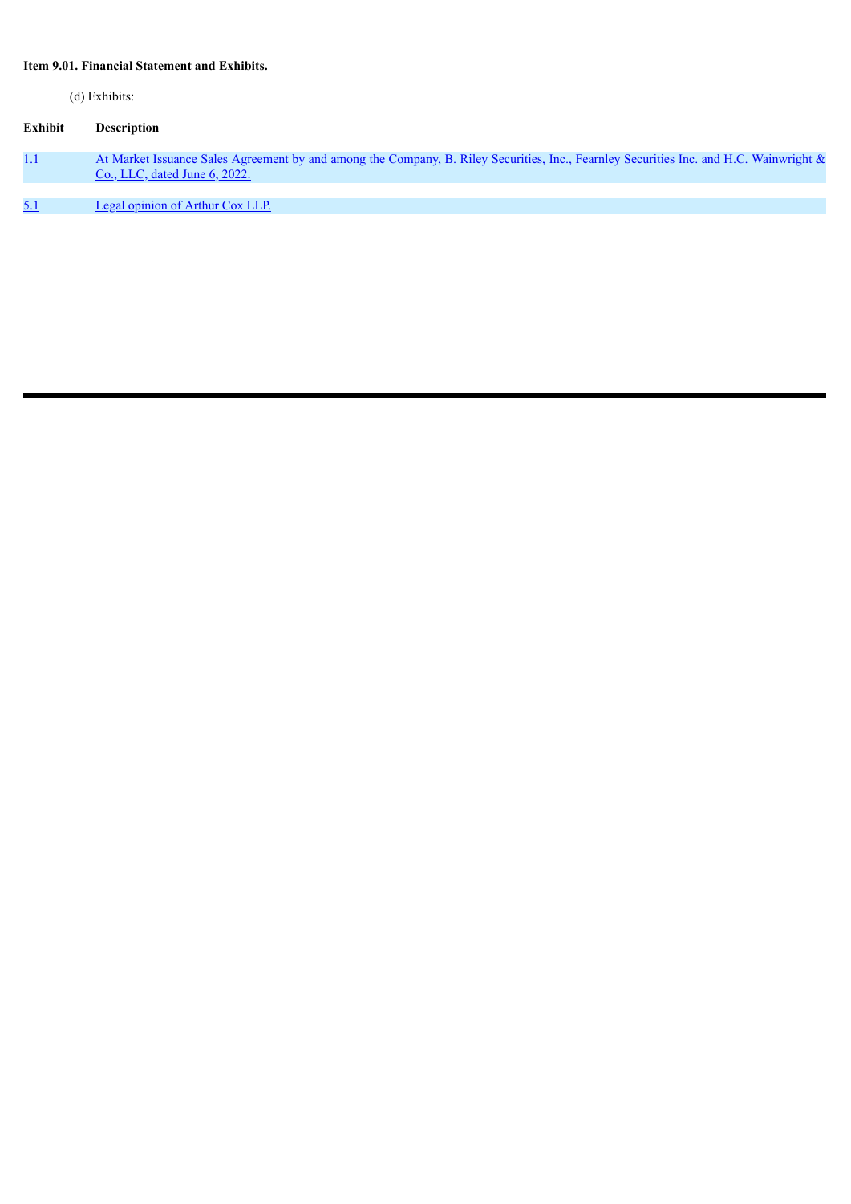**Item 9.01. Financial Statement and Exhibits.**

(d) Exhibits:

| Exhibit | Description |
| --- | --- |
| 1.1 | At Market Issuance Sales Agreement by and among the Company, B. Riley Securities, Inc., Fearnley Securities Inc. and H.C. Wainwright & Co., LLC, dated June 6, 2022. |
| 5.1 | Legal opinion of Arthur Cox LLP. |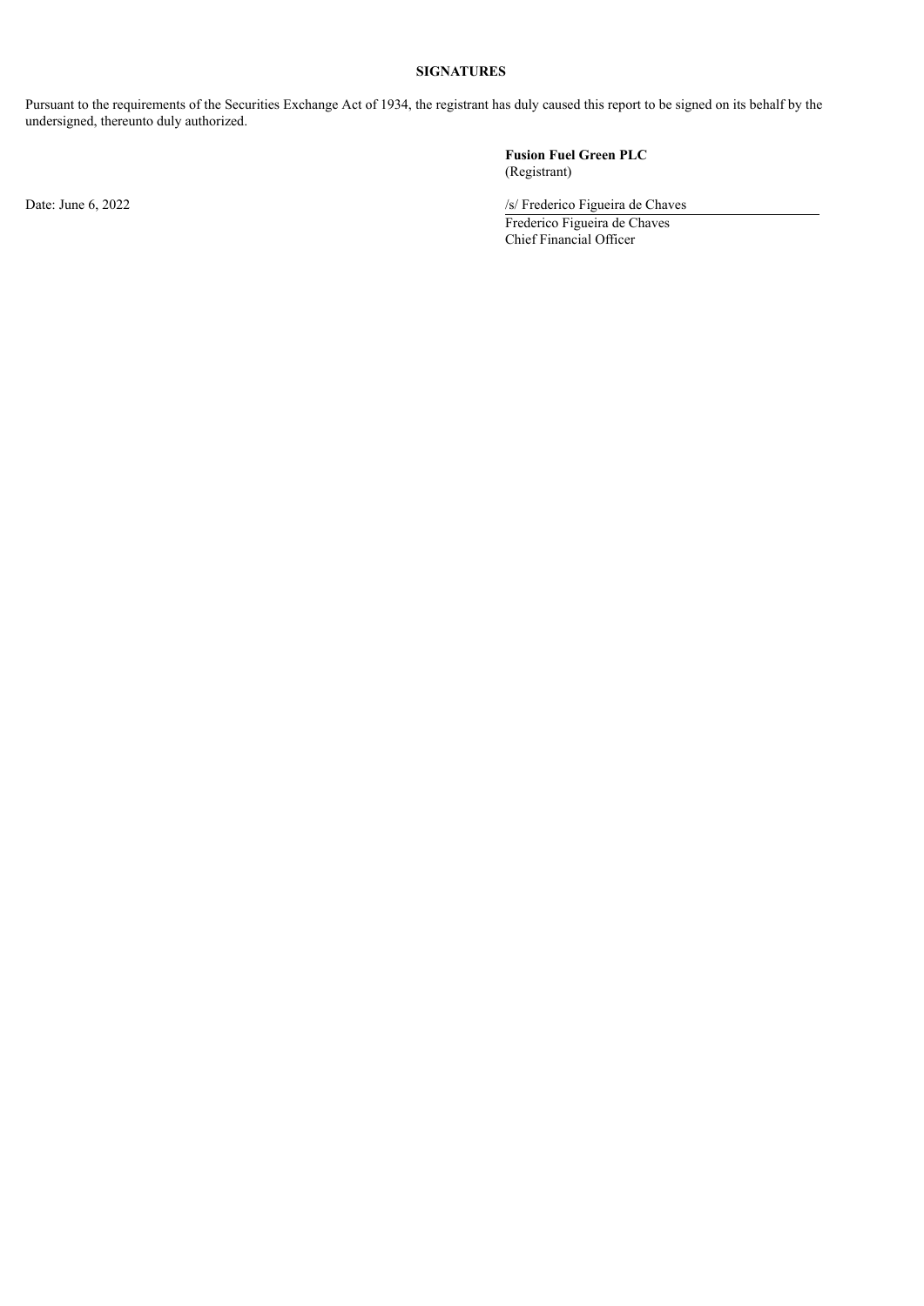**SIGNATURES**

Pursuant to the requirements of the Securities Exchange Act of 1934, the registrant has duly caused this report to be signed on its behalf by the undersigned, thereunto duly authorized.

**Fusion Fuel Green PLC**
(Registrant)

Date: June 6, 2022

/s/ Frederico Figueira de Chaves
Frederico Figueira de Chaves
Chief Financial Officer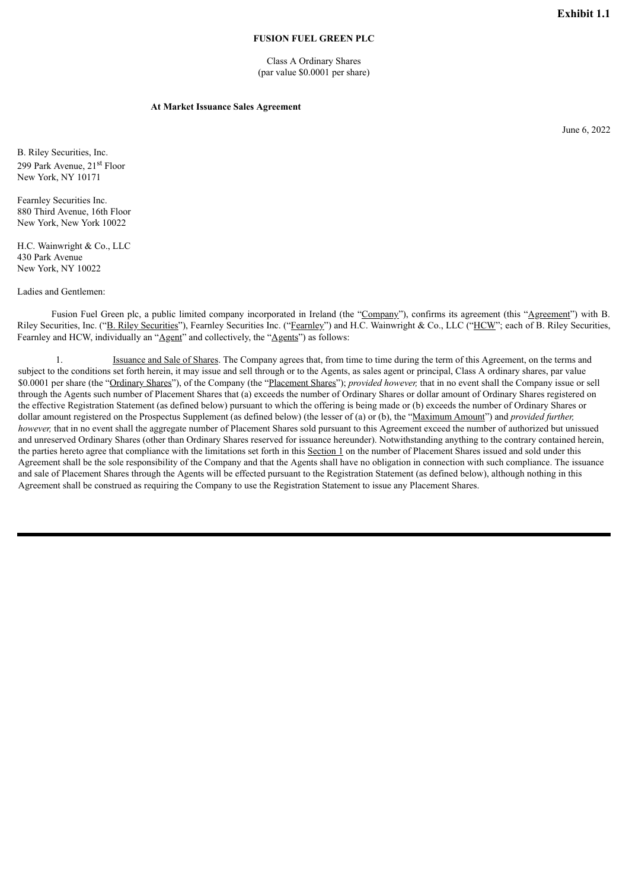**Exhibit 1.1**

**FUSION FUEL GREEN PLC**

Class A Ordinary Shares
(par value $0.0001 per share)

**At Market Issuance Sales Agreement**

June 6, 2022

B. Riley Securities, Inc.
299 Park Avenue, 21st Floor
New York, NY 10171

Fearnley Securities Inc.
880 Third Avenue, 16th Floor
New York, New York 10022

H.C. Wainwright & Co., LLC
430 Park Avenue
New York, NY 10022

Ladies and Gentlemen:

Fusion Fuel Green plc, a public limited company incorporated in Ireland (the "Company"), confirms its agreement (this "Agreement") with B. Riley Securities, Inc. ("B. Riley Securities"), Fearnley Securities Inc. ("Fearnley") and H.C. Wainwright & Co., LLC ("HCW"; each of B. Riley Securities, Fearnley and HCW, individually an "Agent" and collectively, the "Agents") as follows:

1. Issuance and Sale of Shares. The Company agrees that, from time to time during the term of this Agreement, on the terms and subject to the conditions set forth herein, it may issue and sell through or to the Agents, as sales agent or principal, Class A ordinary shares, par value $0.0001 per share (the "Ordinary Shares"), of the Company (the "Placement Shares"); *provided however,* that in no event shall the Company issue or sell through the Agents such number of Placement Shares that (a) exceeds the number of Ordinary Shares or dollar amount of Ordinary Shares registered on the effective Registration Statement (as defined below) pursuant to which the offering is being made or (b) exceeds the number of Ordinary Shares or dollar amount registered on the Prospectus Supplement (as defined below) (the lesser of (a) or (b), the "Maximum Amount") and *provided further, however,* that in no event shall the aggregate number of Placement Shares sold pursuant to this Agreement exceed the number of authorized but unissued and unreserved Ordinary Shares (other than Ordinary Shares reserved for issuance hereunder). Notwithstanding anything to the contrary contained herein, the parties hereto agree that compliance with the limitations set forth in this Section 1 on the number of Placement Shares issued and sold under this Agreement shall be the sole responsibility of the Company and that the Agents shall have no obligation in connection with such compliance. The issuance and sale of Placement Shares through the Agents will be effected pursuant to the Registration Statement (as defined below), although nothing in this Agreement shall be construed as requiring the Company to use the Registration Statement to issue any Placement Shares.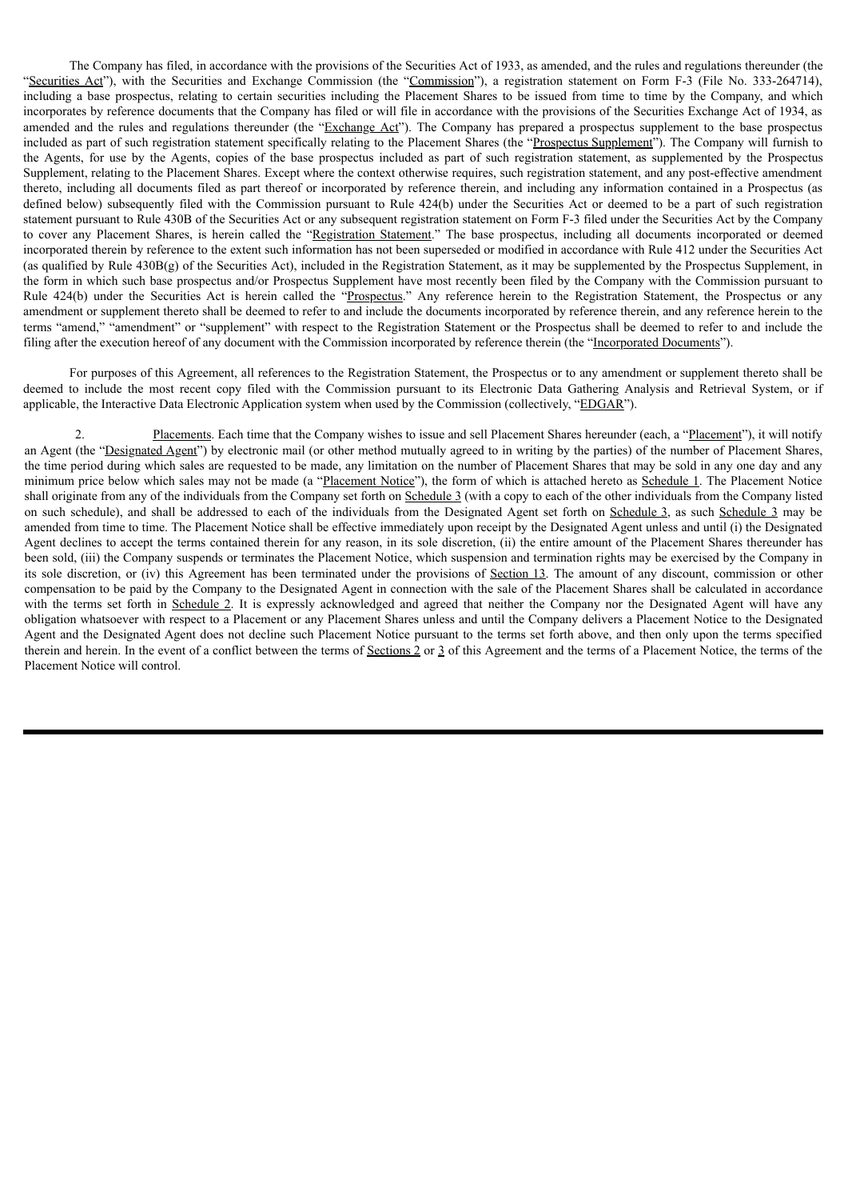The Company has filed, in accordance with the provisions of the Securities Act of 1933, as amended, and the rules and regulations thereunder (the "Securities Act"), with the Securities and Exchange Commission (the "Commission"), a registration statement on Form F-3 (File No. 333-264714), including a base prospectus, relating to certain securities including the Placement Shares to be issued from time to time by the Company, and which incorporates by reference documents that the Company has filed or will file in accordance with the provisions of the Securities Exchange Act of 1934, as amended and the rules and regulations thereunder (the "Exchange Act"). The Company has prepared a prospectus supplement to the base prospectus included as part of such registration statement specifically relating to the Placement Shares (the "Prospectus Supplement"). The Company will furnish to the Agents, for use by the Agents, copies of the base prospectus included as part of such registration statement, as supplemented by the Prospectus Supplement, relating to the Placement Shares. Except where the context otherwise requires, such registration statement, and any post-effective amendment thereto, including all documents filed as part thereof or incorporated by reference therein, and including any information contained in a Prospectus (as defined below) subsequently filed with the Commission pursuant to Rule 424(b) under the Securities Act or deemed to be a part of such registration statement pursuant to Rule 430B of the Securities Act or any subsequent registration statement on Form F-3 filed under the Securities Act by the Company to cover any Placement Shares, is herein called the "Registration Statement." The base prospectus, including all documents incorporated or deemed incorporated therein by reference to the extent such information has not been superseded or modified in accordance with Rule 412 under the Securities Act (as qualified by Rule 430B(g) of the Securities Act), included in the Registration Statement, as it may be supplemented by the Prospectus Supplement, in the form in which such base prospectus and/or Prospectus Supplement have most recently been filed by the Company with the Commission pursuant to Rule 424(b) under the Securities Act is herein called the "Prospectus." Any reference herein to the Registration Statement, the Prospectus or any amendment or supplement thereto shall be deemed to refer to and include the documents incorporated by reference therein, and any reference herein to the terms "amend," "amendment" or "supplement" with respect to the Registration Statement or the Prospectus shall be deemed to refer to and include the filing after the execution hereof of any document with the Commission incorporated by reference therein (the "Incorporated Documents").

For purposes of this Agreement, all references to the Registration Statement, the Prospectus or to any amendment or supplement thereto shall be deemed to include the most recent copy filed with the Commission pursuant to its Electronic Data Gathering Analysis and Retrieval System, or if applicable, the Interactive Data Electronic Application system when used by the Commission (collectively, "EDGAR").

2. Placements. Each time that the Company wishes to issue and sell Placement Shares hereunder (each, a "Placement"), it will notify an Agent (the "Designated Agent") by electronic mail (or other method mutually agreed to in writing by the parties) of the number of Placement Shares, the time period during which sales are requested to be made, any limitation on the number of Placement Shares that may be sold in any one day and any minimum price below which sales may not be made (a "Placement Notice"), the form of which is attached hereto as Schedule 1. The Placement Notice shall originate from any of the individuals from the Company set forth on Schedule 3 (with a copy to each of the other individuals from the Company listed on such schedule), and shall be addressed to each of the individuals from the Designated Agent set forth on Schedule 3, as such Schedule 3 may be amended from time to time. The Placement Notice shall be effective immediately upon receipt by the Designated Agent unless and until (i) the Designated Agent declines to accept the terms contained therein for any reason, in its sole discretion, (ii) the entire amount of the Placement Shares thereunder has been sold, (iii) the Company suspends or terminates the Placement Notice, which suspension and termination rights may be exercised by the Company in its sole discretion, or (iv) this Agreement has been terminated under the provisions of Section 13. The amount of any discount, commission or other compensation to be paid by the Company to the Designated Agent in connection with the sale of the Placement Shares shall be calculated in accordance with the terms set forth in Schedule 2. It is expressly acknowledged and agreed that neither the Company nor the Designated Agent will have any obligation whatsoever with respect to a Placement or any Placement Shares unless and until the Company delivers a Placement Notice to the Designated Agent and the Designated Agent does not decline such Placement Notice pursuant to the terms set forth above, and then only upon the terms specified therein and herein. In the event of a conflict between the terms of Sections 2 or 3 of this Agreement and the terms of a Placement Notice, the terms of the Placement Notice will control.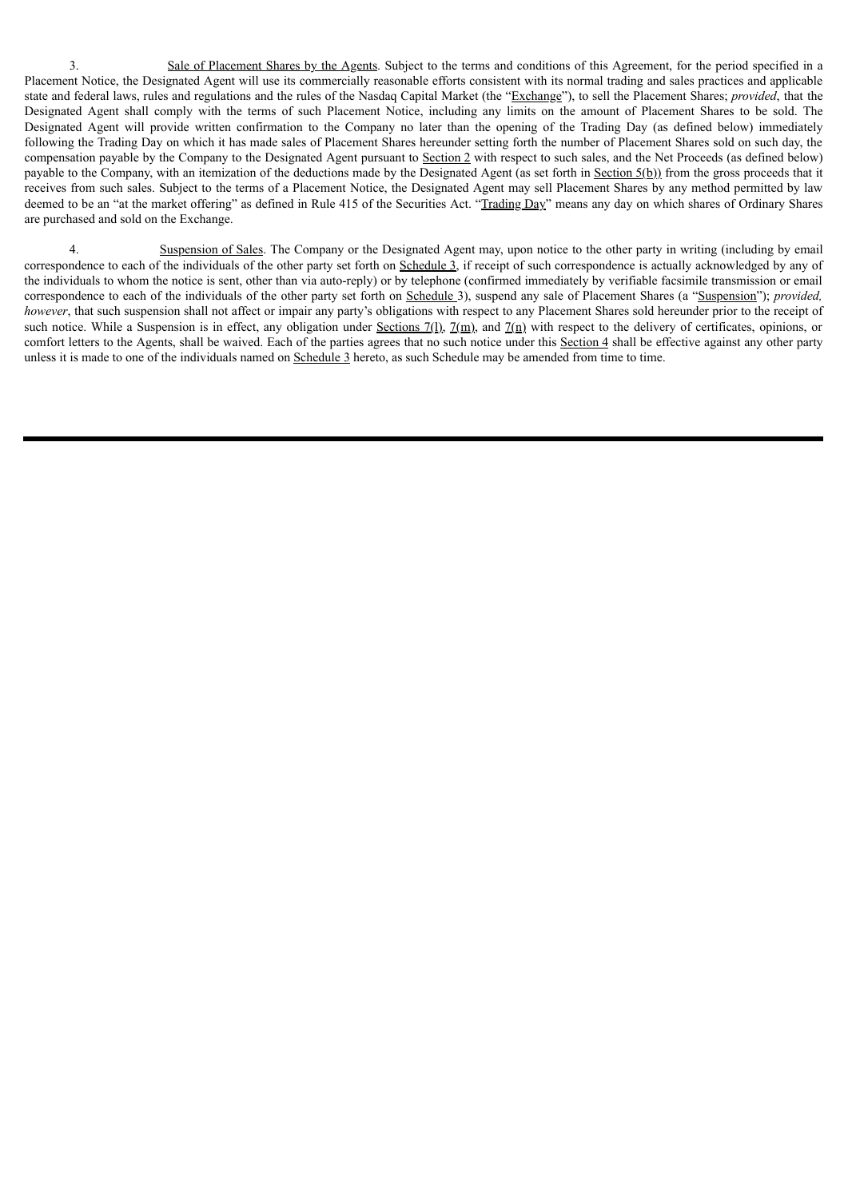3. Sale of Placement Shares by the Agents. Subject to the terms and conditions of this Agreement, for the period specified in a Placement Notice, the Designated Agent will use its commercially reasonable efforts consistent with its normal trading and sales practices and applicable state and federal laws, rules and regulations and the rules of the Nasdaq Capital Market (the "Exchange"), to sell the Placement Shares; *provided*, that the Designated Agent shall comply with the terms of such Placement Notice, including any limits on the amount of Placement Shares to be sold. The Designated Agent will provide written confirmation to the Company no later than the opening of the Trading Day (as defined below) immediately following the Trading Day on which it has made sales of Placement Shares hereunder setting forth the number of Placement Shares sold on such day, the compensation payable by the Company to the Designated Agent pursuant to Section 2 with respect to such sales, and the Net Proceeds (as defined below) payable to the Company, with an itemization of the deductions made by the Designated Agent (as set forth in Section 5(b)) from the gross proceeds that it receives from such sales. Subject to the terms of a Placement Notice, the Designated Agent may sell Placement Shares by any method permitted by law deemed to be an "at the market offering" as defined in Rule 415 of the Securities Act. "Trading Day" means any day on which shares of Ordinary Shares are purchased and sold on the Exchange.

4. Suspension of Sales. The Company or the Designated Agent may, upon notice to the other party in writing (including by email correspondence to each of the individuals of the other party set forth on Schedule 3, if receipt of such correspondence is actually acknowledged by any of the individuals to whom the notice is sent, other than via auto-reply) or by telephone (confirmed immediately by verifiable facsimile transmission or email correspondence to each of the individuals of the other party set forth on Schedule 3), suspend any sale of Placement Shares (a "Suspension"); *provided, however*, that such suspension shall not affect or impair any party's obligations with respect to any Placement Shares sold hereunder prior to the receipt of such notice. While a Suspension is in effect, any obligation under Sections 7(l), 7(m), and 7(n) with respect to the delivery of certificates, opinions, or comfort letters to the Agents, shall be waived. Each of the parties agrees that no such notice under this Section 4 shall be effective against any other party unless it is made to one of the individuals named on Schedule 3 hereto, as such Schedule may be amended from time to time.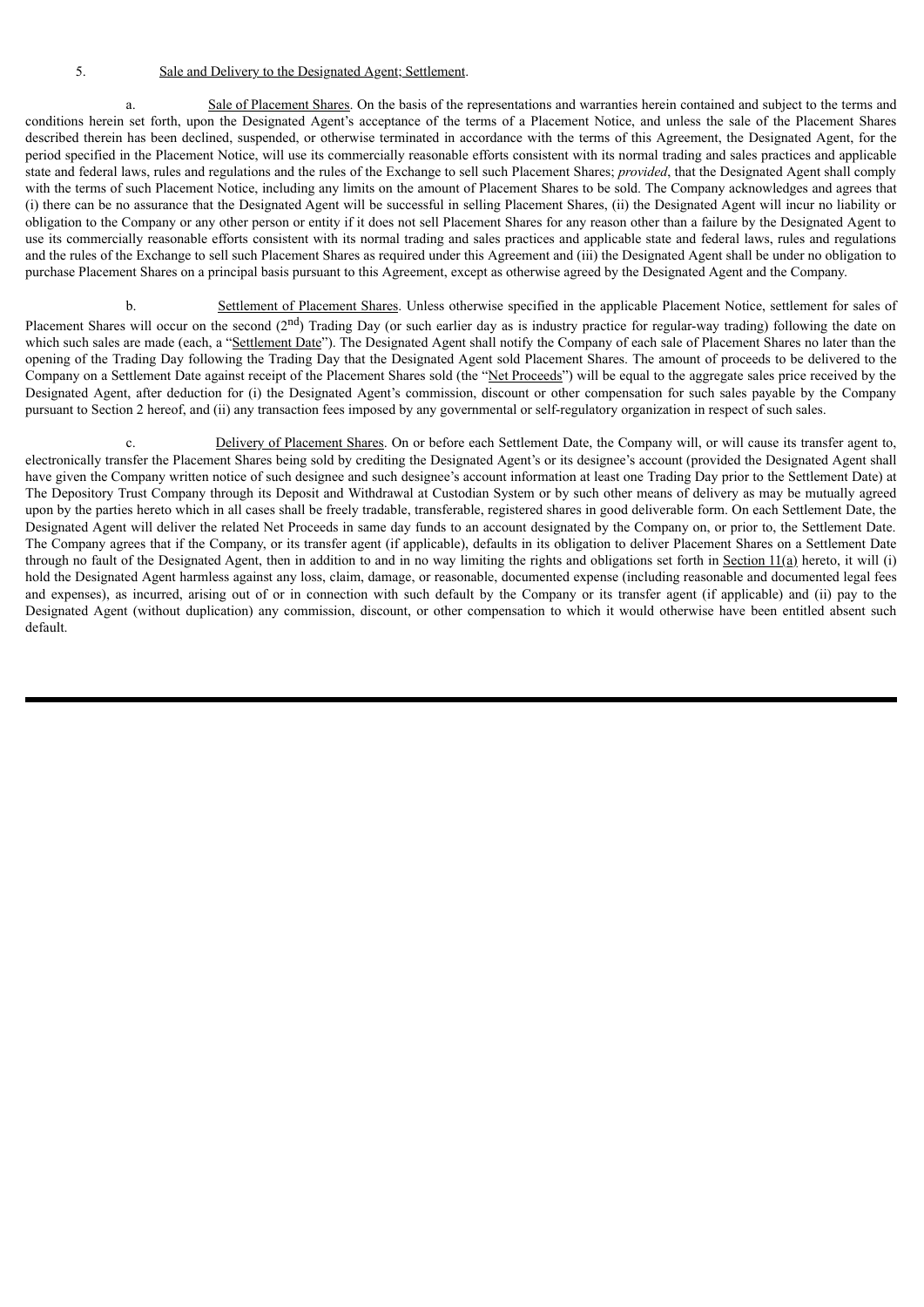5. Sale and Delivery to the Designated Agent; Settlement.

a. Sale of Placement Shares. On the basis of the representations and warranties herein contained and subject to the terms and conditions herein set forth, upon the Designated Agent's acceptance of the terms of a Placement Notice, and unless the sale of the Placement Shares described therein has been declined, suspended, or otherwise terminated in accordance with the terms of this Agreement, the Designated Agent, for the period specified in the Placement Notice, will use its commercially reasonable efforts consistent with its normal trading and sales practices and applicable state and federal laws, rules and regulations and the rules of the Exchange to sell such Placement Shares; *provided*, that the Designated Agent shall comply with the terms of such Placement Notice, including any limits on the amount of Placement Shares to be sold. The Company acknowledges and agrees that (i) there can be no assurance that the Designated Agent will be successful in selling Placement Shares, (ii) the Designated Agent will incur no liability or obligation to the Company or any other person or entity if it does not sell Placement Shares for any reason other than a failure by the Designated Agent to use its commercially reasonable efforts consistent with its normal trading and sales practices and applicable state and federal laws, rules and regulations and the rules of the Exchange to sell such Placement Shares as required under this Agreement and (iii) the Designated Agent shall be under no obligation to purchase Placement Shares on a principal basis pursuant to this Agreement, except as otherwise agreed by the Designated Agent and the Company.

b. Settlement of Placement Shares. Unless otherwise specified in the applicable Placement Notice, settlement for sales of Placement Shares will occur on the second (2nd) Trading Day (or such earlier day as is industry practice for regular-way trading) following the date on which such sales are made (each, a "Settlement Date"). The Designated Agent shall notify the Company of each sale of Placement Shares no later than the opening of the Trading Day following the Trading Day that the Designated Agent sold Placement Shares. The amount of proceeds to be delivered to the Company on a Settlement Date against receipt of the Placement Shares sold (the "Net Proceeds") will be equal to the aggregate sales price received by the Designated Agent, after deduction for (i) the Designated Agent's commission, discount or other compensation for such sales payable by the Company pursuant to Section 2 hereof, and (ii) any transaction fees imposed by any governmental or self-regulatory organization in respect of such sales.

c. Delivery of Placement Shares. On or before each Settlement Date, the Company will, or will cause its transfer agent to, electronically transfer the Placement Shares being sold by crediting the Designated Agent's or its designee's account (provided the Designated Agent shall have given the Company written notice of such designee and such designee's account information at least one Trading Day prior to the Settlement Date) at The Depository Trust Company through its Deposit and Withdrawal at Custodian System or by such other means of delivery as may be mutually agreed upon by the parties hereto which in all cases shall be freely tradable, transferable, registered shares in good deliverable form. On each Settlement Date, the Designated Agent will deliver the related Net Proceeds in same day funds to an account designated by the Company on, or prior to, the Settlement Date. The Company agrees that if the Company, or its transfer agent (if applicable), defaults in its obligation to deliver Placement Shares on a Settlement Date through no fault of the Designated Agent, then in addition to and in no way limiting the rights and obligations set forth in Section 11(a) hereto, it will (i) hold the Designated Agent harmless against any loss, claim, damage, or reasonable, documented expense (including reasonable and documented legal fees and expenses), as incurred, arising out of or in connection with such default by the Company or its transfer agent (if applicable) and (ii) pay to the Designated Agent (without duplication) any commission, discount, or other compensation to which it would otherwise have been entitled absent such default.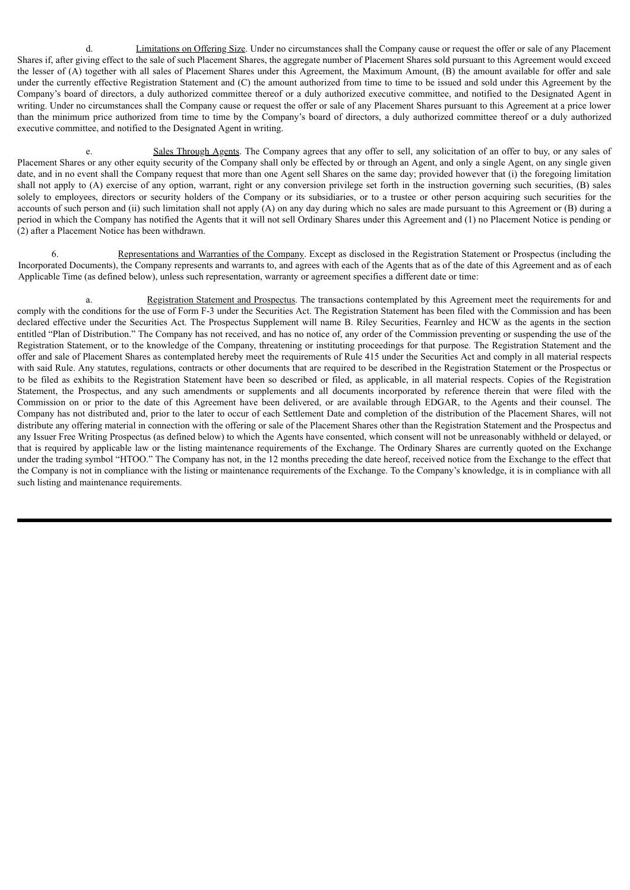d. Limitations on Offering Size. Under no circumstances shall the Company cause or request the offer or sale of any Placement Shares if, after giving effect to the sale of such Placement Shares, the aggregate number of Placement Shares sold pursuant to this Agreement would exceed the lesser of (A) together with all sales of Placement Shares under this Agreement, the Maximum Amount, (B) the amount available for offer and sale under the currently effective Registration Statement and (C) the amount authorized from time to time to be issued and sold under this Agreement by the Company's board of directors, a duly authorized committee thereof or a duly authorized executive committee, and notified to the Designated Agent in writing. Under no circumstances shall the Company cause or request the offer or sale of any Placement Shares pursuant to this Agreement at a price lower than the minimum price authorized from time to time by the Company's board of directors, a duly authorized committee thereof or a duly authorized executive committee, and notified to the Designated Agent in writing.

e. Sales Through Agents. The Company agrees that any offer to sell, any solicitation of an offer to buy, or any sales of Placement Shares or any other equity security of the Company shall only be effected by or through an Agent, and only a single Agent, on any single given date, and in no event shall the Company request that more than one Agent sell Shares on the same day; provided however that (i) the foregoing limitation shall not apply to (A) exercise of any option, warrant, right or any conversion privilege set forth in the instruction governing such securities, (B) sales solely to employees, directors or security holders of the Company or its subsidiaries, or to a trustee or other person acquiring such securities for the accounts of such person and (ii) such limitation shall not apply (A) on any day during which no sales are made pursuant to this Agreement or (B) during a period in which the Company has notified the Agents that it will not sell Ordinary Shares under this Agreement and (1) no Placement Notice is pending or (2) after a Placement Notice has been withdrawn.

6. Representations and Warranties of the Company. Except as disclosed in the Registration Statement or Prospectus (including the Incorporated Documents), the Company represents and warrants to, and agrees with each of the Agents that as of the date of this Agreement and as of each Applicable Time (as defined below), unless such representation, warranty or agreement specifies a different date or time:

a. Registration Statement and Prospectus. The transactions contemplated by this Agreement meet the requirements for and comply with the conditions for the use of Form F-3 under the Securities Act. The Registration Statement has been filed with the Commission and has been declared effective under the Securities Act. The Prospectus Supplement will name B. Riley Securities, Fearnley and HCW as the agents in the section entitled "Plan of Distribution." The Company has not received, and has no notice of, any order of the Commission preventing or suspending the use of the Registration Statement, or to the knowledge of the Company, threatening or instituting proceedings for that purpose. The Registration Statement and the offer and sale of Placement Shares as contemplated hereby meet the requirements of Rule 415 under the Securities Act and comply in all material respects with said Rule. Any statutes, regulations, contracts or other documents that are required to be described in the Registration Statement or the Prospectus or to be filed as exhibits to the Registration Statement have been so described or filed, as applicable, in all material respects. Copies of the Registration Statement, the Prospectus, and any such amendments or supplements and all documents incorporated by reference therein that were filed with the Commission on or prior to the date of this Agreement have been delivered, or are available through EDGAR, to the Agents and their counsel. The Company has not distributed and, prior to the later to occur of each Settlement Date and completion of the distribution of the Placement Shares, will not distribute any offering material in connection with the offering or sale of the Placement Shares other than the Registration Statement and the Prospectus and any Issuer Free Writing Prospectus (as defined below) to which the Agents have consented, which consent will not be unreasonably withheld or delayed, or that is required by applicable law or the listing maintenance requirements of the Exchange. The Ordinary Shares are currently quoted on the Exchange under the trading symbol "HTOO." The Company has not, in the 12 months preceding the date hereof, received notice from the Exchange to the effect that the Company is not in compliance with the listing or maintenance requirements of the Exchange. To the Company's knowledge, it is in compliance with all such listing and maintenance requirements.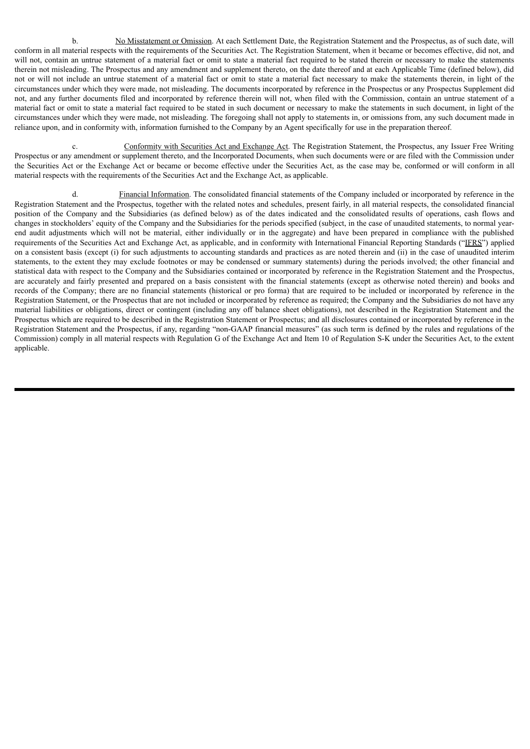b. No Misstatement or Omission. At each Settlement Date, the Registration Statement and the Prospectus, as of such date, will conform in all material respects with the requirements of the Securities Act. The Registration Statement, when it became or becomes effective, did not, and will not, contain an untrue statement of a material fact or omit to state a material fact required to be stated therein or necessary to make the statements therein not misleading. The Prospectus and any amendment and supplement thereto, on the date thereof and at each Applicable Time (defined below), did not or will not include an untrue statement of a material fact or omit to state a material fact necessary to make the statements therein, in light of the circumstances under which they were made, not misleading. The documents incorporated by reference in the Prospectus or any Prospectus Supplement did not, and any further documents filed and incorporated by reference therein will not, when filed with the Commission, contain an untrue statement of a material fact or omit to state a material fact required to be stated in such document or necessary to make the statements in such document, in light of the circumstances under which they were made, not misleading. The foregoing shall not apply to statements in, or omissions from, any such document made in reliance upon, and in conformity with, information furnished to the Company by an Agent specifically for use in the preparation thereof.

c. Conformity with Securities Act and Exchange Act. The Registration Statement, the Prospectus, any Issuer Free Writing Prospectus or any amendment or supplement thereto, and the Incorporated Documents, when such documents were or are filed with the Commission under the Securities Act or the Exchange Act or became or become effective under the Securities Act, as the case may be, conformed or will conform in all material respects with the requirements of the Securities Act and the Exchange Act, as applicable.

d. Financial Information. The consolidated financial statements of the Company included or incorporated by reference in the Registration Statement and the Prospectus, together with the related notes and schedules, present fairly, in all material respects, the consolidated financial position of the Company and the Subsidiaries (as defined below) as of the dates indicated and the consolidated results of operations, cash flows and changes in stockholders' equity of the Company and the Subsidiaries for the periods specified (subject, in the case of unaudited statements, to normal year-end audit adjustments which will not be material, either individually or in the aggregate) and have been prepared in compliance with the published requirements of the Securities Act and Exchange Act, as applicable, and in conformity with International Financial Reporting Standards ("IFRS") applied on a consistent basis (except (i) for such adjustments to accounting standards and practices as are noted therein and (ii) in the case of unaudited interim statements, to the extent they may exclude footnotes or may be condensed or summary statements) during the periods involved; the other financial and statistical data with respect to the Company and the Subsidiaries contained or incorporated by reference in the Registration Statement and the Prospectus, are accurately and fairly presented and prepared on a basis consistent with the financial statements (except as otherwise noted therein) and books and records of the Company; there are no financial statements (historical or pro forma) that are required to be included or incorporated by reference in the Registration Statement, or the Prospectus that are not included or incorporated by reference as required; the Company and the Subsidiaries do not have any material liabilities or obligations, direct or contingent (including any off balance sheet obligations), not described in the Registration Statement and the Prospectus which are required to be described in the Registration Statement or Prospectus; and all disclosures contained or incorporated by reference in the Registration Statement and the Prospectus, if any, regarding "non-GAAP financial measures" (as such term is defined by the rules and regulations of the Commission) comply in all material respects with Regulation G of the Exchange Act and Item 10 of Regulation S-K under the Securities Act, to the extent applicable.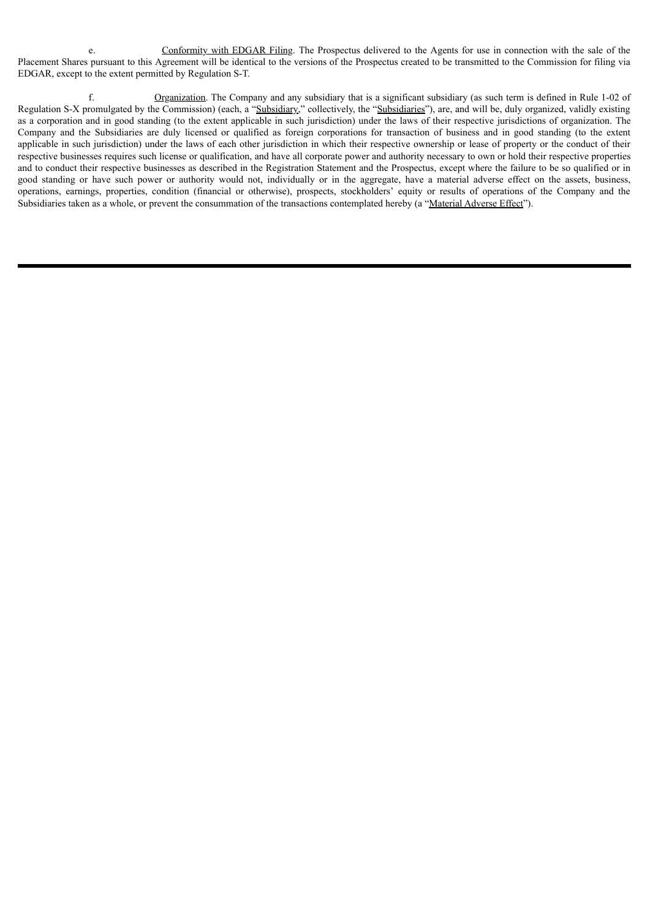e. <u>Conformity with EDGAR Filing</u>. The Prospectus delivered to the Agents for use in connection with the sale of the Placement Shares pursuant to this Agreement will be identical to the versions of the Prospectus created to be transmitted to the Commission for filing via EDGAR, except to the extent permitted by Regulation S-T.

f. <u>Organization</u>. The Company and any subsidiary that is a significant subsidiary (as such term is defined in Rule 1-02 of Regulation S-X promulgated by the Commission) (each, a "<u>Subsidiary</u>," collectively, the "<u>Subsidiaries</u>"), are, and will be, duly organized, validly existing as a corporation and in good standing (to the extent applicable in such jurisdiction) under the laws of their respective jurisdictions of organization. The Company and the Subsidiaries are duly licensed or qualified as foreign corporations for transaction of business and in good standing (to the extent applicable in such jurisdiction) under the laws of each other jurisdiction in which their respective ownership or lease of property or the conduct of their respective businesses requires such license or qualification, and have all corporate power and authority necessary to own or hold their respective properties and to conduct their respective businesses as described in the Registration Statement and the Prospectus, except where the failure to be so qualified or in good standing or have such power or authority would not, individually or in the aggregate, have a material adverse effect on the assets, business, operations, earnings, properties, condition (financial or otherwise), prospects, stockholders' equity or results of operations of the Company and the Subsidiaries taken as a whole, or prevent the consummation of the transactions contemplated hereby (a "<u>Material Adverse Effect</u>").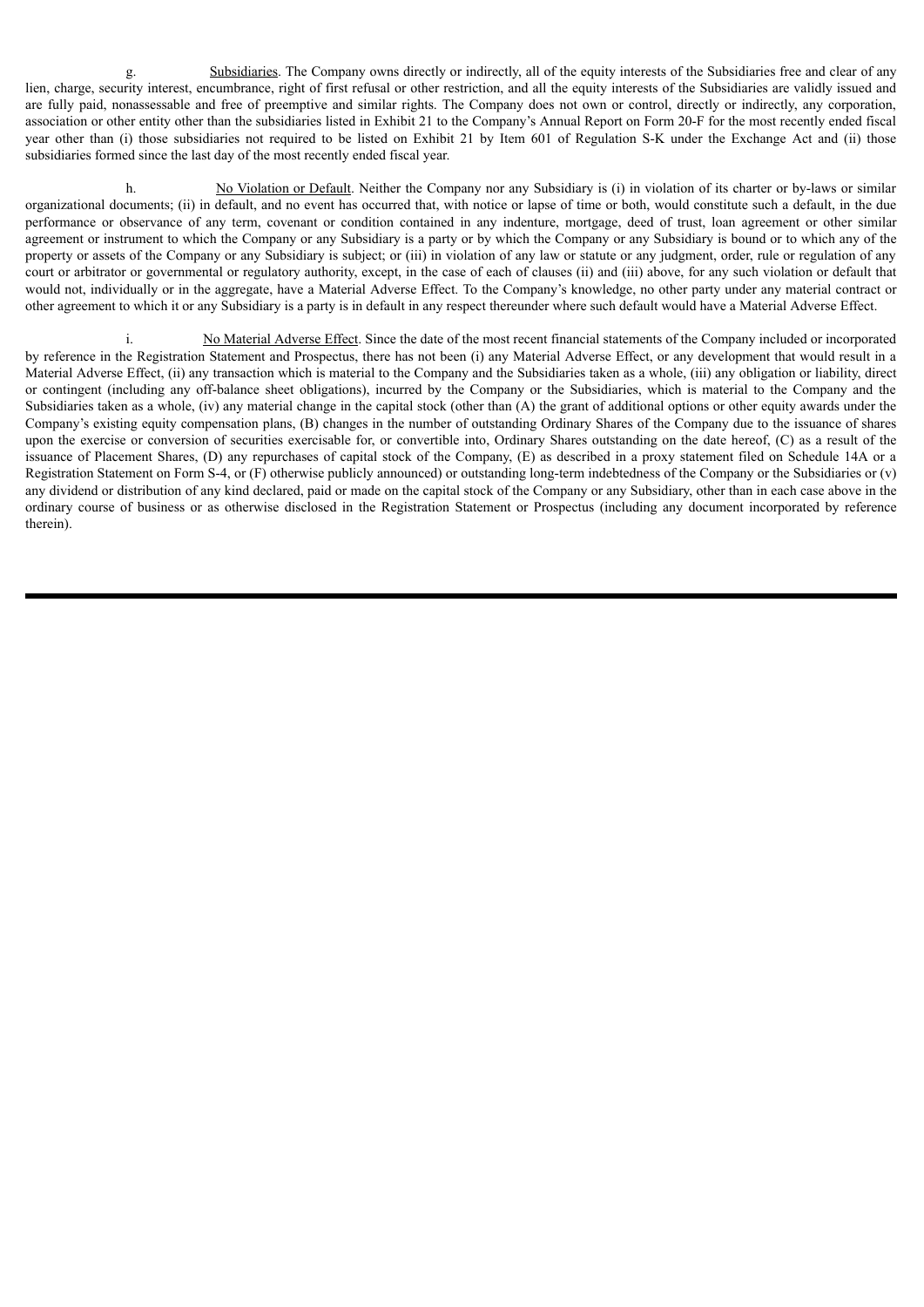g. Subsidiaries. The Company owns directly or indirectly, all of the equity interests of the Subsidiaries free and clear of any lien, charge, security interest, encumbrance, right of first refusal or other restriction, and all the equity interests of the Subsidiaries are validly issued and are fully paid, nonassessable and free of preemptive and similar rights. The Company does not own or control, directly or indirectly, any corporation, association or other entity other than the subsidiaries listed in Exhibit 21 to the Company's Annual Report on Form 20-F for the most recently ended fiscal year other than (i) those subsidiaries not required to be listed on Exhibit 21 by Item 601 of Regulation S-K under the Exchange Act and (ii) those subsidiaries formed since the last day of the most recently ended fiscal year.

h. No Violation or Default. Neither the Company nor any Subsidiary is (i) in violation of its charter or by-laws or similar organizational documents; (ii) in default, and no event has occurred that, with notice or lapse of time or both, would constitute such a default, in the due performance or observance of any term, covenant or condition contained in any indenture, mortgage, deed of trust, loan agreement or other similar agreement or instrument to which the Company or any Subsidiary is a party or by which the Company or any Subsidiary is bound or to which any of the property or assets of the Company or any Subsidiary is subject; or (iii) in violation of any law or statute or any judgment, order, rule or regulation of any court or arbitrator or governmental or regulatory authority, except, in the case of each of clauses (ii) and (iii) above, for any such violation or default that would not, individually or in the aggregate, have a Material Adverse Effect. To the Company's knowledge, no other party under any material contract or other agreement to which it or any Subsidiary is a party is in default in any respect thereunder where such default would have a Material Adverse Effect.

i. No Material Adverse Effect. Since the date of the most recent financial statements of the Company included or incorporated by reference in the Registration Statement and Prospectus, there has not been (i) any Material Adverse Effect, or any development that would result in a Material Adverse Effect, (ii) any transaction which is material to the Company and the Subsidiaries taken as a whole, (iii) any obligation or liability, direct or contingent (including any off-balance sheet obligations), incurred by the Company or the Subsidiaries, which is material to the Company and the Subsidiaries taken as a whole, (iv) any material change in the capital stock (other than (A) the grant of additional options or other equity awards under the Company's existing equity compensation plans, (B) changes in the number of outstanding Ordinary Shares of the Company due to the issuance of shares upon the exercise or conversion of securities exercisable for, or convertible into, Ordinary Shares outstanding on the date hereof, (C) as a result of the issuance of Placement Shares, (D) any repurchases of capital stock of the Company, (E) as described in a proxy statement filed on Schedule 14A or a Registration Statement on Form S-4, or (F) otherwise publicly announced) or outstanding long-term indebtedness of the Company or the Subsidiaries or (v) any dividend or distribution of any kind declared, paid or made on the capital stock of the Company or any Subsidiary, other than in each case above in the ordinary course of business or as otherwise disclosed in the Registration Statement or Prospectus (including any document incorporated by reference therein).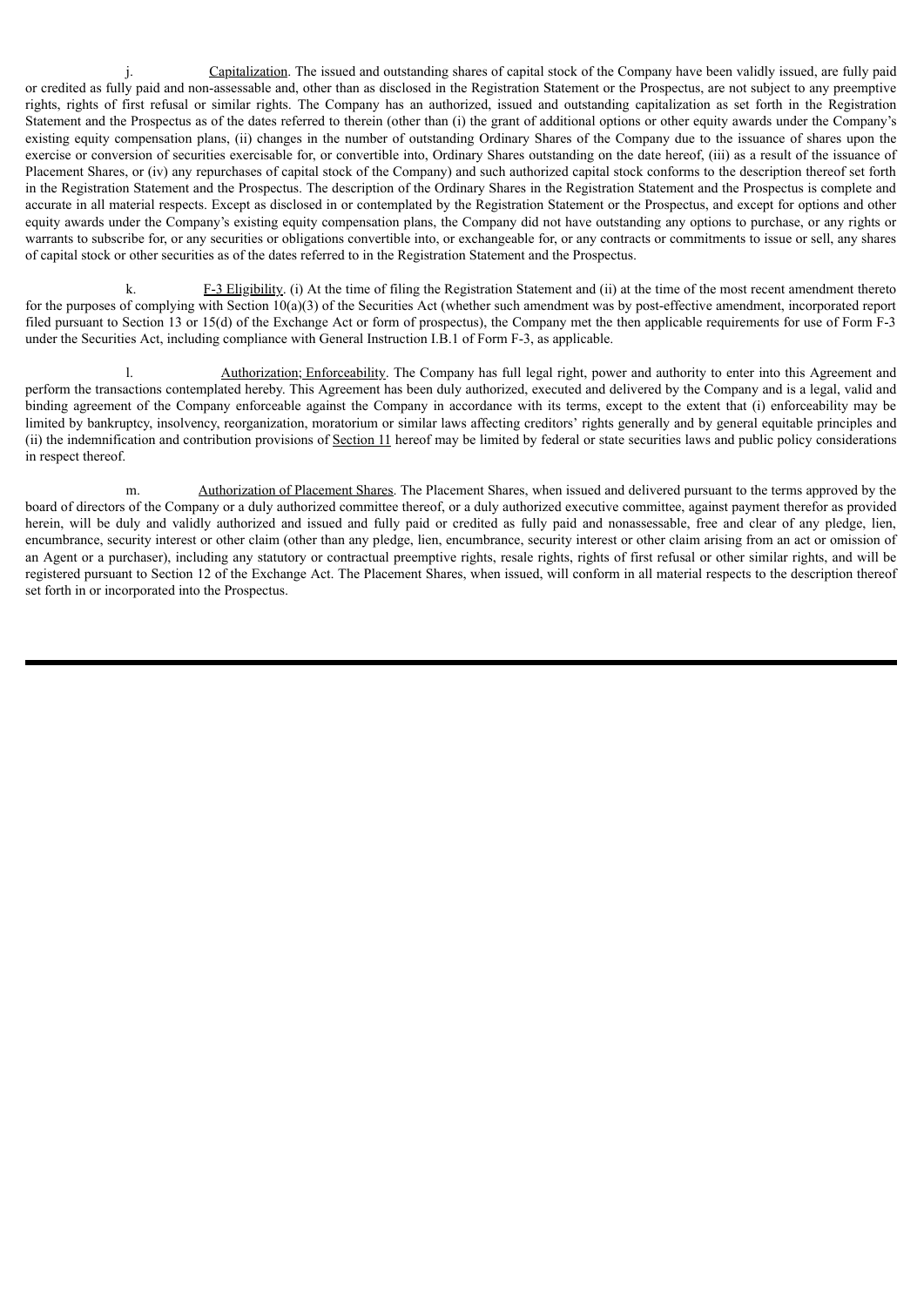j. Capitalization. The issued and outstanding shares of capital stock of the Company have been validly issued, are fully paid or credited as fully paid and non-assessable and, other than as disclosed in the Registration Statement or the Prospectus, are not subject to any preemptive rights, rights of first refusal or similar rights. The Company has an authorized, issued and outstanding capitalization as set forth in the Registration Statement and the Prospectus as of the dates referred to therein (other than (i) the grant of additional options or other equity awards under the Company's existing equity compensation plans, (ii) changes in the number of outstanding Ordinary Shares of the Company due to the issuance of shares upon the exercise or conversion of securities exercisable for, or convertible into, Ordinary Shares outstanding on the date hereof, (iii) as a result of the issuance of Placement Shares, or (iv) any repurchases of capital stock of the Company) and such authorized capital stock conforms to the description thereof set forth in the Registration Statement and the Prospectus. The description of the Ordinary Shares in the Registration Statement and the Prospectus is complete and accurate in all material respects. Except as disclosed in or contemplated by the Registration Statement or the Prospectus, and except for options and other equity awards under the Company's existing equity compensation plans, the Company did not have outstanding any options to purchase, or any rights or warrants to subscribe for, or any securities or obligations convertible into, or exchangeable for, or any contracts or commitments to issue or sell, any shares of capital stock or other securities as of the dates referred to in the Registration Statement and the Prospectus.

k. F-3 Eligibility. (i) At the time of filing the Registration Statement and (ii) at the time of the most recent amendment thereto for the purposes of complying with Section 10(a)(3) of the Securities Act (whether such amendment was by post-effective amendment, incorporated report filed pursuant to Section 13 or 15(d) of the Exchange Act or form of prospectus), the Company met the then applicable requirements for use of Form F-3 under the Securities Act, including compliance with General Instruction I.B.1 of Form F-3, as applicable.

l. Authorization; Enforceability. The Company has full legal right, power and authority to enter into this Agreement and perform the transactions contemplated hereby. This Agreement has been duly authorized, executed and delivered by the Company and is a legal, valid and binding agreement of the Company enforceable against the Company in accordance with its terms, except to the extent that (i) enforceability may be limited by bankruptcy, insolvency, reorganization, moratorium or similar laws affecting creditors' rights generally and by general equitable principles and (ii) the indemnification and contribution provisions of Section 11 hereof may be limited by federal or state securities laws and public policy considerations in respect thereof.

m. Authorization of Placement Shares. The Placement Shares, when issued and delivered pursuant to the terms approved by the board of directors of the Company or a duly authorized committee thereof, or a duly authorized executive committee, against payment therefor as provided herein, will be duly and validly authorized and issued and fully paid or credited as fully paid and nonassessable, free and clear of any pledge, lien, encumbrance, security interest or other claim (other than any pledge, lien, encumbrance, security interest or other claim arising from an act or omission of an Agent or a purchaser), including any statutory or contractual preemptive rights, resale rights, rights of first refusal or other similar rights, and will be registered pursuant to Section 12 of the Exchange Act. The Placement Shares, when issued, will conform in all material respects to the description thereof set forth in or incorporated into the Prospectus.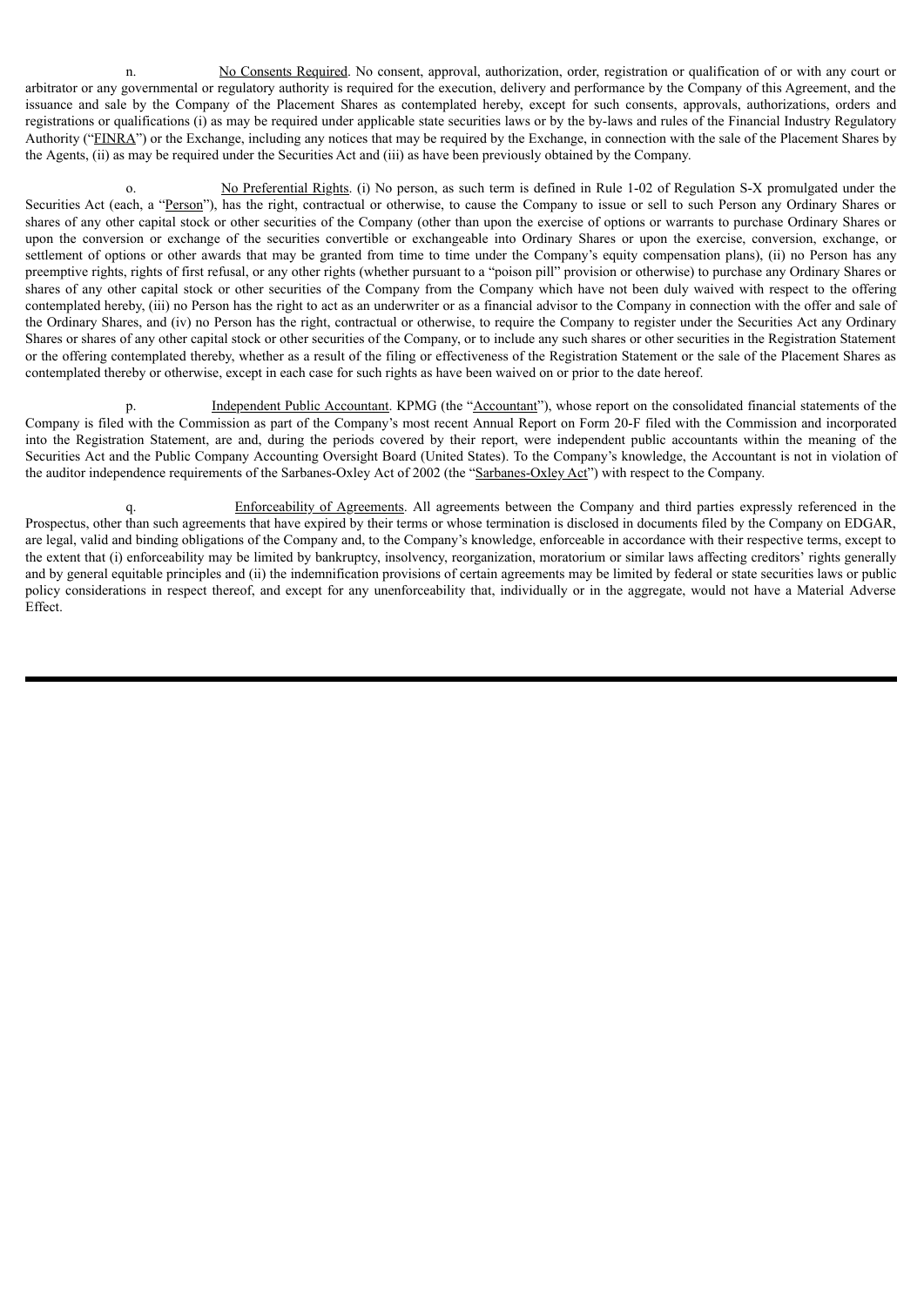n. No Consents Required. No consent, approval, authorization, order, registration or qualification of or with any court or arbitrator or any governmental or regulatory authority is required for the execution, delivery and performance by the Company of this Agreement, and the issuance and sale by the Company of the Placement Shares as contemplated hereby, except for such consents, approvals, authorizations, orders and registrations or qualifications (i) as may be required under applicable state securities laws or by the by-laws and rules of the Financial Industry Regulatory Authority ("FINRA") or the Exchange, including any notices that may be required by the Exchange, in connection with the sale of the Placement Shares by the Agents, (ii) as may be required under the Securities Act and (iii) as have been previously obtained by the Company.

o. No Preferential Rights. (i) No person, as such term is defined in Rule 1-02 of Regulation S-X promulgated under the Securities Act (each, a "Person"), has the right, contractual or otherwise, to cause the Company to issue or sell to such Person any Ordinary Shares or shares of any other capital stock or other securities of the Company (other than upon the exercise of options or warrants to purchase Ordinary Shares or upon the conversion or exchange of the securities convertible or exchangeable into Ordinary Shares or upon the exercise, conversion, exchange, or settlement of options or other awards that may be granted from time to time under the Company's equity compensation plans), (ii) no Person has any preemptive rights, rights of first refusal, or any other rights (whether pursuant to a "poison pill" provision or otherwise) to purchase any Ordinary Shares or shares of any other capital stock or other securities of the Company from the Company which have not been duly waived with respect to the offering contemplated hereby, (iii) no Person has the right to act as an underwriter or as a financial advisor to the Company in connection with the offer and sale of the Ordinary Shares, and (iv) no Person has the right, contractual or otherwise, to require the Company to register under the Securities Act any Ordinary Shares or shares of any other capital stock or other securities of the Company, or to include any such shares or other securities in the Registration Statement or the offering contemplated thereby, whether as a result of the filing or effectiveness of the Registration Statement or the sale of the Placement Shares as contemplated thereby or otherwise, except in each case for such rights as have been waived on or prior to the date hereof.

p. Independent Public Accountant. KPMG (the "Accountant"), whose report on the consolidated financial statements of the Company is filed with the Commission as part of the Company's most recent Annual Report on Form 20-F filed with the Commission and incorporated into the Registration Statement, are and, during the periods covered by their report, were independent public accountants within the meaning of the Securities Act and the Public Company Accounting Oversight Board (United States). To the Company's knowledge, the Accountant is not in violation of the auditor independence requirements of the Sarbanes-Oxley Act of 2002 (the "Sarbanes-Oxley Act") with respect to the Company.

q. Enforceability of Agreements. All agreements between the Company and third parties expressly referenced in the Prospectus, other than such agreements that have expired by their terms or whose termination is disclosed in documents filed by the Company on EDGAR, are legal, valid and binding obligations of the Company and, to the Company's knowledge, enforceable in accordance with their respective terms, except to the extent that (i) enforceability may be limited by bankruptcy, insolvency, reorganization, moratorium or similar laws affecting creditors' rights generally and by general equitable principles and (ii) the indemnification provisions of certain agreements may be limited by federal or state securities laws or public policy considerations in respect thereof, and except for any unenforceability that, individually or in the aggregate, would not have a Material Adverse Effect.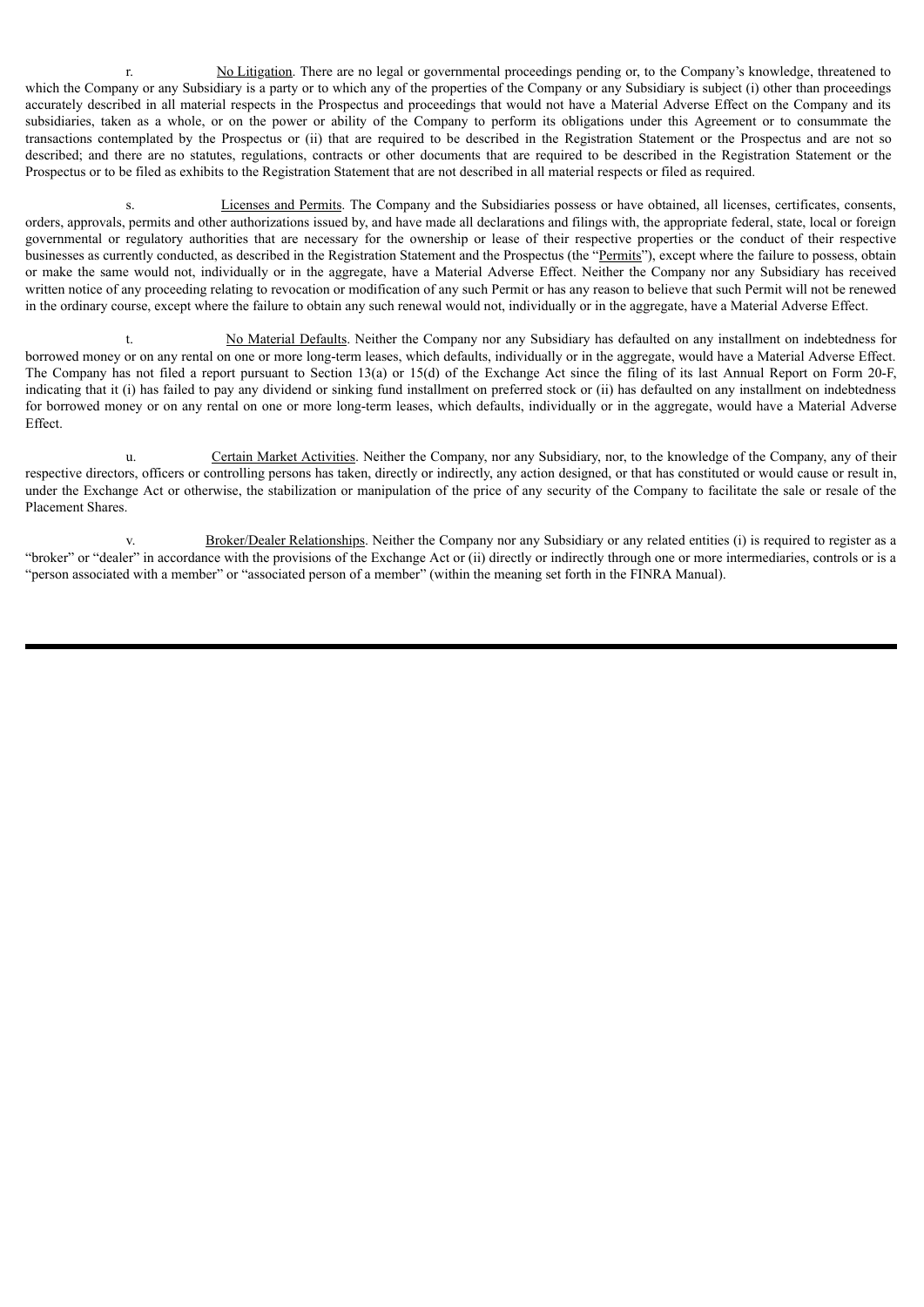r. <u>No Litigation</u>. There are no legal or governmental proceedings pending or, to the Company's knowledge, threatened to which the Company or any Subsidiary is a party or to which any of the properties of the Company or any Subsidiary is subject (i) other than proceedings accurately described in all material respects in the Prospectus and proceedings that would not have a Material Adverse Effect on the Company and its subsidiaries, taken as a whole, or on the power or ability of the Company to perform its obligations under this Agreement or to consummate the transactions contemplated by the Prospectus or (ii) that are required to be described in the Registration Statement or the Prospectus and are not so described; and there are no statutes, regulations, contracts or other documents that are required to be described in the Registration Statement or the Prospectus or to be filed as exhibits to the Registration Statement that are not described in all material respects or filed as required.

s. <u>Licenses and Permits</u>. The Company and the Subsidiaries possess or have obtained, all licenses, certificates, consents, orders, approvals, permits and other authorizations issued by, and have made all declarations and filings with, the appropriate federal, state, local or foreign governmental or regulatory authorities that are necessary for the ownership or lease of their respective properties or the conduct of their respective businesses as currently conducted, as described in the Registration Statement and the Prospectus (the "<u>Permits</u>"), except where the failure to possess, obtain or make the same would not, individually or in the aggregate, have a Material Adverse Effect. Neither the Company nor any Subsidiary has received written notice of any proceeding relating to revocation or modification of any such Permit or has any reason to believe that such Permit will not be renewed in the ordinary course, except where the failure to obtain any such renewal would not, individually or in the aggregate, have a Material Adverse Effect.

t. <u>No Material Defaults</u>. Neither the Company nor any Subsidiary has defaulted on any installment on indebtedness for borrowed money or on any rental on one or more long-term leases, which defaults, individually or in the aggregate, would have a Material Adverse Effect. The Company has not filed a report pursuant to Section 13(a) or 15(d) of the Exchange Act since the filing of its last Annual Report on Form 20-F, indicating that it (i) has failed to pay any dividend or sinking fund installment on preferred stock or (ii) has defaulted on any installment on indebtedness for borrowed money or on any rental on one or more long-term leases, which defaults, individually or in the aggregate, would have a Material Adverse Effect.

u. <u>Certain Market Activities</u>. Neither the Company, nor any Subsidiary, nor, to the knowledge of the Company, any of their respective directors, officers or controlling persons has taken, directly or indirectly, any action designed, or that has constituted or would cause or result in, under the Exchange Act or otherwise, the stabilization or manipulation of the price of any security of the Company to facilitate the sale or resale of the Placement Shares.

v. <u>Broker/Dealer Relationships</u>. Neither the Company nor any Subsidiary or any related entities (i) is required to register as a "broker" or "dealer" in accordance with the provisions of the Exchange Act or (ii) directly or indirectly through one or more intermediaries, controls or is a "person associated with a member" or "associated person of a member" (within the meaning set forth in the FINRA Manual).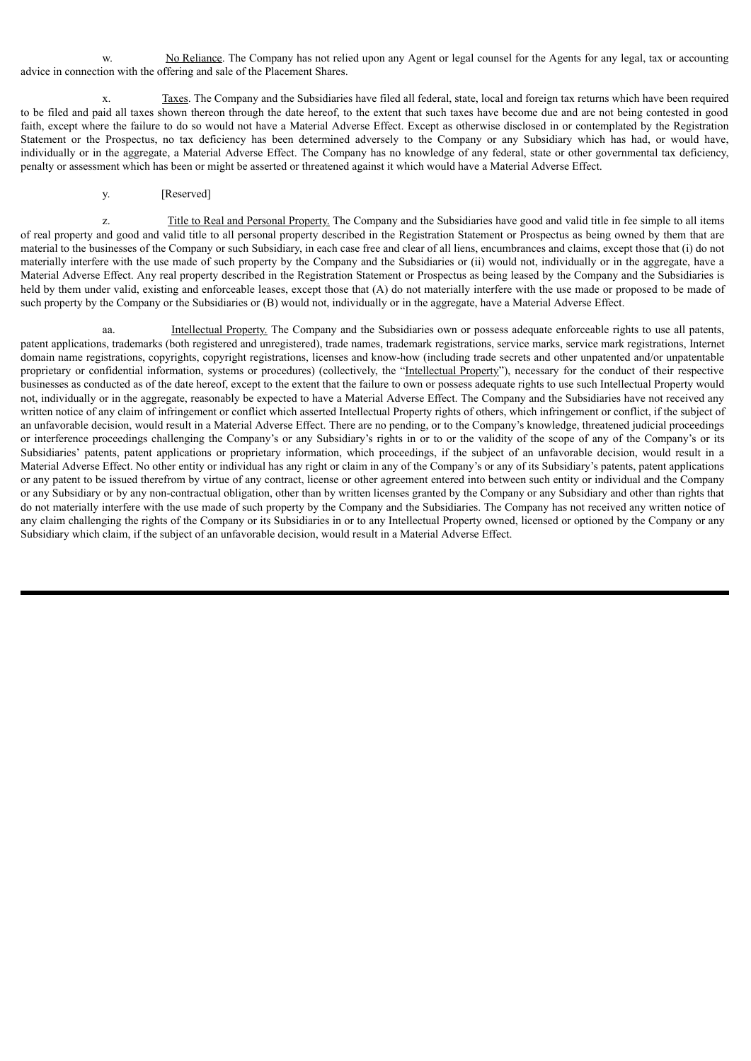w. No Reliance. The Company has not relied upon any Agent or legal counsel for the Agents for any legal, tax or accounting advice in connection with the offering and sale of the Placement Shares.

x. Taxes. The Company and the Subsidiaries have filed all federal, state, local and foreign tax returns which have been required to be filed and paid all taxes shown thereon through the date hereof, to the extent that such taxes have become due and are not being contested in good faith, except where the failure to do so would not have a Material Adverse Effect. Except as otherwise disclosed in or contemplated by the Registration Statement or the Prospectus, no tax deficiency has been determined adversely to the Company or any Subsidiary which has had, or would have, individually or in the aggregate, a Material Adverse Effect. The Company has no knowledge of any federal, state or other governmental tax deficiency, penalty or assessment which has been or might be asserted or threatened against it which would have a Material Adverse Effect.

y. [Reserved]

z. Title to Real and Personal Property. The Company and the Subsidiaries have good and valid title in fee simple to all items of real property and good and valid title to all personal property described in the Registration Statement or Prospectus as being owned by them that are material to the businesses of the Company or such Subsidiary, in each case free and clear of all liens, encumbrances and claims, except those that (i) do not materially interfere with the use made of such property by the Company and the Subsidiaries or (ii) would not, individually or in the aggregate, have a Material Adverse Effect. Any real property described in the Registration Statement or Prospectus as being leased by the Company and the Subsidiaries is held by them under valid, existing and enforceable leases, except those that (A) do not materially interfere with the use made or proposed to be made of such property by the Company or the Subsidiaries or (B) would not, individually or in the aggregate, have a Material Adverse Effect.

aa. Intellectual Property. The Company and the Subsidiaries own or possess adequate enforceable rights to use all patents, patent applications, trademarks (both registered and unregistered), trade names, trademark registrations, service marks, service mark registrations, Internet domain name registrations, copyrights, copyright registrations, licenses and know-how (including trade secrets and other unpatented and/or unpatentable proprietary or confidential information, systems or procedures) (collectively, the "Intellectual Property"), necessary for the conduct of their respective businesses as conducted as of the date hereof, except to the extent that the failure to own or possess adequate rights to use such Intellectual Property would not, individually or in the aggregate, reasonably be expected to have a Material Adverse Effect. The Company and the Subsidiaries have not received any written notice of any claim of infringement or conflict which asserted Intellectual Property rights of others, which infringement or conflict, if the subject of an unfavorable decision, would result in a Material Adverse Effect. There are no pending, or to the Company's knowledge, threatened judicial proceedings or interference proceedings challenging the Company's or any Subsidiary's rights in or to or the validity of the scope of any of the Company's or its Subsidiaries' patents, patent applications or proprietary information, which proceedings, if the subject of an unfavorable decision, would result in a Material Adverse Effect. No other entity or individual has any right or claim in any of the Company's or any of its Subsidiary's patents, patent applications or any patent to be issued therefrom by virtue of any contract, license or other agreement entered into between such entity or individual and the Company or any Subsidiary or by any non-contractual obligation, other than by written licenses granted by the Company or any Subsidiary and other than rights that do not materially interfere with the use made of such property by the Company and the Subsidiaries. The Company has not received any written notice of any claim challenging the rights of the Company or its Subsidiaries in or to any Intellectual Property owned, licensed or optioned by the Company or any Subsidiary which claim, if the subject of an unfavorable decision, would result in a Material Adverse Effect.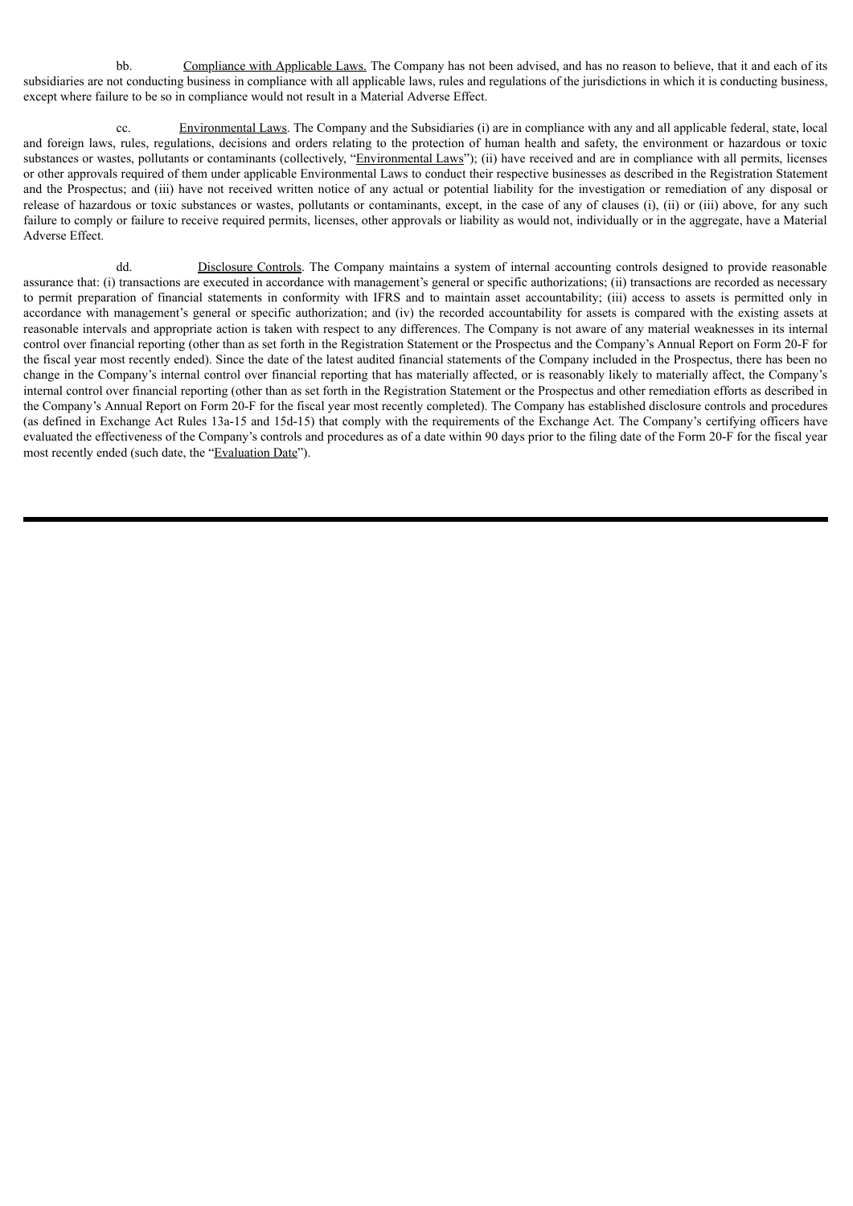bb. Compliance with Applicable Laws. The Company has not been advised, and has no reason to believe, that it and each of its subsidiaries are not conducting business in compliance with all applicable laws, rules and regulations of the jurisdictions in which it is conducting business, except where failure to be so in compliance would not result in a Material Adverse Effect.

cc. Environmental Laws. The Company and the Subsidiaries (i) are in compliance with any and all applicable federal, state, local and foreign laws, rules, regulations, decisions and orders relating to the protection of human health and safety, the environment or hazardous or toxic substances or wastes, pollutants or contaminants (collectively, "Environmental Laws"); (ii) have received and are in compliance with all permits, licenses or other approvals required of them under applicable Environmental Laws to conduct their respective businesses as described in the Registration Statement and the Prospectus; and (iii) have not received written notice of any actual or potential liability for the investigation or remediation of any disposal or release of hazardous or toxic substances or wastes, pollutants or contaminants, except, in the case of any of clauses (i), (ii) or (iii) above, for any such failure to comply or failure to receive required permits, licenses, other approvals or liability as would not, individually or in the aggregate, have a Material Adverse Effect.

dd. Disclosure Controls. The Company maintains a system of internal accounting controls designed to provide reasonable assurance that: (i) transactions are executed in accordance with management's general or specific authorizations; (ii) transactions are recorded as necessary to permit preparation of financial statements in conformity with IFRS and to maintain asset accountability; (iii) access to assets is permitted only in accordance with management's general or specific authorization; and (iv) the recorded accountability for assets is compared with the existing assets at reasonable intervals and appropriate action is taken with respect to any differences. The Company is not aware of any material weaknesses in its internal control over financial reporting (other than as set forth in the Registration Statement or the Prospectus and the Company's Annual Report on Form 20-F for the fiscal year most recently ended). Since the date of the latest audited financial statements of the Company included in the Prospectus, there has been no change in the Company's internal control over financial reporting that has materially affected, or is reasonably likely to materially affect, the Company's internal control over financial reporting (other than as set forth in the Registration Statement or the Prospectus and other remediation efforts as described in the Company's Annual Report on Form 20-F for the fiscal year most recently completed). The Company has established disclosure controls and procedures (as defined in Exchange Act Rules 13a-15 and 15d-15) that comply with the requirements of the Exchange Act. The Company's certifying officers have evaluated the effectiveness of the Company's controls and procedures as of a date within 90 days prior to the filing date of the Form 20-F for the fiscal year most recently ended (such date, the "Evaluation Date").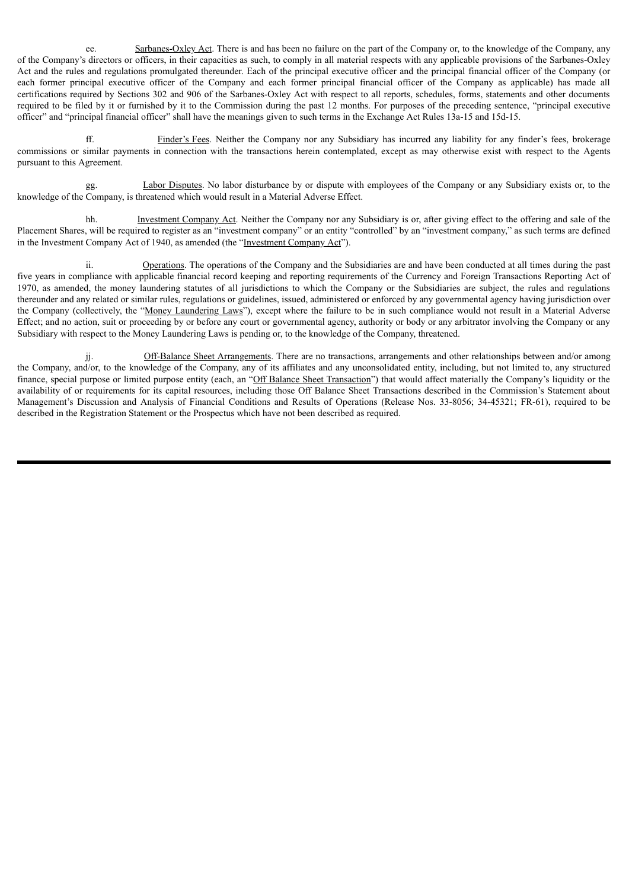ee. Sarbanes-Oxley Act. There is and has been no failure on the part of the Company or, to the knowledge of the Company, any of the Company's directors or officers, in their capacities as such, to comply in all material respects with any applicable provisions of the Sarbanes-Oxley Act and the rules and regulations promulgated thereunder. Each of the principal executive officer and the principal financial officer of the Company (or each former principal executive officer of the Company and each former principal financial officer of the Company as applicable) has made all certifications required by Sections 302 and 906 of the Sarbanes-Oxley Act with respect to all reports, schedules, forms, statements and other documents required to be filed by it or furnished by it to the Commission during the past 12 months. For purposes of the preceding sentence, "principal executive officer" and "principal financial officer" shall have the meanings given to such terms in the Exchange Act Rules 13a-15 and 15d-15.

ff. Finder's Fees. Neither the Company nor any Subsidiary has incurred any liability for any finder's fees, brokerage commissions or similar payments in connection with the transactions herein contemplated, except as may otherwise exist with respect to the Agents pursuant to this Agreement.

gg. Labor Disputes. No labor disturbance by or dispute with employees of the Company or any Subsidiary exists or, to the knowledge of the Company, is threatened which would result in a Material Adverse Effect.

hh. Investment Company Act. Neither the Company nor any Subsidiary is or, after giving effect to the offering and sale of the Placement Shares, will be required to register as an "investment company" or an entity "controlled" by an "investment company," as such terms are defined in the Investment Company Act of 1940, as amended (the "Investment Company Act").

ii. Operations. The operations of the Company and the Subsidiaries are and have been conducted at all times during the past five years in compliance with applicable financial record keeping and reporting requirements of the Currency and Foreign Transactions Reporting Act of 1970, as amended, the money laundering statutes of all jurisdictions to which the Company or the Subsidiaries are subject, the rules and regulations thereunder and any related or similar rules, regulations or guidelines, issued, administered or enforced by any governmental agency having jurisdiction over the Company (collectively, the "Money Laundering Laws"), except where the failure to be in such compliance would not result in a Material Adverse Effect; and no action, suit or proceeding by or before any court or governmental agency, authority or body or any arbitrator involving the Company or any Subsidiary with respect to the Money Laundering Laws is pending or, to the knowledge of the Company, threatened.

jj. Off-Balance Sheet Arrangements. There are no transactions, arrangements and other relationships between and/or among the Company, and/or, to the knowledge of the Company, any of its affiliates and any unconsolidated entity, including, but not limited to, any structured finance, special purpose or limited purpose entity (each, an "Off Balance Sheet Transaction") that would affect materially the Company's liquidity or the availability of or requirements for its capital resources, including those Off Balance Sheet Transactions described in the Commission's Statement about Management's Discussion and Analysis of Financial Conditions and Results of Operations (Release Nos. 33-8056; 34-45321; FR-61), required to be described in the Registration Statement or the Prospectus which have not been described as required.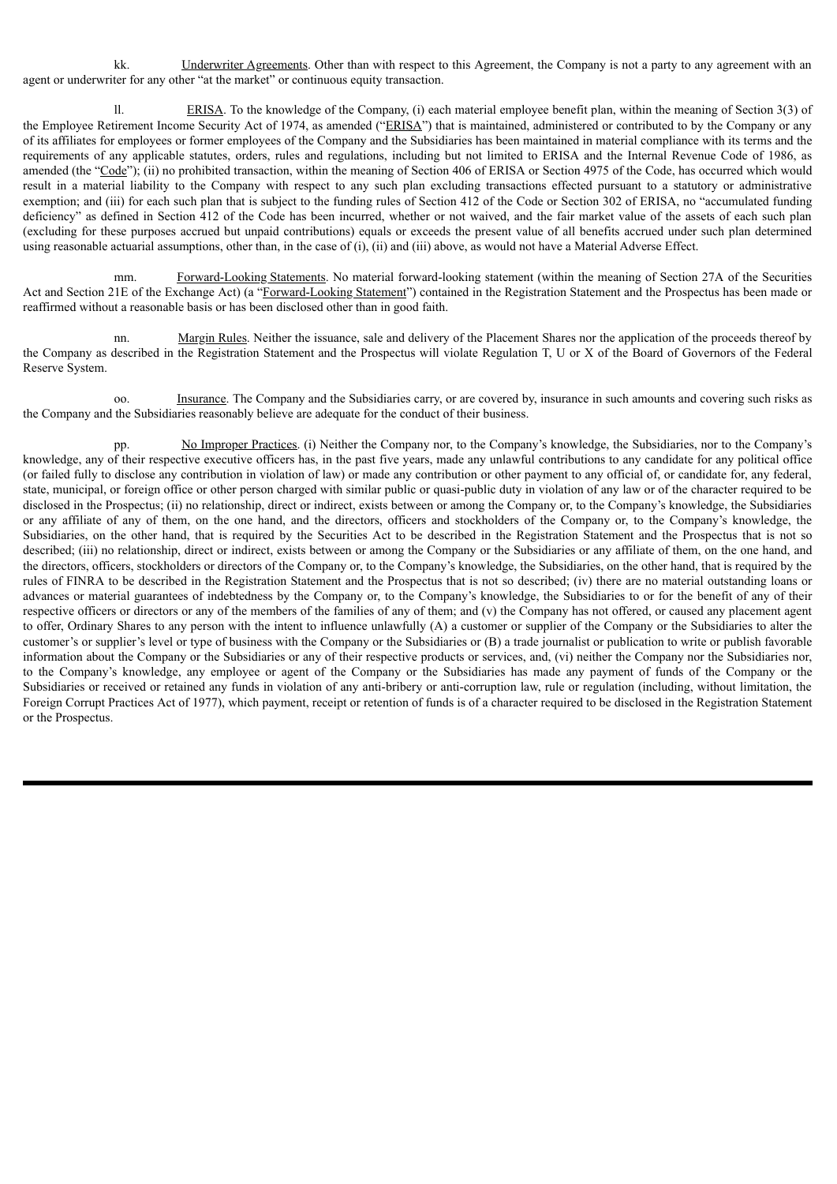kk. Underwriter Agreements. Other than with respect to this Agreement, the Company is not a party to any agreement with an agent or underwriter for any other "at the market" or continuous equity transaction.

ll. ERISA. To the knowledge of the Company, (i) each material employee benefit plan, within the meaning of Section 3(3) of the Employee Retirement Income Security Act of 1974, as amended ("ERISA") that is maintained, administered or contributed to by the Company or any of its affiliates for employees or former employees of the Company and the Subsidiaries has been maintained in material compliance with its terms and the requirements of any applicable statutes, orders, rules and regulations, including but not limited to ERISA and the Internal Revenue Code of 1986, as amended (the "Code"); (ii) no prohibited transaction, within the meaning of Section 406 of ERISA or Section 4975 of the Code, has occurred which would result in a material liability to the Company with respect to any such plan excluding transactions effected pursuant to a statutory or administrative exemption; and (iii) for each such plan that is subject to the funding rules of Section 412 of the Code or Section 302 of ERISA, no "accumulated funding deficiency" as defined in Section 412 of the Code has been incurred, whether or not waived, and the fair market value of the assets of each such plan (excluding for these purposes accrued but unpaid contributions) equals or exceeds the present value of all benefits accrued under such plan determined using reasonable actuarial assumptions, other than, in the case of (i), (ii) and (iii) above, as would not have a Material Adverse Effect.

mm. Forward-Looking Statements. No material forward-looking statement (within the meaning of Section 27A of the Securities Act and Section 21E of the Exchange Act) (a "Forward-Looking Statement") contained in the Registration Statement and the Prospectus has been made or reaffirmed without a reasonable basis or has been disclosed other than in good faith.

nn. Margin Rules. Neither the issuance, sale and delivery of the Placement Shares nor the application of the proceeds thereof by the Company as described in the Registration Statement and the Prospectus will violate Regulation T, U or X of the Board of Governors of the Federal Reserve System.

oo. Insurance. The Company and the Subsidiaries carry, or are covered by, insurance in such amounts and covering such risks as the Company and the Subsidiaries reasonably believe are adequate for the conduct of their business.

pp. No Improper Practices. (i) Neither the Company nor, to the Company's knowledge, the Subsidiaries, nor to the Company's knowledge, any of their respective executive officers has, in the past five years, made any unlawful contributions to any candidate for any political office (or failed fully to disclose any contribution in violation of law) or made any contribution or other payment to any official of, or candidate for, any federal, state, municipal, or foreign office or other person charged with similar public or quasi-public duty in violation of any law or of the character required to be disclosed in the Prospectus; (ii) no relationship, direct or indirect, exists between or among the Company or, to the Company's knowledge, the Subsidiaries or any affiliate of any of them, on the one hand, and the directors, officers and stockholders of the Company or, to the Company's knowledge, the Subsidiaries, on the other hand, that is required by the Securities Act to be described in the Registration Statement and the Prospectus that is not so described; (iii) no relationship, direct or indirect, exists between or among the Company or the Subsidiaries or any affiliate of them, on the one hand, and the directors, officers, stockholders or directors of the Company or, to the Company's knowledge, the Subsidiaries, on the other hand, that is required by the rules of FINRA to be described in the Registration Statement and the Prospectus that is not so described; (iv) there are no material outstanding loans or advances or material guarantees of indebtedness by the Company or, to the Company's knowledge, the Subsidiaries to or for the benefit of any of their respective officers or directors or any of the members of the families of any of them; and (v) the Company has not offered, or caused any placement agent to offer, Ordinary Shares to any person with the intent to influence unlawfully (A) a customer or supplier of the Company or the Subsidiaries to alter the customer's or supplier's level or type of business with the Company or the Subsidiaries or (B) a trade journalist or publication to write or publish favorable information about the Company or the Subsidiaries or any of their respective products or services, and, (vi) neither the Company nor the Subsidiaries nor, to the Company's knowledge, any employee or agent of the Company or the Subsidiaries has made any payment of funds of the Company or the Subsidiaries or received or retained any funds in violation of any anti-bribery or anti-corruption law, rule or regulation (including, without limitation, the Foreign Corrupt Practices Act of 1977), which payment, receipt or retention of funds is of a character required to be disclosed in the Registration Statement or the Prospectus.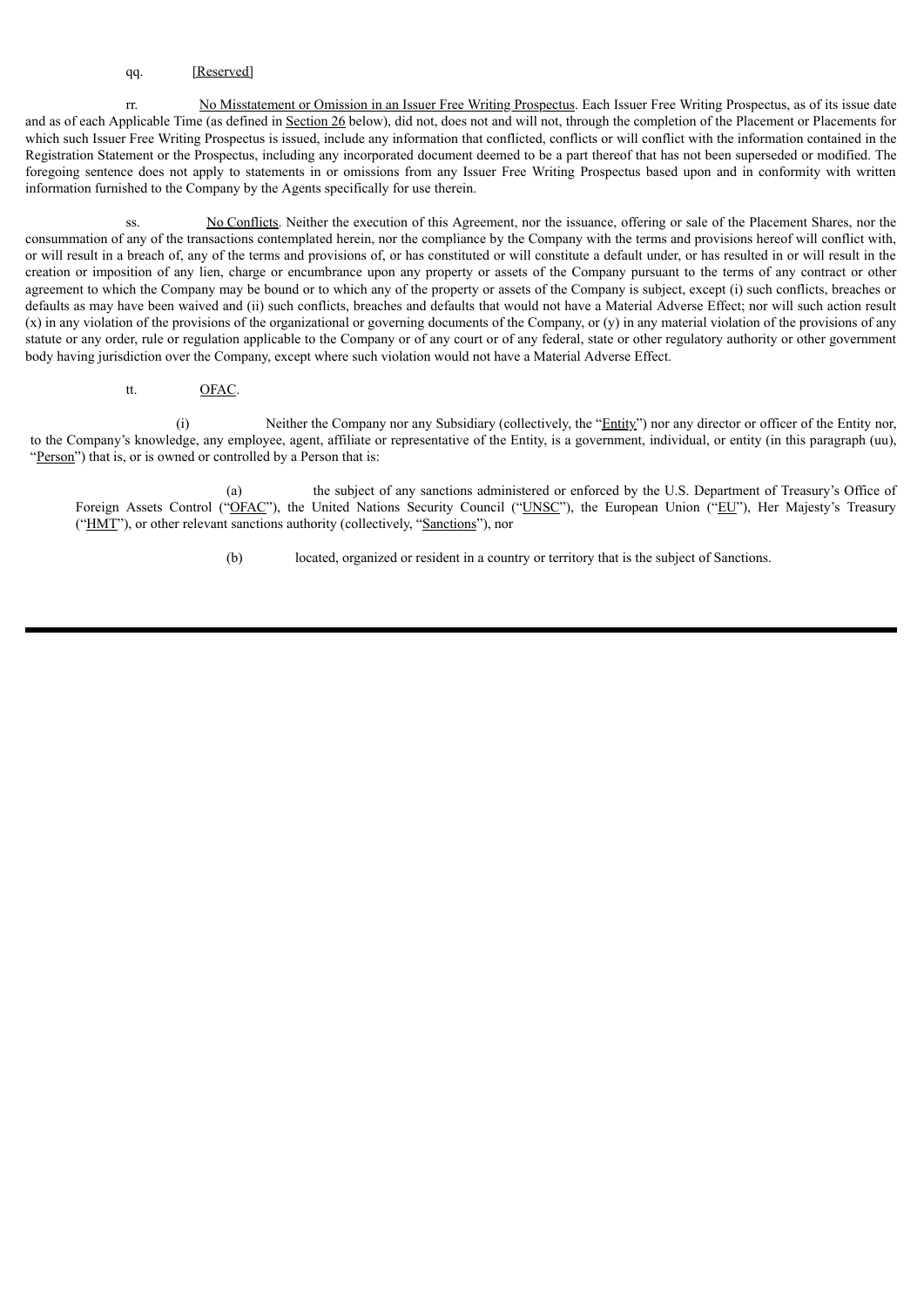qq. [Reserved]

rr. No Misstatement or Omission in an Issuer Free Writing Prospectus. Each Issuer Free Writing Prospectus, as of its issue date and as of each Applicable Time (as defined in Section 26 below), did not, does not and will not, through the completion of the Placement or Placements for which such Issuer Free Writing Prospectus is issued, include any information that conflicted, conflicts or will conflict with the information contained in the Registration Statement or the Prospectus, including any incorporated document deemed to be a part thereof that has not been superseded or modified. The foregoing sentence does not apply to statements in or omissions from any Issuer Free Writing Prospectus based upon and in conformity with written information furnished to the Company by the Agents specifically for use therein.

ss. No Conflicts. Neither the execution of this Agreement, nor the issuance, offering or sale of the Placement Shares, nor the consummation of any of the transactions contemplated herein, nor the compliance by the Company with the terms and provisions hereof will conflict with, or will result in a breach of, any of the terms and provisions of, or has constituted or will constitute a default under, or has resulted in or will result in the creation or imposition of any lien, charge or encumbrance upon any property or assets of the Company pursuant to the terms of any contract or other agreement to which the Company may be bound or to which any of the property or assets of the Company is subject, except (i) such conflicts, breaches or defaults as may have been waived and (ii) such conflicts, breaches and defaults that would not have a Material Adverse Effect; nor will such action result (x) in any violation of the provisions of the organizational or governing documents of the Company, or (y) in any material violation of the provisions of any statute or any order, rule or regulation applicable to the Company or of any court or of any federal, state or other regulatory authority or other government body having jurisdiction over the Company, except where such violation would not have a Material Adverse Effect.

tt. OFAC.

(i) Neither the Company nor any Subsidiary (collectively, the "Entity") nor any director or officer of the Entity nor, to the Company's knowledge, any employee, agent, affiliate or representative of the Entity, is a government, individual, or entity (in this paragraph (uu), "Person") that is, or is owned or controlled by a Person that is:

(a) the subject of any sanctions administered or enforced by the U.S. Department of Treasury's Office of Foreign Assets Control ("OFAC"), the United Nations Security Council ("UNSC"), the European Union ("EU"), Her Majesty's Treasury ("HMT"), or other relevant sanctions authority (collectively, "Sanctions"), nor

(b) located, organized or resident in a country or territory that is the subject of Sanctions.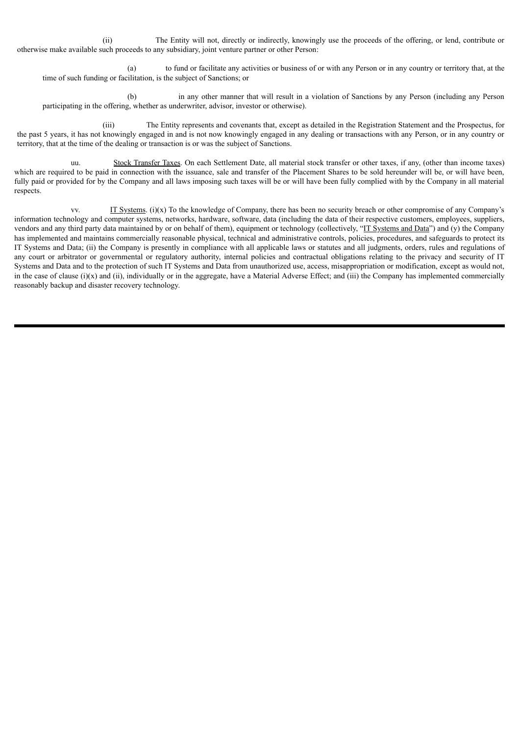(ii) The Entity will not, directly or indirectly, knowingly use the proceeds of the offering, or lend, contribute or otherwise make available such proceeds to any subsidiary, joint venture partner or other Person:

(a) to fund or facilitate any activities or business of or with any Person or in any country or territory that, at the time of such funding or facilitation, is the subject of Sanctions; or

(b) in any other manner that will result in a violation of Sanctions by any Person (including any Person participating in the offering, whether as underwriter, advisor, investor or otherwise).

(iii) The Entity represents and covenants that, except as detailed in the Registration Statement and the Prospectus, for the past 5 years, it has not knowingly engaged in and is not now knowingly engaged in any dealing or transactions with any Person, or in any country or territory, that at the time of the dealing or transaction is or was the subject of Sanctions.

uu. Stock Transfer Taxes. On each Settlement Date, all material stock transfer or other taxes, if any, (other than income taxes) which are required to be paid in connection with the issuance, sale and transfer of the Placement Shares to be sold hereunder will be, or will have been, fully paid or provided for by the Company and all laws imposing such taxes will be or will have been fully complied with by the Company in all material respects.

vv. IT Systems. (i)(x) To the knowledge of Company, there has been no security breach or other compromise of any Company's information technology and computer systems, networks, hardware, software, data (including the data of their respective customers, employees, suppliers, vendors and any third party data maintained by or on behalf of them), equipment or technology (collectively, "IT Systems and Data") and (y) the Company has implemented and maintains commercially reasonable physical, technical and administrative controls, policies, procedures, and safeguards to protect its IT Systems and Data; (ii) the Company is presently in compliance with all applicable laws or statutes and all judgments, orders, rules and regulations of any court or arbitrator or governmental or regulatory authority, internal policies and contractual obligations relating to the privacy and security of IT Systems and Data and to the protection of such IT Systems and Data from unauthorized use, access, misappropriation or modification, except as would not, in the case of clause (i)(x) and (ii), individually or in the aggregate, have a Material Adverse Effect; and (iii) the Company has implemented commercially reasonably backup and disaster recovery technology.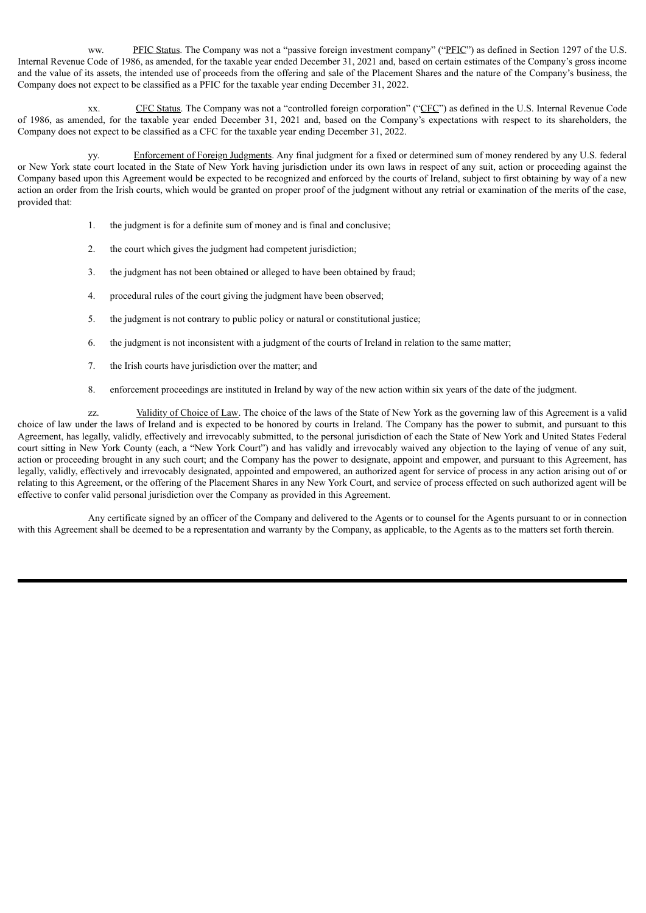ww. PFIC Status. The Company was not a "passive foreign investment company" ("PFIC") as defined in Section 1297 of the U.S. Internal Revenue Code of 1986, as amended, for the taxable year ended December 31, 2021 and, based on certain estimates of the Company's gross income and the value of its assets, the intended use of proceeds from the offering and sale of the Placement Shares and the nature of the Company's business, the Company does not expect to be classified as a PFIC for the taxable year ending December 31, 2022.

xx. CFC Status. The Company was not a "controlled foreign corporation" ("CFC") as defined in the U.S. Internal Revenue Code of 1986, as amended, for the taxable year ended December 31, 2021 and, based on the Company's expectations with respect to its shareholders, the Company does not expect to be classified as a CFC for the taxable year ending December 31, 2022.

yy. Enforcement of Foreign Judgments. Any final judgment for a fixed or determined sum of money rendered by any U.S. federal or New York state court located in the State of New York having jurisdiction under its own laws in respect of any suit, action or proceeding against the Company based upon this Agreement would be expected to be recognized and enforced by the courts of Ireland, subject to first obtaining by way of a new action an order from the Irish courts, which would be granted on proper proof of the judgment without any retrial or examination of the merits of the case, provided that:

1. the judgment is for a definite sum of money and is final and conclusive;
2. the court which gives the judgment had competent jurisdiction;
3. the judgment has not been obtained or alleged to have been obtained by fraud;
4. procedural rules of the court giving the judgment have been observed;
5. the judgment is not contrary to public policy or natural or constitutional justice;
6. the judgment is not inconsistent with a judgment of the courts of Ireland in relation to the same matter;
7. the Irish courts have jurisdiction over the matter; and
8. enforcement proceedings are instituted in Ireland by way of the new action within six years of the date of the judgment.

zz. Validity of Choice of Law. The choice of the laws of the State of New York as the governing law of this Agreement is a valid choice of law under the laws of Ireland and is expected to be honored by courts in Ireland. The Company has the power to submit, and pursuant to this Agreement, has legally, validly, effectively and irrevocably submitted, to the personal jurisdiction of each the State of New York and United States Federal court sitting in New York County (each, a "New York Court") and has validly and irrevocably waived any objection to the laying of venue of any suit, action or proceeding brought in any such court; and the Company has the power to designate, appoint and empower, and pursuant to this Agreement, has legally, validly, effectively and irrevocably designated, appointed and empowered, an authorized agent for service of process in any action arising out of or relating to this Agreement, or the offering of the Placement Shares in any New York Court, and service of process effected on such authorized agent will be effective to confer valid personal jurisdiction over the Company as provided in this Agreement.

Any certificate signed by an officer of the Company and delivered to the Agents or to counsel for the Agents pursuant to or in connection with this Agreement shall be deemed to be a representation and warranty by the Company, as applicable, to the Agents as to the matters set forth therein.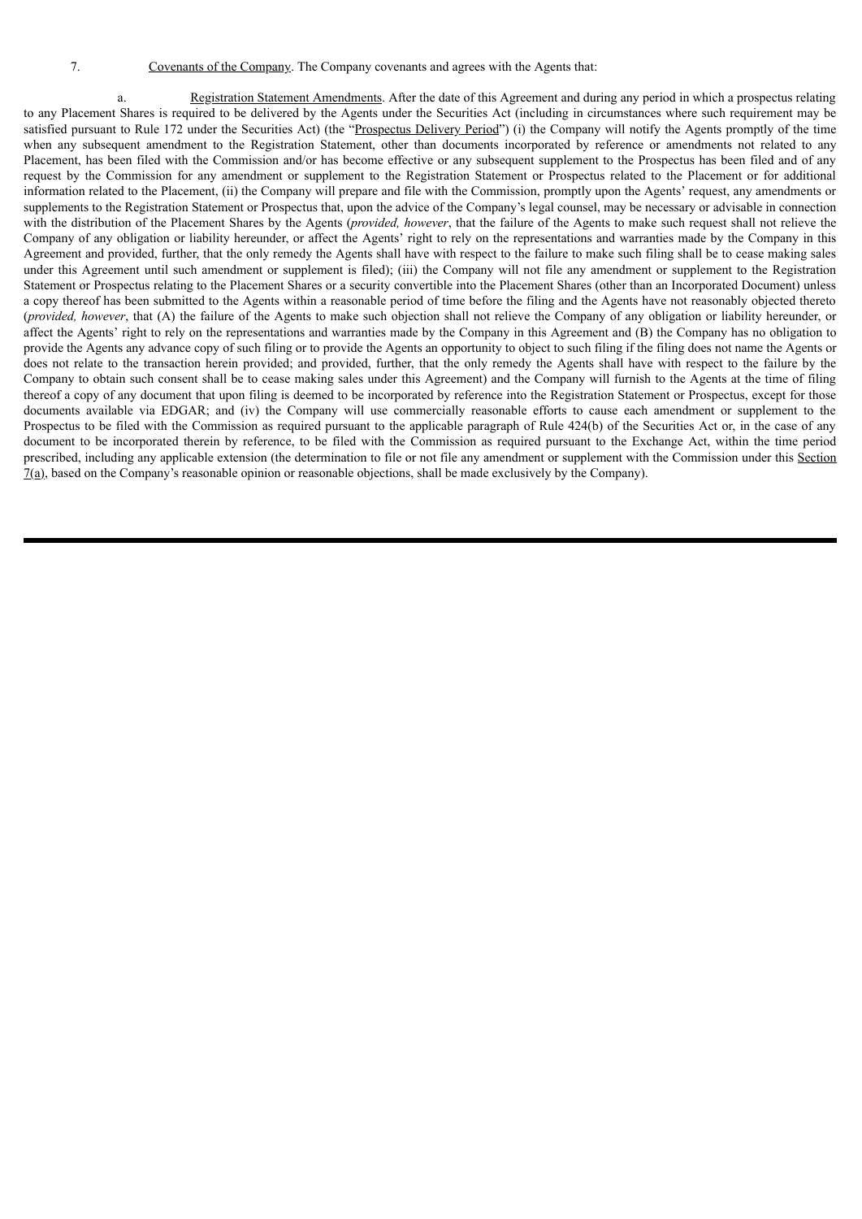7. Covenants of the Company. The Company covenants and agrees with the Agents that:

a. Registration Statement Amendments. After the date of this Agreement and during any period in which a prospectus relating to any Placement Shares is required to be delivered by the Agents under the Securities Act (including in circumstances where such requirement may be satisfied pursuant to Rule 172 under the Securities Act) (the "Prospectus Delivery Period") (i) the Company will notify the Agents promptly of the time when any subsequent amendment to the Registration Statement, other than documents incorporated by reference or amendments not related to any Placement, has been filed with the Commission and/or has become effective or any subsequent supplement to the Prospectus has been filed and of any request by the Commission for any amendment or supplement to the Registration Statement or Prospectus related to the Placement or for additional information related to the Placement, (ii) the Company will prepare and file with the Commission, promptly upon the Agents' request, any amendments or supplements to the Registration Statement or Prospectus that, upon the advice of the Company's legal counsel, may be necessary or advisable in connection with the distribution of the Placement Shares by the Agents (*provided, however*, that the failure of the Agents to make such request shall not relieve the Company of any obligation or liability hereunder, or affect the Agents' right to rely on the representations and warranties made by the Company in this Agreement and provided, further, that the only remedy the Agents shall have with respect to the failure to make such filing shall be to cease making sales under this Agreement until such amendment or supplement is filed); (iii) the Company will not file any amendment or supplement to the Registration Statement or Prospectus relating to the Placement Shares or a security convertible into the Placement Shares (other than an Incorporated Document) unless a copy thereof has been submitted to the Agents within a reasonable period of time before the filing and the Agents have not reasonably objected thereto (*provided, however*, that (A) the failure of the Agents to make such objection shall not relieve the Company of any obligation or liability hereunder, or affect the Agents' right to rely on the representations and warranties made by the Company in this Agreement and (B) the Company has no obligation to provide the Agents any advance copy of such filing or to provide the Agents an opportunity to object to such filing if the filing does not name the Agents or does not relate to the transaction herein provided; and provided, further, that the only remedy the Agents shall have with respect to the failure by the Company to obtain such consent shall be to cease making sales under this Agreement) and the Company will furnish to the Agents at the time of filing thereof a copy of any document that upon filing is deemed to be incorporated by reference into the Registration Statement or Prospectus, except for those documents available via EDGAR; and (iv) the Company will use commercially reasonable efforts to cause each amendment or supplement to the Prospectus to be filed with the Commission as required pursuant to the applicable paragraph of Rule 424(b) of the Securities Act or, in the case of any document to be incorporated therein by reference, to be filed with the Commission as required pursuant to the Exchange Act, within the time period prescribed, including any applicable extension (the determination to file or not file any amendment or supplement with the Commission under this Section 7(a), based on the Company's reasonable opinion or reasonable objections, shall be made exclusively by the Company).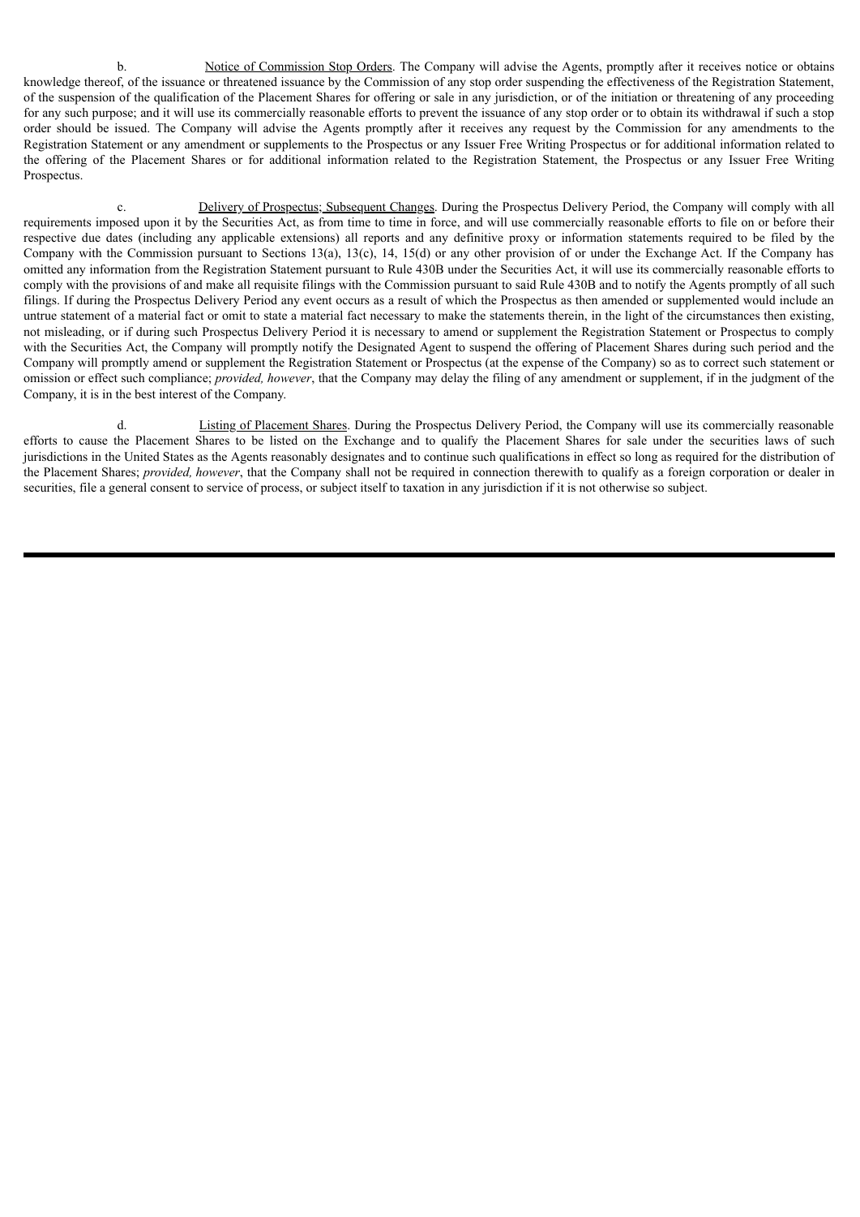b. <u>Notice of Commission Stop Orders</u>. The Company will advise the Agents, promptly after it receives notice or obtains knowledge thereof, of the issuance or threatened issuance by the Commission of any stop order suspending the effectiveness of the Registration Statement, of the suspension of the qualification of the Placement Shares for offering or sale in any jurisdiction, or of the initiation or threatening of any proceeding for any such purpose; and it will use its commercially reasonable efforts to prevent the issuance of any stop order or to obtain its withdrawal if such a stop order should be issued. The Company will advise the Agents promptly after it receives any request by the Commission for any amendments to the Registration Statement or any amendment or supplements to the Prospectus or any Issuer Free Writing Prospectus or for additional information related to the offering of the Placement Shares or for additional information related to the Registration Statement, the Prospectus or any Issuer Free Writing Prospectus.

c. <u>Delivery of Prospectus; Subsequent Changes</u>. During the Prospectus Delivery Period, the Company will comply with all requirements imposed upon it by the Securities Act, as from time to time in force, and will use commercially reasonable efforts to file on or before their respective due dates (including any applicable extensions) all reports and any definitive proxy or information statements required to be filed by the Company with the Commission pursuant to Sections 13(a), 13(c), 14, 15(d) or any other provision of or under the Exchange Act. If the Company has omitted any information from the Registration Statement pursuant to Rule 430B under the Securities Act, it will use its commercially reasonable efforts to comply with the provisions of and make all requisite filings with the Commission pursuant to said Rule 430B and to notify the Agents promptly of all such filings. If during the Prospectus Delivery Period any event occurs as a result of which the Prospectus as then amended or supplemented would include an untrue statement of a material fact or omit to state a material fact necessary to make the statements therein, in the light of the circumstances then existing, not misleading, or if during such Prospectus Delivery Period it is necessary to amend or supplement the Registration Statement or Prospectus to comply with the Securities Act, the Company will promptly notify the Designated Agent to suspend the offering of Placement Shares during such period and the Company will promptly amend or supplement the Registration Statement or Prospectus (at the expense of the Company) so as to correct such statement or omission or effect such compliance; *provided, however*, that the Company may delay the filing of any amendment or supplement, if in the judgment of the Company, it is in the best interest of the Company.

d. <u>Listing of Placement Shares</u>. During the Prospectus Delivery Period, the Company will use its commercially reasonable efforts to cause the Placement Shares to be listed on the Exchange and to qualify the Placement Shares for sale under the securities laws of such jurisdictions in the United States as the Agents reasonably designates and to continue such qualifications in effect so long as required for the distribution of the Placement Shares; *provided, however*, that the Company shall not be required in connection therewith to qualify as a foreign corporation or dealer in securities, file a general consent to service of process, or subject itself to taxation in any jurisdiction if it is not otherwise so subject.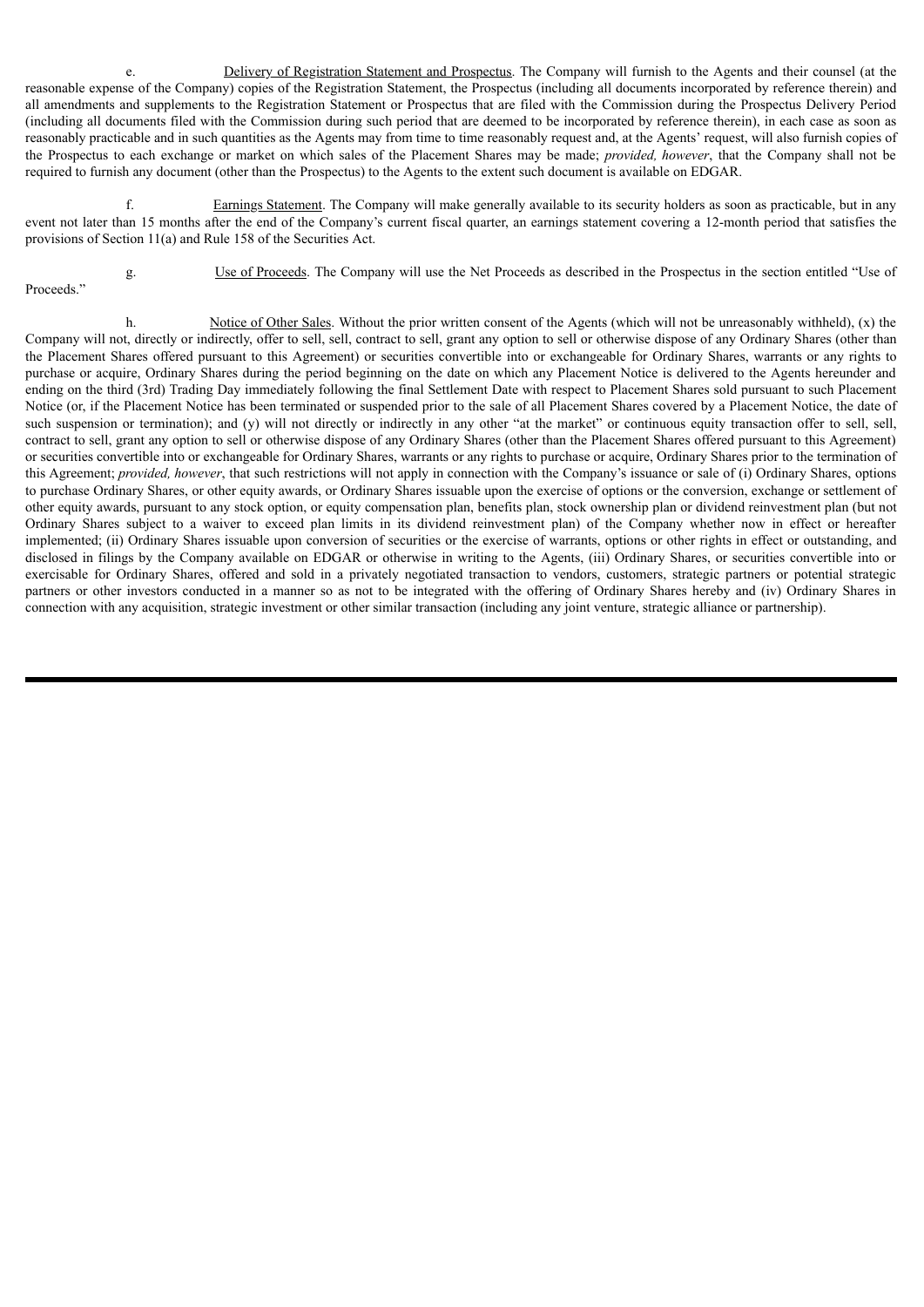e. Delivery of Registration Statement and Prospectus. The Company will furnish to the Agents and their counsel (at the reasonable expense of the Company) copies of the Registration Statement, the Prospectus (including all documents incorporated by reference therein) and all amendments and supplements to the Registration Statement or Prospectus that are filed with the Commission during the Prospectus Delivery Period (including all documents filed with the Commission during such period that are deemed to be incorporated by reference therein), in each case as soon as reasonably practicable and in such quantities as the Agents may from time to time reasonably request and, at the Agents' request, will also furnish copies of the Prospectus to each exchange or market on which sales of the Placement Shares may be made; *provided, however*, that the Company shall not be required to furnish any document (other than the Prospectus) to the Agents to the extent such document is available on EDGAR.

f. Earnings Statement. The Company will make generally available to its security holders as soon as practicable, but in any event not later than 15 months after the end of the Company's current fiscal quarter, an earnings statement covering a 12-month period that satisfies the provisions of Section 11(a) and Rule 158 of the Securities Act.

g. Use of Proceeds. The Company will use the Net Proceeds as described in the Prospectus in the section entitled "Use of Proceeds."

h. Notice of Other Sales. Without the prior written consent of the Agents (which will not be unreasonably withheld), (x) the Company will not, directly or indirectly, offer to sell, sell, contract to sell, grant any option to sell or otherwise dispose of any Ordinary Shares (other than the Placement Shares offered pursuant to this Agreement) or securities convertible into or exchangeable for Ordinary Shares, warrants or any rights to purchase or acquire, Ordinary Shares during the period beginning on the date on which any Placement Notice is delivered to the Agents hereunder and ending on the third (3rd) Trading Day immediately following the final Settlement Date with respect to Placement Shares sold pursuant to such Placement Notice (or, if the Placement Notice has been terminated or suspended prior to the sale of all Placement Shares covered by a Placement Notice, the date of such suspension or termination); and (y) will not directly or indirectly in any other "at the market" or continuous equity transaction offer to sell, sell, contract to sell, grant any option to sell or otherwise dispose of any Ordinary Shares (other than the Placement Shares offered pursuant to this Agreement) or securities convertible into or exchangeable for Ordinary Shares, warrants or any rights to purchase or acquire, Ordinary Shares prior to the termination of this Agreement; *provided, however*, that such restrictions will not apply in connection with the Company's issuance or sale of (i) Ordinary Shares, options to purchase Ordinary Shares, or other equity awards, or Ordinary Shares issuable upon the exercise of options or the conversion, exchange or settlement of other equity awards, pursuant to any stock option, or equity compensation plan, benefits plan, stock ownership plan or dividend reinvestment plan (but not Ordinary Shares subject to a waiver to exceed plan limits in its dividend reinvestment plan) of the Company whether now in effect or hereafter implemented; (ii) Ordinary Shares issuable upon conversion of securities or the exercise of warrants, options or other rights in effect or outstanding, and disclosed in filings by the Company available on EDGAR or otherwise in writing to the Agents, (iii) Ordinary Shares, or securities convertible into or exercisable for Ordinary Shares, offered and sold in a privately negotiated transaction to vendors, customers, strategic partners or potential strategic partners or other investors conducted in a manner so as not to be integrated with the offering of Ordinary Shares hereby and (iv) Ordinary Shares in connection with any acquisition, strategic investment or other similar transaction (including any joint venture, strategic alliance or partnership).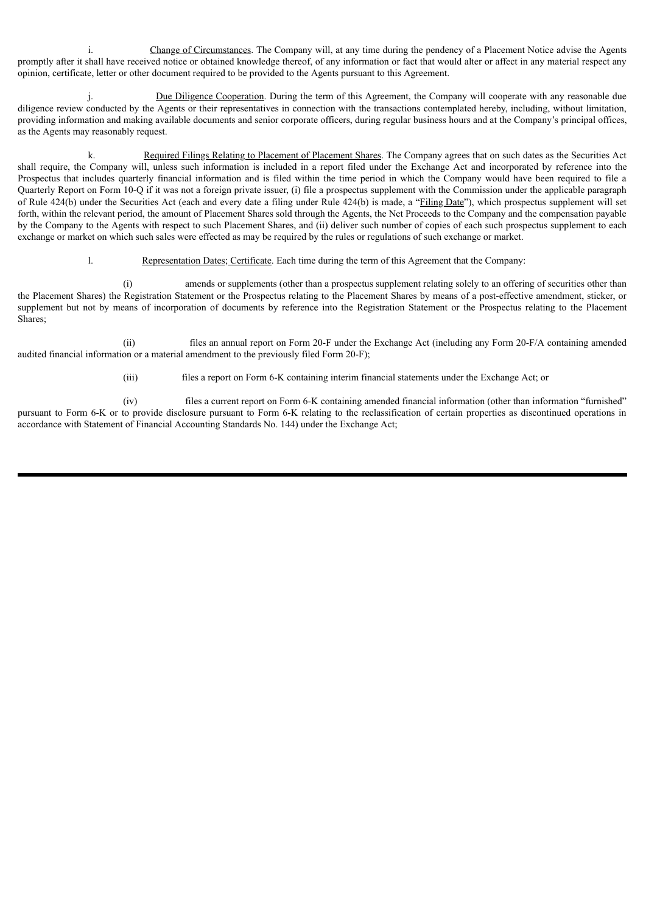i. Change of Circumstances. The Company will, at any time during the pendency of a Placement Notice advise the Agents promptly after it shall have received notice or obtained knowledge thereof, of any information or fact that would alter or affect in any material respect any opinion, certificate, letter or other document required to be provided to the Agents pursuant to this Agreement.

j. Due Diligence Cooperation. During the term of this Agreement, the Company will cooperate with any reasonable due diligence review conducted by the Agents or their representatives in connection with the transactions contemplated hereby, including, without limitation, providing information and making available documents and senior corporate officers, during regular business hours and at the Company's principal offices, as the Agents may reasonably request.

k. Required Filings Relating to Placement of Placement Shares. The Company agrees that on such dates as the Securities Act shall require, the Company will, unless such information is included in a report filed under the Exchange Act and incorporated by reference into the Prospectus that includes quarterly financial information and is filed within the time period in which the Company would have been required to file a Quarterly Report on Form 10-Q if it was not a foreign private issuer, (i) file a prospectus supplement with the Commission under the applicable paragraph of Rule 424(b) under the Securities Act (each and every date a filing under Rule 424(b) is made, a "Filing Date"), which prospectus supplement will set forth, within the relevant period, the amount of Placement Shares sold through the Agents, the Net Proceeds to the Company and the compensation payable by the Company to the Agents with respect to such Placement Shares, and (ii) deliver such number of copies of each such prospectus supplement to each exchange or market on which such sales were effected as may be required by the rules or regulations of such exchange or market.

l. Representation Dates; Certificate. Each time during the term of this Agreement that the Company:

(i) amends or supplements (other than a prospectus supplement relating solely to an offering of securities other than the Placement Shares) the Registration Statement or the Prospectus relating to the Placement Shares by means of a post-effective amendment, sticker, or supplement but not by means of incorporation of documents by reference into the Registration Statement or the Prospectus relating to the Placement Shares;

(ii) files an annual report on Form 20-F under the Exchange Act (including any Form 20-F/A containing amended audited financial information or a material amendment to the previously filed Form 20-F);

(iii) files a report on Form 6-K containing interim financial statements under the Exchange Act; or

(iv) files a current report on Form 6-K containing amended financial information (other than information "furnished" pursuant to Form 6-K or to provide disclosure pursuant to Form 6-K relating to the reclassification of certain properties as discontinued operations in accordance with Statement of Financial Accounting Standards No. 144) under the Exchange Act;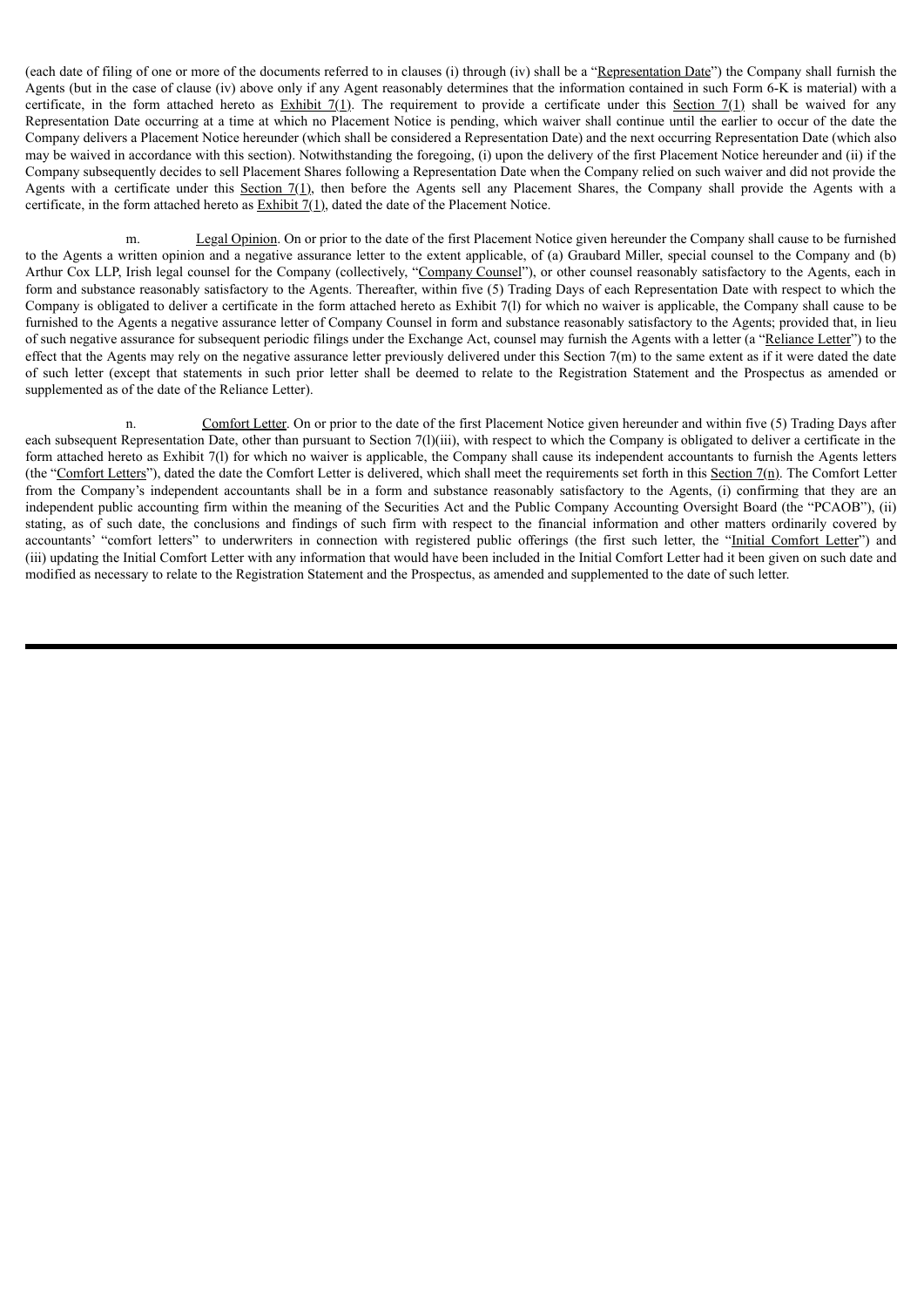(each date of filing of one or more of the documents referred to in clauses (i) through (iv) shall be a "Representation Date") the Company shall furnish the Agents (but in the case of clause (iv) above only if any Agent reasonably determines that the information contained in such Form 6-K is material) with a certificate, in the form attached hereto as Exhibit 7(l). The requirement to provide a certificate under this Section 7(l) shall be waived for any Representation Date occurring at a time at which no Placement Notice is pending, which waiver shall continue until the earlier to occur of the date the Company delivers a Placement Notice hereunder (which shall be considered a Representation Date) and the next occurring Representation Date (which also may be waived in accordance with this section). Notwithstanding the foregoing, (i) upon the delivery of the first Placement Notice hereunder and (ii) if the Company subsequently decides to sell Placement Shares following a Representation Date when the Company relied on such waiver and did not provide the Agents with a certificate under this Section 7(l), then before the Agents sell any Placement Shares, the Company shall provide the Agents with a certificate, in the form attached hereto as Exhibit 7(l), dated the date of the Placement Notice.

m. Legal Opinion. On or prior to the date of the first Placement Notice given hereunder the Company shall cause to be furnished to the Agents a written opinion and a negative assurance letter to the extent applicable, of (a) Graubard Miller, special counsel to the Company and (b) Arthur Cox LLP, Irish legal counsel for the Company (collectively, "Company Counsel"), or other counsel reasonably satisfactory to the Agents, each in form and substance reasonably satisfactory to the Agents. Thereafter, within five (5) Trading Days of each Representation Date with respect to which the Company is obligated to deliver a certificate in the form attached hereto as Exhibit 7(l) for which no waiver is applicable, the Company shall cause to be furnished to the Agents a negative assurance letter of Company Counsel in form and substance reasonably satisfactory to the Agents; provided that, in lieu of such negative assurance for subsequent periodic filings under the Exchange Act, counsel may furnish the Agents with a letter (a "Reliance Letter") to the effect that the Agents may rely on the negative assurance letter previously delivered under this Section 7(m) to the same extent as if it were dated the date of such letter (except that statements in such prior letter shall be deemed to relate to the Registration Statement and the Prospectus as amended or supplemented as of the date of the Reliance Letter).

n. Comfort Letter. On or prior to the date of the first Placement Notice given hereunder and within five (5) Trading Days after each subsequent Representation Date, other than pursuant to Section 7(l)(iii), with respect to which the Company is obligated to deliver a certificate in the form attached hereto as Exhibit 7(l) for which no waiver is applicable, the Company shall cause its independent accountants to furnish the Agents letters (the "Comfort Letters"), dated the date the Comfort Letter is delivered, which shall meet the requirements set forth in this Section 7(n). The Comfort Letter from the Company's independent accountants shall be in a form and substance reasonably satisfactory to the Agents, (i) confirming that they are an independent public accounting firm within the meaning of the Securities Act and the Public Company Accounting Oversight Board (the "PCAOB"), (ii) stating, as of such date, the conclusions and findings of such firm with respect to the financial information and other matters ordinarily covered by accountants' "comfort letters" to underwriters in connection with registered public offerings (the first such letter, the "Initial Comfort Letter") and (iii) updating the Initial Comfort Letter with any information that would have been included in the Initial Comfort Letter had it been given on such date and modified as necessary to relate to the Registration Statement and the Prospectus, as amended and supplemented to the date of such letter.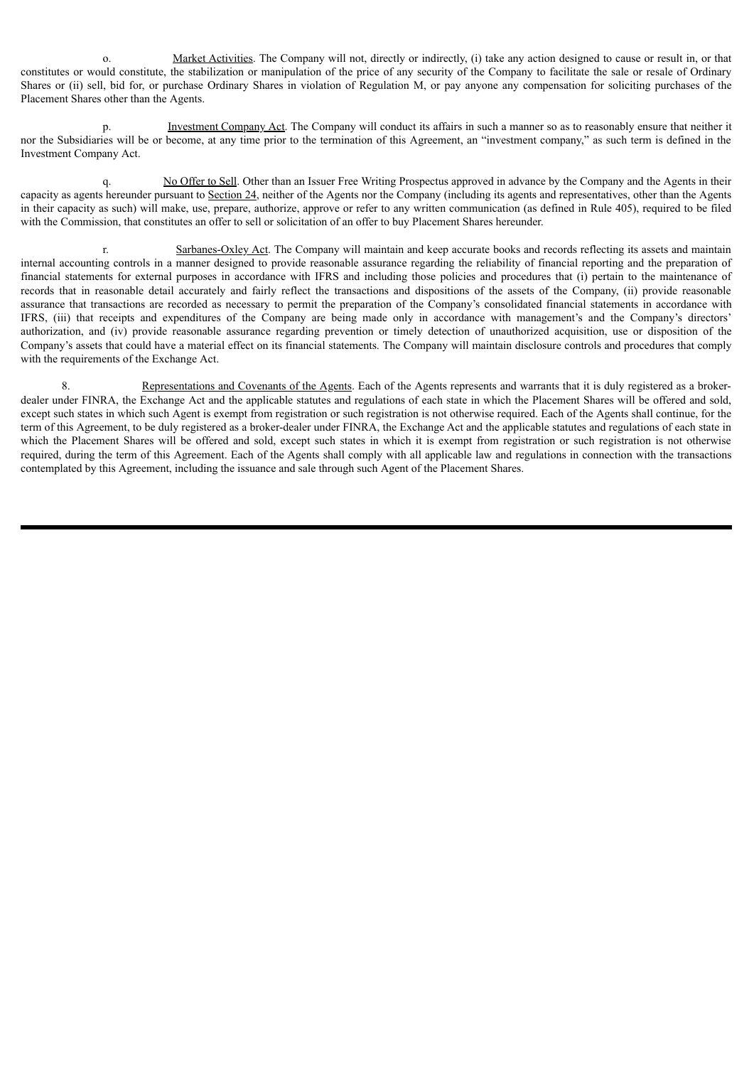o. Market Activities. The Company will not, directly or indirectly, (i) take any action designed to cause or result in, or that constitutes or would constitute, the stabilization or manipulation of the price of any security of the Company to facilitate the sale or resale of Ordinary Shares or (ii) sell, bid for, or purchase Ordinary Shares in violation of Regulation M, or pay anyone any compensation for soliciting purchases of the Placement Shares other than the Agents.

p. Investment Company Act. The Company will conduct its affairs in such a manner so as to reasonably ensure that neither it nor the Subsidiaries will be or become, at any time prior to the termination of this Agreement, an "investment company," as such term is defined in the Investment Company Act.

q. No Offer to Sell. Other than an Issuer Free Writing Prospectus approved in advance by the Company and the Agents in their capacity as agents hereunder pursuant to Section 24, neither of the Agents nor the Company (including its agents and representatives, other than the Agents in their capacity as such) will make, use, prepare, authorize, approve or refer to any written communication (as defined in Rule 405), required to be filed with the Commission, that constitutes an offer to sell or solicitation of an offer to buy Placement Shares hereunder.

r. Sarbanes-Oxley Act. The Company will maintain and keep accurate books and records reflecting its assets and maintain internal accounting controls in a manner designed to provide reasonable assurance regarding the reliability of financial reporting and the preparation of financial statements for external purposes in accordance with IFRS and including those policies and procedures that (i) pertain to the maintenance of records that in reasonable detail accurately and fairly reflect the transactions and dispositions of the assets of the Company, (ii) provide reasonable assurance that transactions are recorded as necessary to permit the preparation of the Company's consolidated financial statements in accordance with IFRS, (iii) that receipts and expenditures of the Company are being made only in accordance with management's and the Company's directors' authorization, and (iv) provide reasonable assurance regarding prevention or timely detection of unauthorized acquisition, use or disposition of the Company's assets that could have a material effect on its financial statements. The Company will maintain disclosure controls and procedures that comply with the requirements of the Exchange Act.

8. Representations and Covenants of the Agents. Each of the Agents represents and warrants that it is duly registered as a broker-dealer under FINRA, the Exchange Act and the applicable statutes and regulations of each state in which the Placement Shares will be offered and sold, except such states in which such Agent is exempt from registration or such registration is not otherwise required. Each of the Agents shall continue, for the term of this Agreement, to be duly registered as a broker-dealer under FINRA, the Exchange Act and the applicable statutes and regulations of each state in which the Placement Shares will be offered and sold, except such states in which it is exempt from registration or such registration is not otherwise required, during the term of this Agreement. Each of the Agents shall comply with all applicable law and regulations in connection with the transactions contemplated by this Agreement, including the issuance and sale through such Agent of the Placement Shares.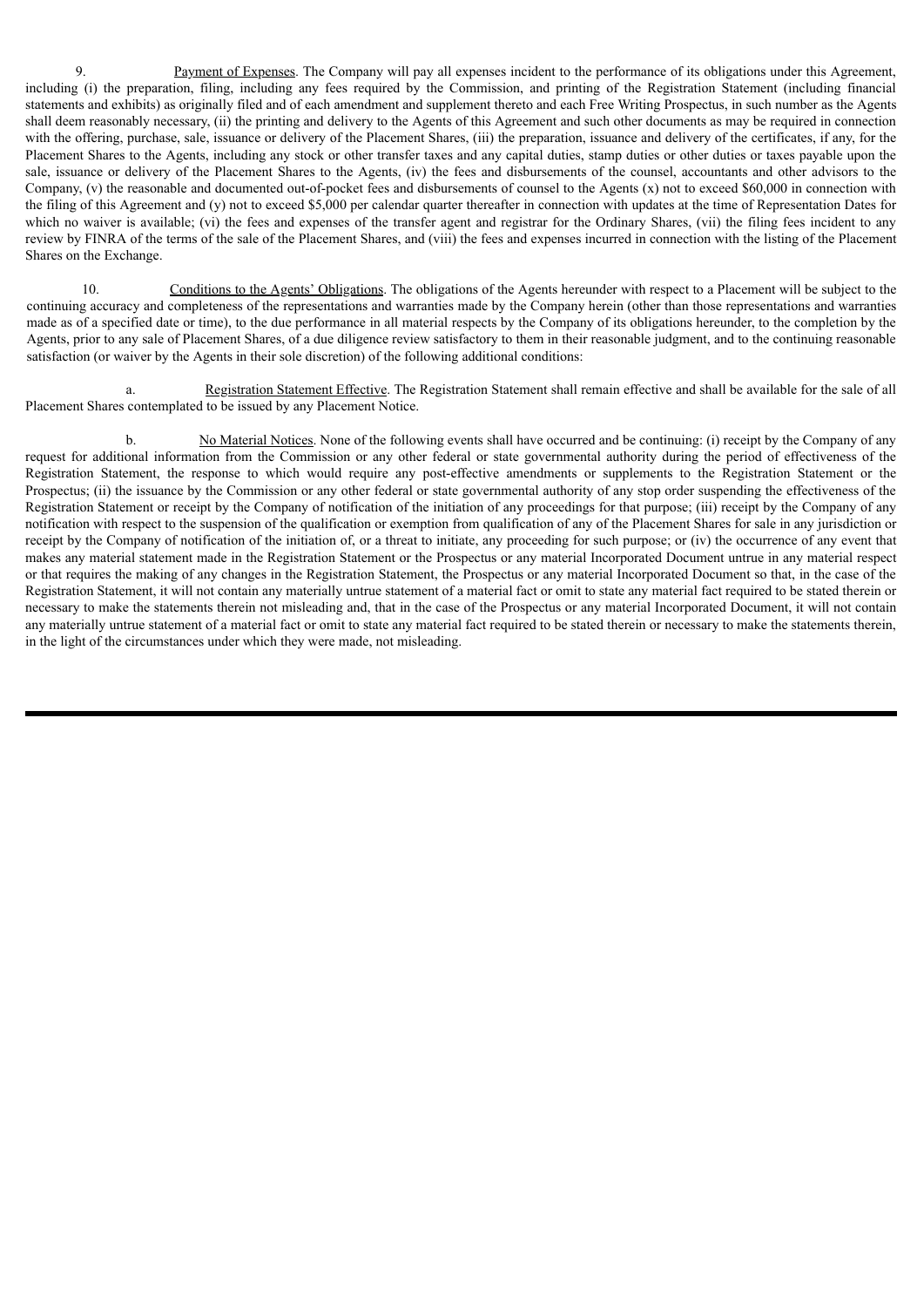9. Payment of Expenses. The Company will pay all expenses incident to the performance of its obligations under this Agreement, including (i) the preparation, filing, including any fees required by the Commission, and printing of the Registration Statement (including financial statements and exhibits) as originally filed and of each amendment and supplement thereto and each Free Writing Prospectus, in such number as the Agents shall deem reasonably necessary, (ii) the printing and delivery to the Agents of this Agreement and such other documents as may be required in connection with the offering, purchase, sale, issuance or delivery of the Placement Shares, (iii) the preparation, issuance and delivery of the certificates, if any, for the Placement Shares to the Agents, including any stock or other transfer taxes and any capital duties, stamp duties or other duties or taxes payable upon the sale, issuance or delivery of the Placement Shares to the Agents, (iv) the fees and disbursements of the counsel, accountants and other advisors to the Company, (v) the reasonable and documented out-of-pocket fees and disbursements of counsel to the Agents (x) not to exceed $60,000 in connection with the filing of this Agreement and (y) not to exceed $5,000 per calendar quarter thereafter in connection with updates at the time of Representation Dates for which no waiver is available; (vi) the fees and expenses of the transfer agent and registrar for the Ordinary Shares, (vii) the filing fees incident to any review by FINRA of the terms of the sale of the Placement Shares, and (viii) the fees and expenses incurred in connection with the listing of the Placement Shares on the Exchange.

10. Conditions to the Agents' Obligations. The obligations of the Agents hereunder with respect to a Placement will be subject to the continuing accuracy and completeness of the representations and warranties made by the Company herein (other than those representations and warranties made as of a specified date or time), to the due performance in all material respects by the Company of its obligations hereunder, to the completion by the Agents, prior to any sale of Placement Shares, of a due diligence review satisfactory to them in their reasonable judgment, and to the continuing reasonable satisfaction (or waiver by the Agents in their sole discretion) of the following additional conditions:

a. Registration Statement Effective. The Registration Statement shall remain effective and shall be available for the sale of all Placement Shares contemplated to be issued by any Placement Notice.

b. No Material Notices. None of the following events shall have occurred and be continuing: (i) receipt by the Company of any request for additional information from the Commission or any other federal or state governmental authority during the period of effectiveness of the Registration Statement, the response to which would require any post-effective amendments or supplements to the Registration Statement or the Prospectus; (ii) the issuance by the Commission or any other federal or state governmental authority of any stop order suspending the effectiveness of the Registration Statement or receipt by the Company of notification of the initiation of any proceedings for that purpose; (iii) receipt by the Company of any notification with respect to the suspension of the qualification or exemption from qualification of any of the Placement Shares for sale in any jurisdiction or receipt by the Company of notification of the initiation of, or a threat to initiate, any proceeding for such purpose; or (iv) the occurrence of any event that makes any material statement made in the Registration Statement or the Prospectus or any material Incorporated Document untrue in any material respect or that requires the making of any changes in the Registration Statement, the Prospectus or any material Incorporated Document so that, in the case of the Registration Statement, it will not contain any materially untrue statement of a material fact or omit to state any material fact required to be stated therein or necessary to make the statements therein not misleading and, that in the case of the Prospectus or any material Incorporated Document, it will not contain any materially untrue statement of a material fact or omit to state any material fact required to be stated therein or necessary to make the statements therein, in the light of the circumstances under which they were made, not misleading.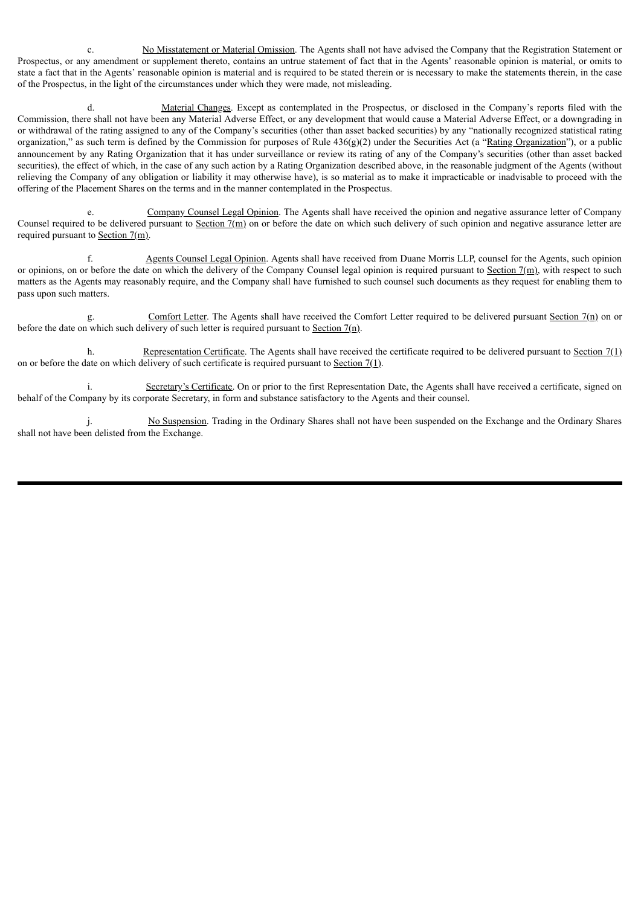c. No Misstatement or Material Omission. The Agents shall not have advised the Company that the Registration Statement or Prospectus, or any amendment or supplement thereto, contains an untrue statement of fact that in the Agents' reasonable opinion is material, or omits to state a fact that in the Agents' reasonable opinion is material and is required to be stated therein or is necessary to make the statements therein, in the case of the Prospectus, in the light of the circumstances under which they were made, not misleading.

d. Material Changes. Except as contemplated in the Prospectus, or disclosed in the Company's reports filed with the Commission, there shall not have been any Material Adverse Effect, or any development that would cause a Material Adverse Effect, or a downgrading in or withdrawal of the rating assigned to any of the Company's securities (other than asset backed securities) by any "nationally recognized statistical rating organization," as such term is defined by the Commission for purposes of Rule 436(g)(2) under the Securities Act (a "Rating Organization"), or a public announcement by any Rating Organization that it has under surveillance or review its rating of any of the Company's securities (other than asset backed securities), the effect of which, in the case of any such action by a Rating Organization described above, in the reasonable judgment of the Agents (without relieving the Company of any obligation or liability it may otherwise have), is so material as to make it impracticable or inadvisable to proceed with the offering of the Placement Shares on the terms and in the manner contemplated in the Prospectus.

e. Company Counsel Legal Opinion. The Agents shall have received the opinion and negative assurance letter of Company Counsel required to be delivered pursuant to Section 7(m) on or before the date on which such delivery of such opinion and negative assurance letter are required pursuant to Section 7(m).

f. Agents Counsel Legal Opinion. Agents shall have received from Duane Morris LLP, counsel for the Agents, such opinion or opinions, on or before the date on which the delivery of the Company Counsel legal opinion is required pursuant to Section 7(m), with respect to such matters as the Agents may reasonably require, and the Company shall have furnished to such counsel such documents as they request for enabling them to pass upon such matters.

g. Comfort Letter. The Agents shall have received the Comfort Letter required to be delivered pursuant Section 7(n) on or before the date on which such delivery of such letter is required pursuant to Section 7(n).

h. Representation Certificate. The Agents shall have received the certificate required to be delivered pursuant to Section 7(l) on or before the date on which delivery of such certificate is required pursuant to Section 7(l).

i. Secretary's Certificate. On or prior to the first Representation Date, the Agents shall have received a certificate, signed on behalf of the Company by its corporate Secretary, in form and substance satisfactory to the Agents and their counsel.

j. No Suspension. Trading in the Ordinary Shares shall not have been suspended on the Exchange and the Ordinary Shares shall not have been delisted from the Exchange.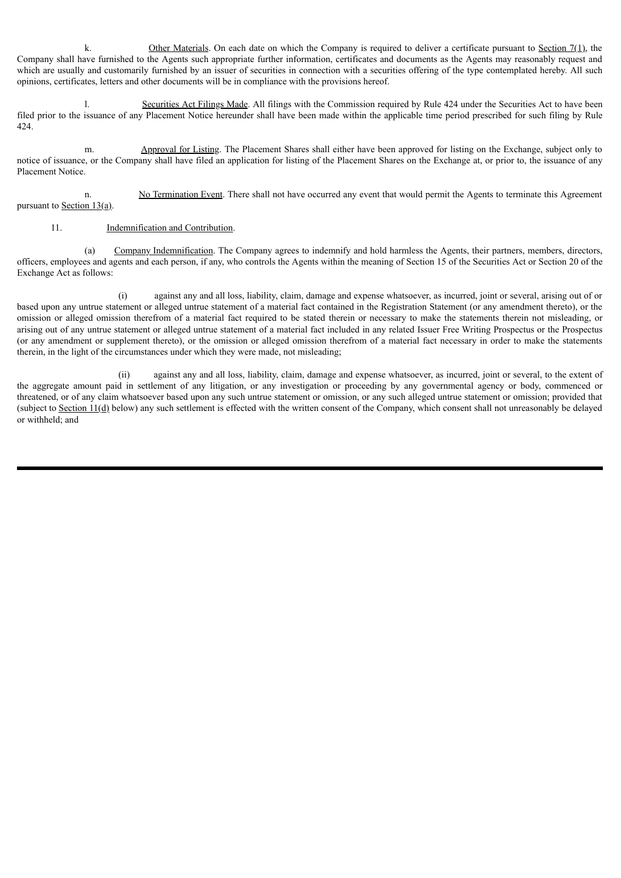k. Other Materials. On each date on which the Company is required to deliver a certificate pursuant to Section 7(1), the Company shall have furnished to the Agents such appropriate further information, certificates and documents as the Agents may reasonably request and which are usually and customarily furnished by an issuer of securities in connection with a securities offering of the type contemplated hereby. All such opinions, certificates, letters and other documents will be in compliance with the provisions hereof.

l. Securities Act Filings Made. All filings with the Commission required by Rule 424 under the Securities Act to have been filed prior to the issuance of any Placement Notice hereunder shall have been made within the applicable time period prescribed for such filing by Rule 424.

m. Approval for Listing. The Placement Shares shall either have been approved for listing on the Exchange, subject only to notice of issuance, or the Company shall have filed an application for listing of the Placement Shares on the Exchange at, or prior to, the issuance of any Placement Notice.

n. No Termination Event. There shall not have occurred any event that would permit the Agents to terminate this Agreement pursuant to Section 13(a).

11. Indemnification and Contribution.

(a) Company Indemnification. The Company agrees to indemnify and hold harmless the Agents, their partners, members, directors, officers, employees and agents and each person, if any, who controls the Agents within the meaning of Section 15 of the Securities Act or Section 20 of the Exchange Act as follows:

(i) against any and all loss, liability, claim, damage and expense whatsoever, as incurred, joint or several, arising out of or based upon any untrue statement or alleged untrue statement of a material fact contained in the Registration Statement (or any amendment thereto), or the omission or alleged omission therefrom of a material fact required to be stated therein or necessary to make the statements therein not misleading, or arising out of any untrue statement or alleged untrue statement of a material fact included in any related Issuer Free Writing Prospectus or the Prospectus (or any amendment or supplement thereto), or the omission or alleged omission therefrom of a material fact necessary in order to make the statements therein, in the light of the circumstances under which they were made, not misleading;

(ii) against any and all loss, liability, claim, damage and expense whatsoever, as incurred, joint or several, to the extent of the aggregate amount paid in settlement of any litigation, or any investigation or proceeding by any governmental agency or body, commenced or threatened, or of any claim whatsoever based upon any such untrue statement or omission, or any such alleged untrue statement or omission; provided that (subject to Section 11(d) below) any such settlement is effected with the written consent of the Company, which consent shall not unreasonably be delayed or withheld; and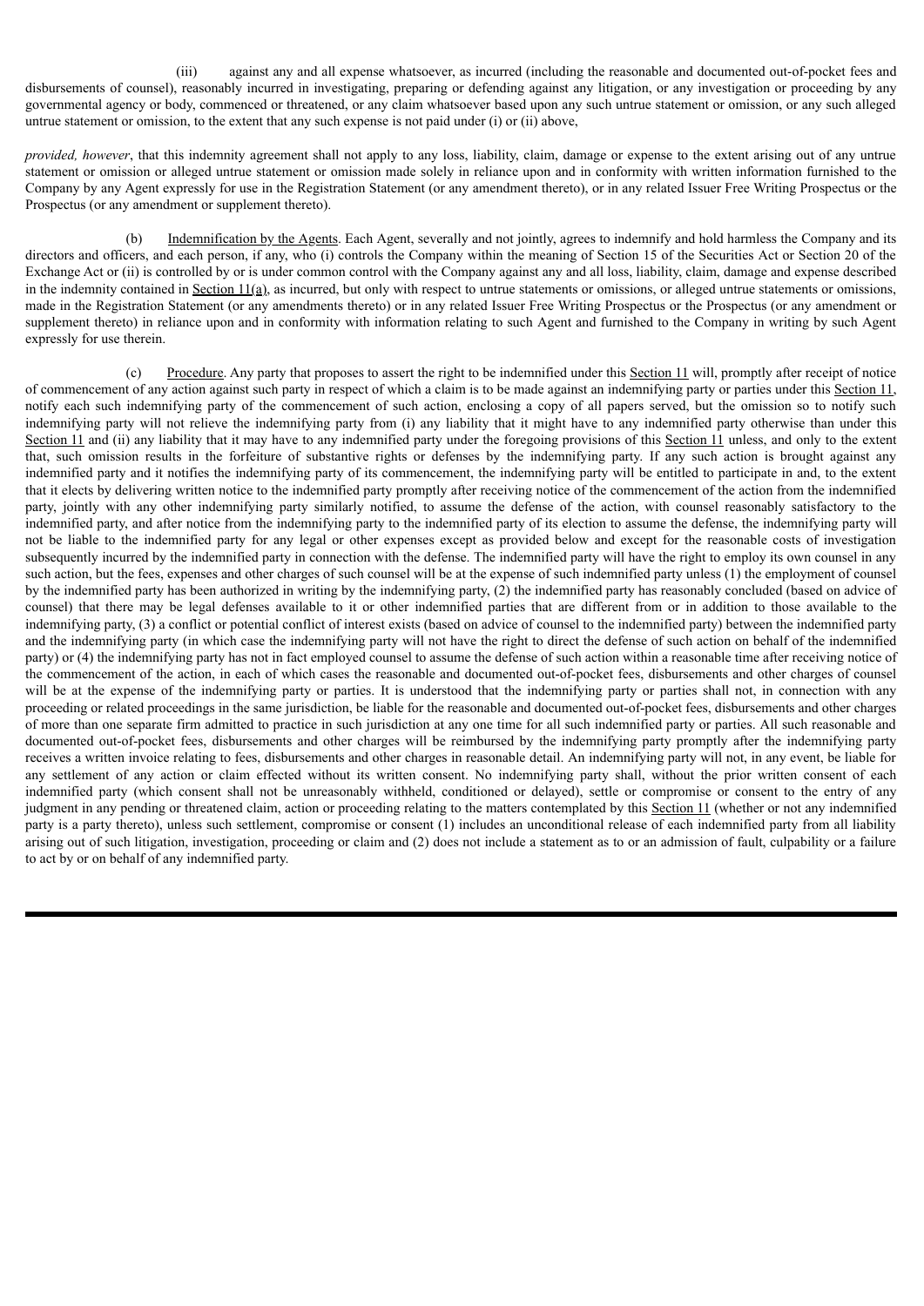(iii) against any and all expense whatsoever, as incurred (including the reasonable and documented out-of-pocket fees and disbursements of counsel), reasonably incurred in investigating, preparing or defending against any litigation, or any investigation or proceeding by any governmental agency or body, commenced or threatened, or any claim whatsoever based upon any such untrue statement or omission, or any such alleged untrue statement or omission, to the extent that any such expense is not paid under (i) or (ii) above,

*provided, however*, that this indemnity agreement shall not apply to any loss, liability, claim, damage or expense to the extent arising out of any untrue statement or omission or alleged untrue statement or omission made solely in reliance upon and in conformity with written information furnished to the Company by any Agent expressly for use in the Registration Statement (or any amendment thereto), or in any related Issuer Free Writing Prospectus or the Prospectus (or any amendment or supplement thereto).

(b) Indemnification by the Agents. Each Agent, severally and not jointly, agrees to indemnify and hold harmless the Company and its directors and officers, and each person, if any, who (i) controls the Company within the meaning of Section 15 of the Securities Act or Section 20 of the Exchange Act or (ii) is controlled by or is under common control with the Company against any and all loss, liability, claim, damage and expense described in the indemnity contained in Section 11(a), as incurred, but only with respect to untrue statements or omissions, or alleged untrue statements or omissions, made in the Registration Statement (or any amendments thereto) or in any related Issuer Free Writing Prospectus or the Prospectus (or any amendment or supplement thereto) in reliance upon and in conformity with information relating to such Agent and furnished to the Company in writing by such Agent expressly for use therein.

(c) Procedure. Any party that proposes to assert the right to be indemnified under this Section 11 will, promptly after receipt of notice of commencement of any action against such party in respect of which a claim is to be made against an indemnifying party or parties under this Section 11, notify each such indemnifying party of the commencement of such action, enclosing a copy of all papers served, but the omission so to notify such indemnifying party will not relieve the indemnifying party from (i) any liability that it might have to any indemnified party otherwise than under this Section 11 and (ii) any liability that it may have to any indemnified party under the foregoing provisions of this Section 11 unless, and only to the extent that, such omission results in the forfeiture of substantive rights or defenses by the indemnifying party. If any such action is brought against any indemnified party and it notifies the indemnifying party of its commencement, the indemnifying party will be entitled to participate in and, to the extent that it elects by delivering written notice to the indemnified party promptly after receiving notice of the commencement of the action from the indemnified party, jointly with any other indemnifying party similarly notified, to assume the defense of the action, with counsel reasonably satisfactory to the indemnified party, and after notice from the indemnifying party to the indemnified party of its election to assume the defense, the indemnifying party will not be liable to the indemnified party for any legal or other expenses except as provided below and except for the reasonable costs of investigation subsequently incurred by the indemnified party in connection with the defense. The indemnified party will have the right to employ its own counsel in any such action, but the fees, expenses and other charges of such counsel will be at the expense of such indemnified party unless (1) the employment of counsel by the indemnified party has been authorized in writing by the indemnifying party, (2) the indemnified party has reasonably concluded (based on advice of counsel) that there may be legal defenses available to it or other indemnified parties that are different from or in addition to those available to the indemnifying party, (3) a conflict or potential conflict of interest exists (based on advice of counsel to the indemnified party) between the indemnified party and the indemnifying party (in which case the indemnifying party will not have the right to direct the defense of such action on behalf of the indemnified party) or (4) the indemnifying party has not in fact employed counsel to assume the defense of such action within a reasonable time after receiving notice of the commencement of the action, in each of which cases the reasonable and documented out-of-pocket fees, disbursements and other charges of counsel will be at the expense of the indemnifying party or parties. It is understood that the indemnifying party or parties shall not, in connection with any proceeding or related proceedings in the same jurisdiction, be liable for the reasonable and documented out-of-pocket fees, disbursements and other charges of more than one separate firm admitted to practice in such jurisdiction at any one time for all such indemnified party or parties. All such reasonable and documented out-of-pocket fees, disbursements and other charges will be reimbursed by the indemnifying party promptly after the indemnifying party receives a written invoice relating to fees, disbursements and other charges in reasonable detail. An indemnifying party will not, in any event, be liable for any settlement of any action or claim effected without its written consent. No indemnifying party shall, without the prior written consent of each indemnified party (which consent shall not be unreasonably withheld, conditioned or delayed), settle or compromise or consent to the entry of any judgment in any pending or threatened claim, action or proceeding relating to the matters contemplated by this Section 11 (whether or not any indemnified party is a party thereto), unless such settlement, compromise or consent (1) includes an unconditional release of each indemnified party from all liability arising out of such litigation, investigation, proceeding or claim and (2) does not include a statement as to or an admission of fault, culpability or a failure to act by or on behalf of any indemnified party.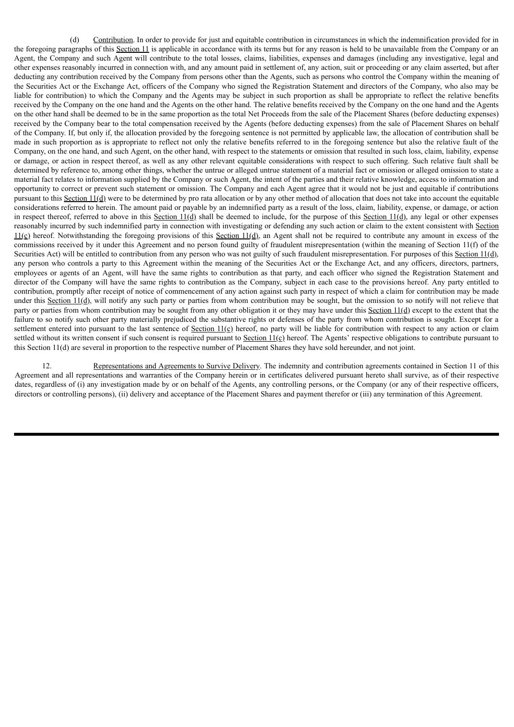(d) Contribution. In order to provide for just and equitable contribution in circumstances in which the indemnification provided for in the foregoing paragraphs of this Section 11 is applicable in accordance with its terms but for any reason is held to be unavailable from the Company or an Agent, the Company and such Agent will contribute to the total losses, claims, liabilities, expenses and damages (including any investigative, legal and other expenses reasonably incurred in connection with, and any amount paid in settlement of, any action, suit or proceeding or any claim asserted, but after deducting any contribution received by the Company from persons other than the Agents, such as persons who control the Company within the meaning of the Securities Act or the Exchange Act, officers of the Company who signed the Registration Statement and directors of the Company, who also may be liable for contribution) to which the Company and the Agents may be subject in such proportion as shall be appropriate to reflect the relative benefits received by the Company on the one hand and the Agents on the other hand. The relative benefits received by the Company on the one hand and the Agents on the other hand shall be deemed to be in the same proportion as the total Net Proceeds from the sale of the Placement Shares (before deducting expenses) received by the Company bear to the total compensation received by the Agents (before deducting expenses) from the sale of Placement Shares on behalf of the Company. If, but only if, the allocation provided by the foregoing sentence is not permitted by applicable law, the allocation of contribution shall be made in such proportion as is appropriate to reflect not only the relative benefits referred to in the foregoing sentence but also the relative fault of the Company, on the one hand, and such Agent, on the other hand, with respect to the statements or omission that resulted in such loss, claim, liability, expense or damage, or action in respect thereof, as well as any other relevant equitable considerations with respect to such offering. Such relative fault shall be determined by reference to, among other things, whether the untrue or alleged untrue statement of a material fact or omission or alleged omission to state a material fact relates to information supplied by the Company or such Agent, the intent of the parties and their relative knowledge, access to information and opportunity to correct or prevent such statement or omission. The Company and each Agent agree that it would not be just and equitable if contributions pursuant to this Section 11(d) were to be determined by pro rata allocation or by any other method of allocation that does not take into account the equitable considerations referred to herein. The amount paid or payable by an indemnified party as a result of the loss, claim, liability, expense, or damage, or action in respect thereof, referred to above in this Section 11(d) shall be deemed to include, for the purpose of this Section 11(d), any legal or other expenses reasonably incurred by such indemnified party in connection with investigating or defending any such action or claim to the extent consistent with Section 11(c) hereof. Notwithstanding the foregoing provisions of this Section 11(d), an Agent shall not be required to contribute any amount in excess of the commissions received by it under this Agreement and no person found guilty of fraudulent misrepresentation (within the meaning of Section 11(f) of the Securities Act) will be entitled to contribution from any person who was not guilty of such fraudulent misrepresentation. For purposes of this Section 11(d), any person who controls a party to this Agreement within the meaning of the Securities Act or the Exchange Act, and any officers, directors, partners, employees or agents of an Agent, will have the same rights to contribution as that party, and each officer who signed the Registration Statement and director of the Company will have the same rights to contribution as the Company, subject in each case to the provisions hereof. Any party entitled to contribution, promptly after receipt of notice of commencement of any action against such party in respect of which a claim for contribution may be made under this Section 11(d), will notify any such party or parties from whom contribution may be sought, but the omission to so notify will not relieve that party or parties from whom contribution may be sought from any other obligation it or they may have under this Section 11(d) except to the extent that the failure to so notify such other party materially prejudiced the substantive rights or defenses of the party from whom contribution is sought. Except for a settlement entered into pursuant to the last sentence of Section 11(c) hereof, no party will be liable for contribution with respect to any action or claim settled without its written consent if such consent is required pursuant to Section 11(c) hereof. The Agents' respective obligations to contribute pursuant to this Section 11(d) are several in proportion to the respective number of Placement Shares they have sold hereunder, and not joint.

12. Representations and Agreements to Survive Delivery. The indemnity and contribution agreements contained in Section 11 of this Agreement and all representations and warranties of the Company herein or in certificates delivered pursuant hereto shall survive, as of their respective dates, regardless of (i) any investigation made by or on behalf of the Agents, any controlling persons, or the Company (or any of their respective officers, directors or controlling persons), (ii) delivery and acceptance of the Placement Shares and payment therefor or (iii) any termination of this Agreement.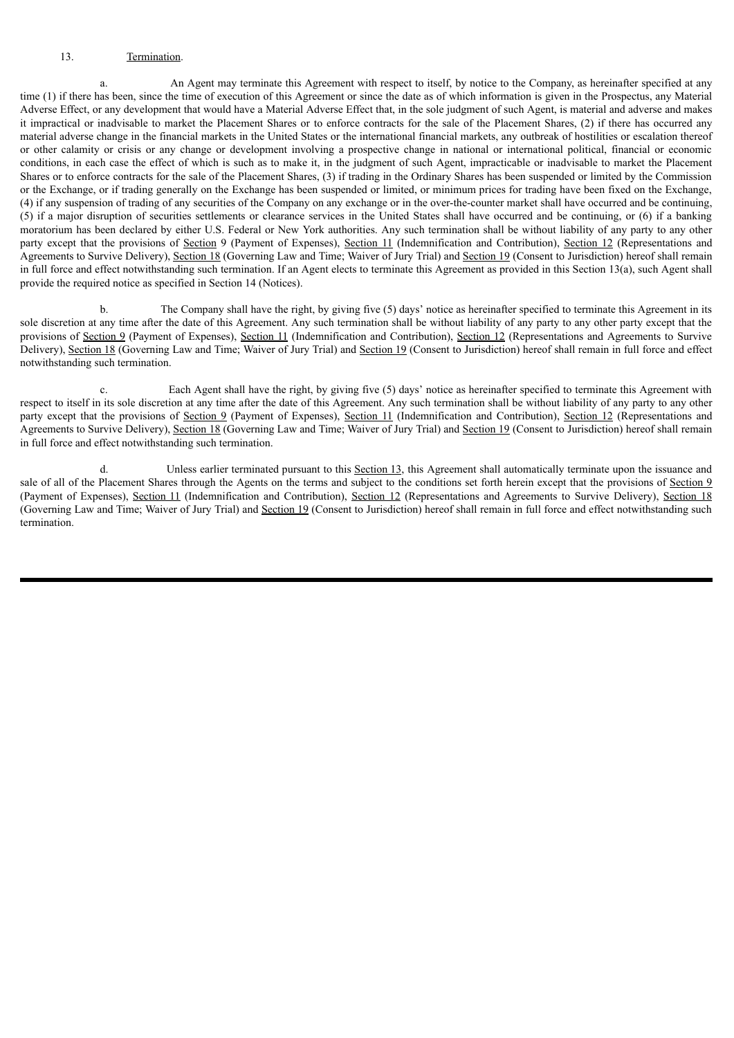13. Termination.

a. An Agent may terminate this Agreement with respect to itself, by notice to the Company, as hereinafter specified at any time (1) if there has been, since the time of execution of this Agreement or since the date as of which information is given in the Prospectus, any Material Adverse Effect, or any development that would have a Material Adverse Effect that, in the sole judgment of such Agent, is material and adverse and makes it impractical or inadvisable to market the Placement Shares or to enforce contracts for the sale of the Placement Shares, (2) if there has occurred any material adverse change in the financial markets in the United States or the international financial markets, any outbreak of hostilities or escalation thereof or other calamity or crisis or any change or development involving a prospective change in national or international political, financial or economic conditions, in each case the effect of which is such as to make it, in the judgment of such Agent, impracticable or inadvisable to market the Placement Shares or to enforce contracts for the sale of the Placement Shares, (3) if trading in the Ordinary Shares has been suspended or limited by the Commission or the Exchange, or if trading generally on the Exchange has been suspended or limited, or minimum prices for trading have been fixed on the Exchange, (4) if any suspension of trading of any securities of the Company on any exchange or in the over-the-counter market shall have occurred and be continuing, (5) if a major disruption of securities settlements or clearance services in the United States shall have occurred and be continuing, or (6) if a banking moratorium has been declared by either U.S. Federal or New York authorities. Any such termination shall be without liability of any party to any other party except that the provisions of Section 9 (Payment of Expenses), Section 11 (Indemnification and Contribution), Section 12 (Representations and Agreements to Survive Delivery), Section 18 (Governing Law and Time; Waiver of Jury Trial) and Section 19 (Consent to Jurisdiction) hereof shall remain in full force and effect notwithstanding such termination. If an Agent elects to terminate this Agreement as provided in this Section 13(a), such Agent shall provide the required notice as specified in Section 14 (Notices).

b. The Company shall have the right, by giving five (5) days' notice as hereinafter specified to terminate this Agreement in its sole discretion at any time after the date of this Agreement. Any such termination shall be without liability of any party to any other party except that the provisions of Section 9 (Payment of Expenses), Section 11 (Indemnification and Contribution), Section 12 (Representations and Agreements to Survive Delivery), Section 18 (Governing Law and Time; Waiver of Jury Trial) and Section 19 (Consent to Jurisdiction) hereof shall remain in full force and effect notwithstanding such termination.

c. Each Agent shall have the right, by giving five (5) days' notice as hereinafter specified to terminate this Agreement with respect to itself in its sole discretion at any time after the date of this Agreement. Any such termination shall be without liability of any party to any other party except that the provisions of Section 9 (Payment of Expenses), Section 11 (Indemnification and Contribution), Section 12 (Representations and Agreements to Survive Delivery), Section 18 (Governing Law and Time; Waiver of Jury Trial) and Section 19 (Consent to Jurisdiction) hereof shall remain in full force and effect notwithstanding such termination.

d. Unless earlier terminated pursuant to this Section 13, this Agreement shall automatically terminate upon the issuance and sale of all of the Placement Shares through the Agents on the terms and subject to the conditions set forth herein except that the provisions of Section 9 (Payment of Expenses), Section 11 (Indemnification and Contribution), Section 12 (Representations and Agreements to Survive Delivery), Section 18 (Governing Law and Time; Waiver of Jury Trial) and Section 19 (Consent to Jurisdiction) hereof shall remain in full force and effect notwithstanding such termination.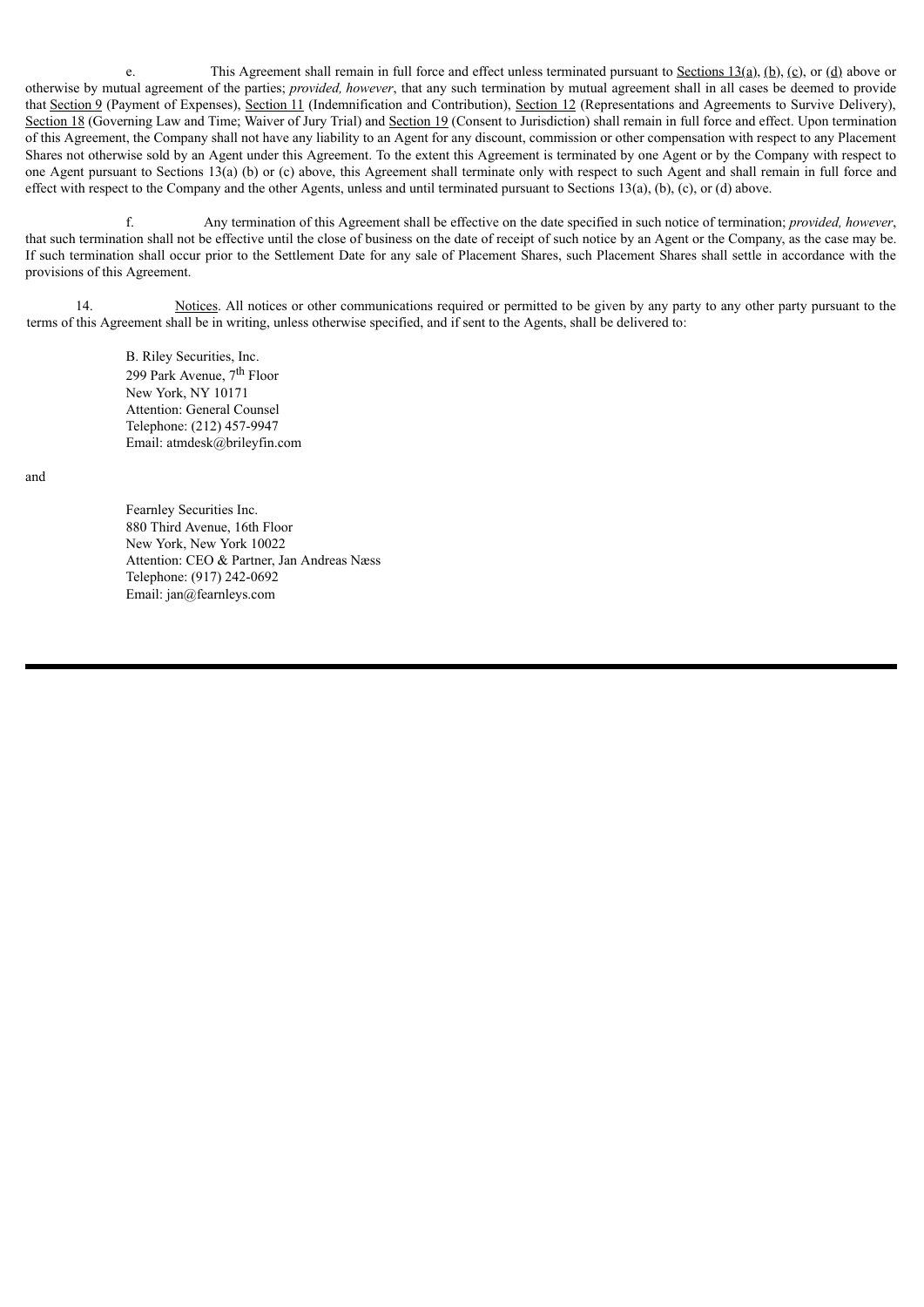e. This Agreement shall remain in full force and effect unless terminated pursuant to Sections 13(a), (b), (c), or (d) above or otherwise by mutual agreement of the parties; *provided, however*, that any such termination by mutual agreement shall in all cases be deemed to provide that Section 9 (Payment of Expenses), Section 11 (Indemnification and Contribution), Section 12 (Representations and Agreements to Survive Delivery), Section 18 (Governing Law and Time; Waiver of Jury Trial) and Section 19 (Consent to Jurisdiction) shall remain in full force and effect. Upon termination of this Agreement, the Company shall not have any liability to an Agent for any discount, commission or other compensation with respect to any Placement Shares not otherwise sold by an Agent under this Agreement. To the extent this Agreement is terminated by one Agent or by the Company with respect to one Agent pursuant to Sections 13(a) (b) or (c) above, this Agreement shall terminate only with respect to such Agent and shall remain in full force and effect with respect to the Company and the other Agents, unless and until terminated pursuant to Sections 13(a), (b), (c), or (d) above.

f. Any termination of this Agreement shall be effective on the date specified in such notice of termination; *provided, however*, that such termination shall not be effective until the close of business on the date of receipt of such notice by an Agent or the Company, as the case may be. If such termination shall occur prior to the Settlement Date for any sale of Placement Shares, such Placement Shares shall settle in accordance with the provisions of this Agreement.

14. Notices. All notices or other communications required or permitted to be given by any party to any other party pursuant to the terms of this Agreement shall be in writing, unless otherwise specified, and if sent to the Agents, shall be delivered to:

B. Riley Securities, Inc.
299 Park Avenue, 7th Floor
New York, NY 10171
Attention: General Counsel
Telephone: (212) 457-9947
Email: atmdesk@brileyfin.com

and

Fearnley Securities Inc.
880 Third Avenue, 16th Floor
New York, New York 10022
Attention: CEO & Partner, Jan Andreas Næss
Telephone: (917) 242-0692
Email: jan@fearnleys.com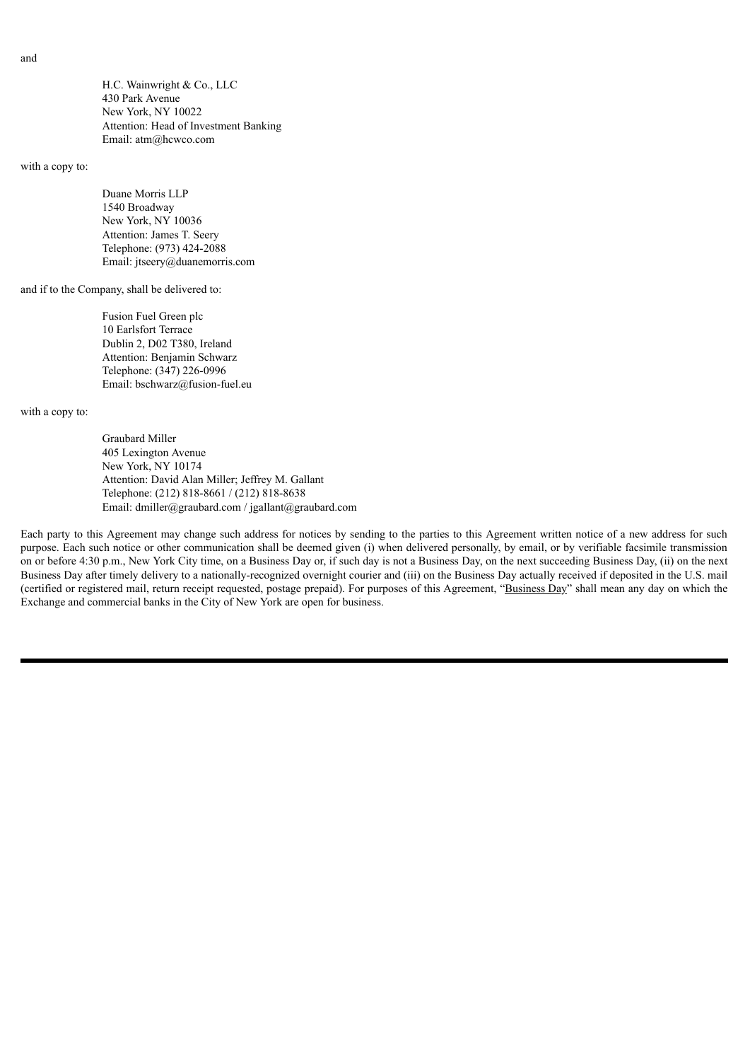and

H.C. Wainwright & Co., LLC  
430 Park Avenue  
New York, NY 10022  
Attention: Head of Investment Banking  
Email: atm@hcwco.com

with a copy to:

Duane Morris LLP  
1540 Broadway  
New York, NY 10036  
Attention: James T. Seery  
Telephone: (973) 424-2088  
Email: jtseery@duanemorris.com

and if to the Company, shall be delivered to:

Fusion Fuel Green plc  
10 Earlsfort Terrace  
Dublin 2, D02 T380, Ireland  
Attention: Benjamin Schwarz  
Telephone: (347) 226-0996  
Email: bschwarz@fusion-fuel.eu

with a copy to:

Graubard Miller  
405 Lexington Avenue  
New York, NY 10174  
Attention: David Alan Miller; Jeffrey M. Gallant  
Telephone: (212) 818-8661 / (212) 818-8638  
Email: dmiller@graubard.com / jgallant@graubard.com

Each party to this Agreement may change such address for notices by sending to the parties to this Agreement written notice of a new address for such purpose. Each such notice or other communication shall be deemed given (i) when delivered personally, by email, or by verifiable facsimile transmission on or before 4:30 p.m., New York City time, on a Business Day or, if such day is not a Business Day, on the next succeeding Business Day, (ii) on the next Business Day after timely delivery to a nationally-recognized overnight courier and (iii) on the Business Day actually received if deposited in the U.S. mail (certified or registered mail, return receipt requested, postage prepaid). For purposes of this Agreement, "Business Day" shall mean any day on which the Exchange and commercial banks in the City of New York are open for business.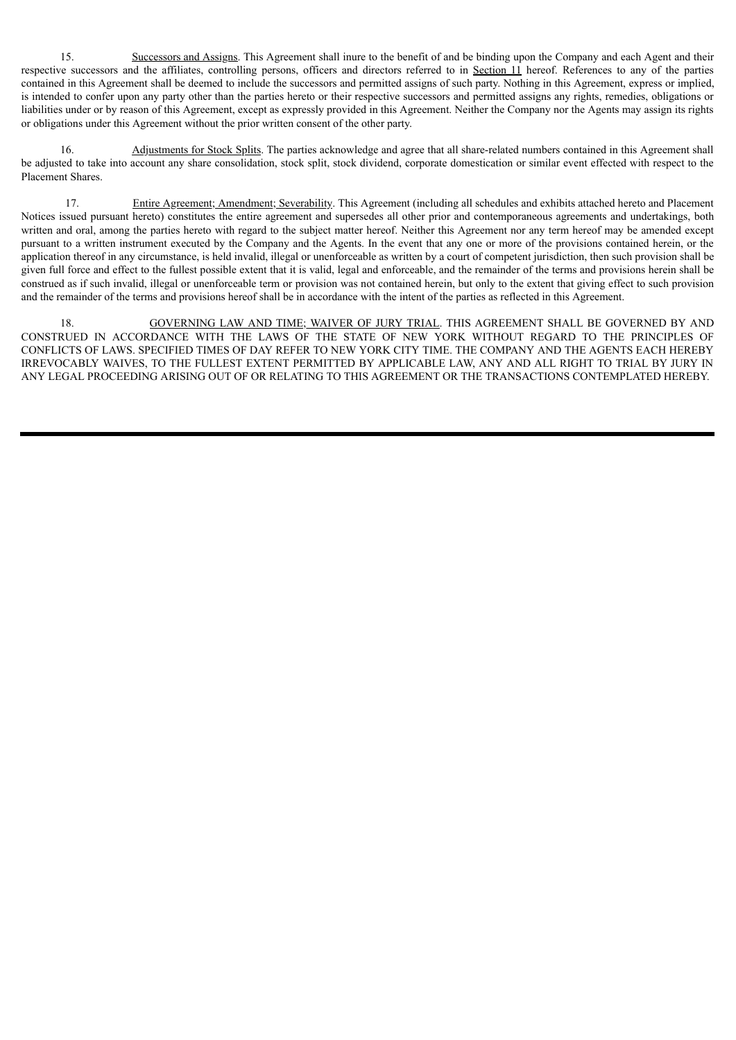15. Successors and Assigns. This Agreement shall inure to the benefit of and be binding upon the Company and each Agent and their respective successors and the affiliates, controlling persons, officers and directors referred to in Section 11 hereof. References to any of the parties contained in this Agreement shall be deemed to include the successors and permitted assigns of such party. Nothing in this Agreement, express or implied, is intended to confer upon any party other than the parties hereto or their respective successors and permitted assigns any rights, remedies, obligations or liabilities under or by reason of this Agreement, except as expressly provided in this Agreement. Neither the Company nor the Agents may assign its rights or obligations under this Agreement without the prior written consent of the other party.

16. Adjustments for Stock Splits. The parties acknowledge and agree that all share-related numbers contained in this Agreement shall be adjusted to take into account any share consolidation, stock split, stock dividend, corporate domestication or similar event effected with respect to the Placement Shares.

17. Entire Agreement; Amendment; Severability. This Agreement (including all schedules and exhibits attached hereto and Placement Notices issued pursuant hereto) constitutes the entire agreement and supersedes all other prior and contemporaneous agreements and undertakings, both written and oral, among the parties hereto with regard to the subject matter hereof. Neither this Agreement nor any term hereof may be amended except pursuant to a written instrument executed by the Company and the Agents. In the event that any one or more of the provisions contained herein, or the application thereof in any circumstance, is held invalid, illegal or unenforceable as written by a court of competent jurisdiction, then such provision shall be given full force and effect to the fullest possible extent that it is valid, legal and enforceable, and the remainder of the terms and provisions herein shall be construed as if such invalid, illegal or unenforceable term or provision was not contained herein, but only to the extent that giving effect to such provision and the remainder of the terms and provisions hereof shall be in accordance with the intent of the parties as reflected in this Agreement.

18. GOVERNING LAW AND TIME; WAIVER OF JURY TRIAL. THIS AGREEMENT SHALL BE GOVERNED BY AND CONSTRUED IN ACCORDANCE WITH THE LAWS OF THE STATE OF NEW YORK WITHOUT REGARD TO THE PRINCIPLES OF CONFLICTS OF LAWS. SPECIFIED TIMES OF DAY REFER TO NEW YORK CITY TIME. THE COMPANY AND THE AGENTS EACH HEREBY IRREVOCABLY WAIVES, TO THE FULLEST EXTENT PERMITTED BY APPLICABLE LAW, ANY AND ALL RIGHT TO TRIAL BY JURY IN ANY LEGAL PROCEEDING ARISING OUT OF OR RELATING TO THIS AGREEMENT OR THE TRANSACTIONS CONTEMPLATED HEREBY.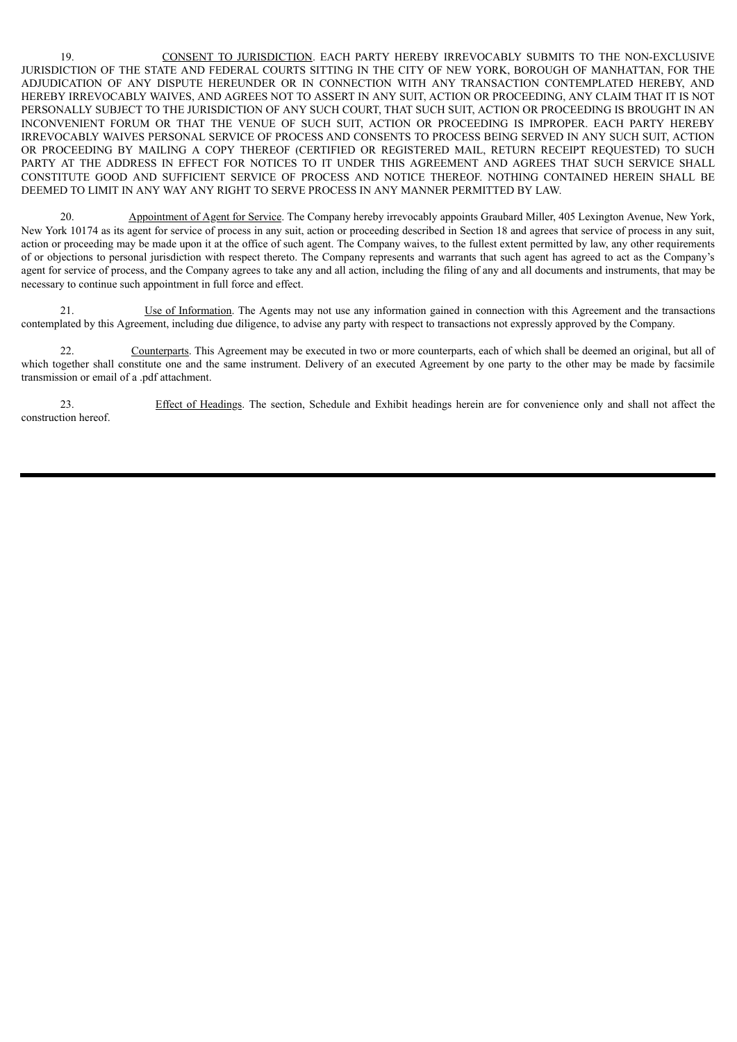19. CONSENT TO JURISDICTION. EACH PARTY HEREBY IRREVOCABLY SUBMITS TO THE NON-EXCLUSIVE JURISDICTION OF THE STATE AND FEDERAL COURTS SITTING IN THE CITY OF NEW YORK, BOROUGH OF MANHATTAN, FOR THE ADJUDICATION OF ANY DISPUTE HEREUNDER OR IN CONNECTION WITH ANY TRANSACTION CONTEMPLATED HEREBY, AND HEREBY IRREVOCABLY WAIVES, AND AGREES NOT TO ASSERT IN ANY SUIT, ACTION OR PROCEEDING, ANY CLAIM THAT IT IS NOT PERSONALLY SUBJECT TO THE JURISDICTION OF ANY SUCH COURT, THAT SUCH SUIT, ACTION OR PROCEEDING IS BROUGHT IN AN INCONVENIENT FORUM OR THAT THE VENUE OF SUCH SUIT, ACTION OR PROCEEDING IS IMPROPER. EACH PARTY HEREBY IRREVOCABLY WAIVES PERSONAL SERVICE OF PROCESS AND CONSENTS TO PROCESS BEING SERVED IN ANY SUCH SUIT, ACTION OR PROCEEDING BY MAILING A COPY THEREOF (CERTIFIED OR REGISTERED MAIL, RETURN RECEIPT REQUESTED) TO SUCH PARTY AT THE ADDRESS IN EFFECT FOR NOTICES TO IT UNDER THIS AGREEMENT AND AGREES THAT SUCH SERVICE SHALL CONSTITUTE GOOD AND SUFFICIENT SERVICE OF PROCESS AND NOTICE THEREOF. NOTHING CONTAINED HEREIN SHALL BE DEEMED TO LIMIT IN ANY WAY ANY RIGHT TO SERVE PROCESS IN ANY MANNER PERMITTED BY LAW.

20. Appointment of Agent for Service. The Company hereby irrevocably appoints Graubard Miller, 405 Lexington Avenue, New York, New York 10174 as its agent for service of process in any suit, action or proceeding described in Section 18 and agrees that service of process in any suit, action or proceeding may be made upon it at the office of such agent. The Company waives, to the fullest extent permitted by law, any other requirements of or objections to personal jurisdiction with respect thereto. The Company represents and warrants that such agent has agreed to act as the Company's agent for service of process, and the Company agrees to take any and all action, including the filing of any and all documents and instruments, that may be necessary to continue such appointment in full force and effect.

21. Use of Information. The Agents may not use any information gained in connection with this Agreement and the transactions contemplated by this Agreement, including due diligence, to advise any party with respect to transactions not expressly approved by the Company.

22. Counterparts. This Agreement may be executed in two or more counterparts, each of which shall be deemed an original, but all of which together shall constitute one and the same instrument. Delivery of an executed Agreement by one party to the other may be made by facsimile transmission or email of a .pdf attachment.

23. Effect of Headings. The section, Schedule and Exhibit headings herein are for convenience only and shall not affect the construction hereof.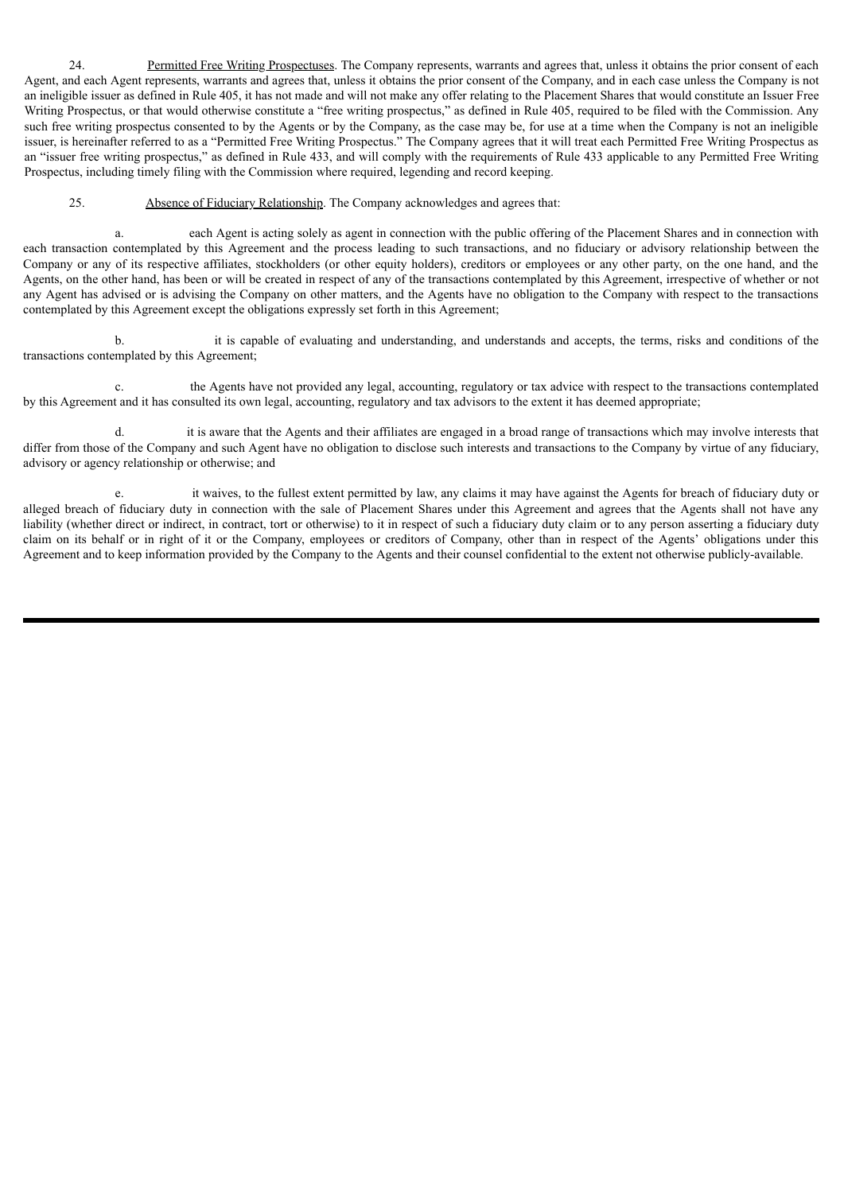24. Permitted Free Writing Prospectuses. The Company represents, warrants and agrees that, unless it obtains the prior consent of each Agent, and each Agent represents, warrants and agrees that, unless it obtains the prior consent of the Company, and in each case unless the Company is not an ineligible issuer as defined in Rule 405, it has not made and will not make any offer relating to the Placement Shares that would constitute an Issuer Free Writing Prospectus, or that would otherwise constitute a "free writing prospectus," as defined in Rule 405, required to be filed with the Commission. Any such free writing prospectus consented to by the Agents or by the Company, as the case may be, for use at a time when the Company is not an ineligible issuer, is hereinafter referred to as a "Permitted Free Writing Prospectus." The Company agrees that it will treat each Permitted Free Writing Prospectus as an "issuer free writing prospectus," as defined in Rule 433, and will comply with the requirements of Rule 433 applicable to any Permitted Free Writing Prospectus, including timely filing with the Commission where required, legending and record keeping.

25. Absence of Fiduciary Relationship. The Company acknowledges and agrees that:

a. each Agent is acting solely as agent in connection with the public offering of the Placement Shares and in connection with each transaction contemplated by this Agreement and the process leading to such transactions, and no fiduciary or advisory relationship between the Company or any of its respective affiliates, stockholders (or other equity holders), creditors or employees or any other party, on the one hand, and the Agents, on the other hand, has been or will be created in respect of any of the transactions contemplated by this Agreement, irrespective of whether or not any Agent has advised or is advising the Company on other matters, and the Agents have no obligation to the Company with respect to the transactions contemplated by this Agreement except the obligations expressly set forth in this Agreement;

b. it is capable of evaluating and understanding, and understands and accepts, the terms, risks and conditions of the transactions contemplated by this Agreement;

c. the Agents have not provided any legal, accounting, regulatory or tax advice with respect to the transactions contemplated by this Agreement and it has consulted its own legal, accounting, regulatory and tax advisors to the extent it has deemed appropriate;

d. it is aware that the Agents and their affiliates are engaged in a broad range of transactions which may involve interests that differ from those of the Company and such Agent have no obligation to disclose such interests and transactions to the Company by virtue of any fiduciary, advisory or agency relationship or otherwise; and

e. it waives, to the fullest extent permitted by law, any claims it may have against the Agents for breach of fiduciary duty or alleged breach of fiduciary duty in connection with the sale of Placement Shares under this Agreement and agrees that the Agents shall not have any liability (whether direct or indirect, in contract, tort or otherwise) to it in respect of such a fiduciary duty claim or to any person asserting a fiduciary duty claim on its behalf or in right of it or the Company, employees or creditors of Company, other than in respect of the Agents' obligations under this Agreement and to keep information provided by the Company to the Agents and their counsel confidential to the extent not otherwise publicly-available.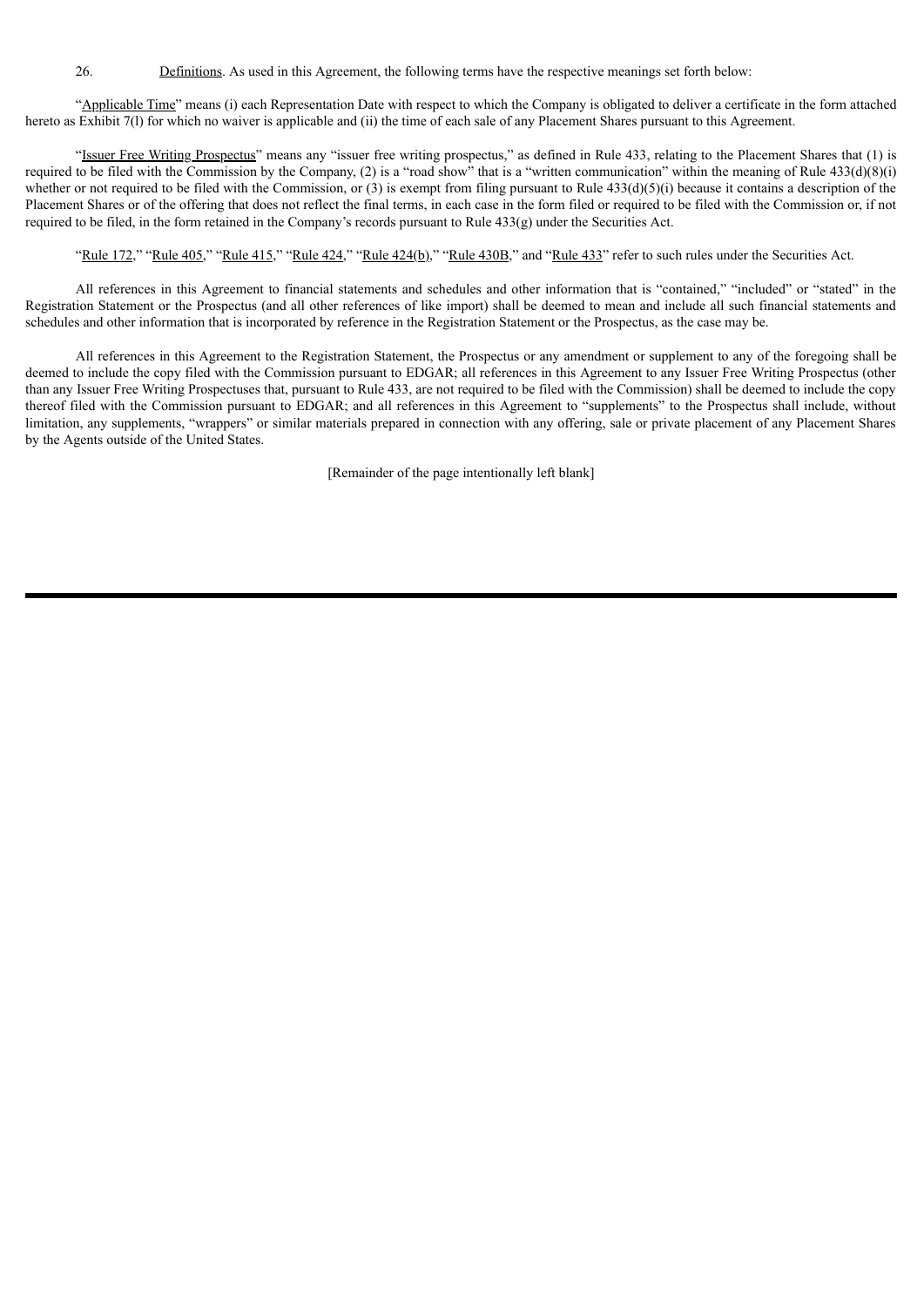26. Definitions. As used in this Agreement, the following terms have the respective meanings set forth below:

"Applicable Time" means (i) each Representation Date with respect to which the Company is obligated to deliver a certificate in the form attached hereto as Exhibit 7(l) for which no waiver is applicable and (ii) the time of each sale of any Placement Shares pursuant to this Agreement.

"Issuer Free Writing Prospectus" means any "issuer free writing prospectus," as defined in Rule 433, relating to the Placement Shares that (1) is required to be filed with the Commission by the Company, (2) is a "road show" that is a "written communication" within the meaning of Rule 433(d)(8)(i) whether or not required to be filed with the Commission, or (3) is exempt from filing pursuant to Rule 433(d)(5)(i) because it contains a description of the Placement Shares or of the offering that does not reflect the final terms, in each case in the form filed or required to be filed with the Commission or, if not required to be filed, in the form retained in the Company's records pursuant to Rule 433(g) under the Securities Act.

"Rule 172," "Rule 405," "Rule 415," "Rule 424," "Rule 424(b)," "Rule 430B," and "Rule 433" refer to such rules under the Securities Act.

All references in this Agreement to financial statements and schedules and other information that is "contained," "included" or "stated" in the Registration Statement or the Prospectus (and all other references of like import) shall be deemed to mean and include all such financial statements and schedules and other information that is incorporated by reference in the Registration Statement or the Prospectus, as the case may be.

All references in this Agreement to the Registration Statement, the Prospectus or any amendment or supplement to any of the foregoing shall be deemed to include the copy filed with the Commission pursuant to EDGAR; all references in this Agreement to any Issuer Free Writing Prospectus (other than any Issuer Free Writing Prospectuses that, pursuant to Rule 433, are not required to be filed with the Commission) shall be deemed to include the copy thereof filed with the Commission pursuant to EDGAR; and all references in this Agreement to "supplements" to the Prospectus shall include, without limitation, any supplements, "wrappers" or similar materials prepared in connection with any offering, sale or private placement of any Placement Shares by the Agents outside of the United States.

[Remainder of the page intentionally left blank]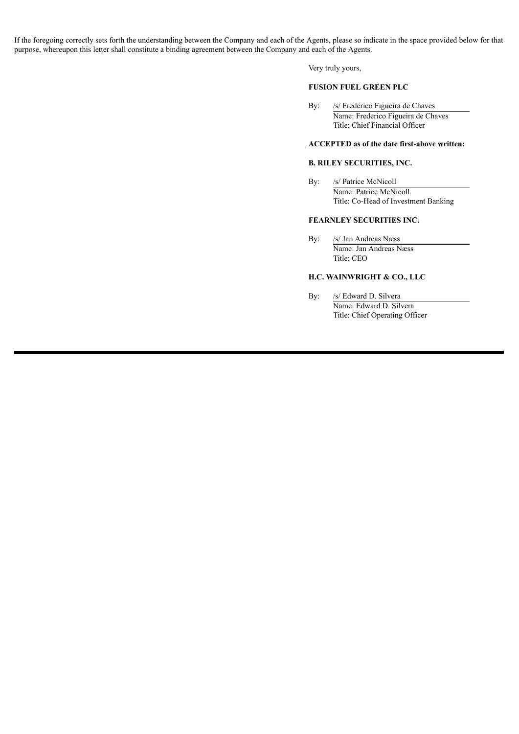If the foregoing correctly sets forth the understanding between the Company and each of the Agents, please so indicate in the space provided below for that purpose, whereupon this letter shall constitute a binding agreement between the Company and each of the Agents.

Very truly yours,

**FUSION FUEL GREEN PLC**

By: /s/ Frederico Figueira de Chaves
Name: Frederico Figueira de Chaves
Title: Chief Financial Officer

**ACCEPTED as of the date first-above written:**

**B. RILEY SECURITIES, INC.**

By: /s/ Patrice McNicoll
Name: Patrice McNicoll
Title: Co-Head of Investment Banking

**FEARNLEY SECURITIES INC.**

By: /s/ Jan Andreas Næss
Name: Jan Andreas Næss
Title: CEO

**H.C. WAINWRIGHT & CO., LLC**

By: /s/ Edward D. Silvera
Name: Edward D. Silvera
Title: Chief Operating Officer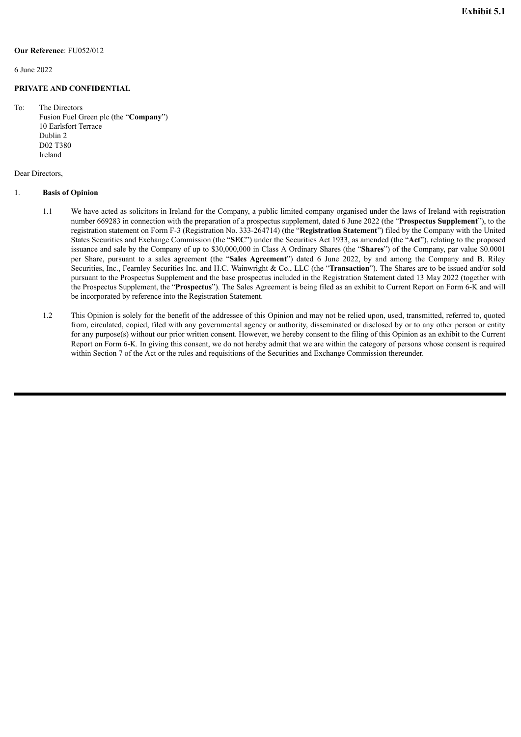**Exhibit 5.1**

**Our Reference**: FU052/012

6 June 2022

**PRIVATE AND CONFIDENTIAL**

To: The Directors
Fusion Fuel Green plc (the "**Company**")
10 Earlsfort Terrace
Dublin 2
D02 T380
Ireland

Dear Directors,

1. **Basis of Opinion**

1.1 We have acted as solicitors in Ireland for the Company, a public limited company organised under the laws of Ireland with registration number 669283 in connection with the preparation of a prospectus supplement, dated 6 June 2022 (the "**Prospectus Supplement**"), to the registration statement on Form F-3 (Registration No. 333-264714) (the "**Registration Statement**") filed by the Company with the United States Securities and Exchange Commission (the "**SEC**") under the Securities Act 1933, as amended (the "**Act**"), relating to the proposed issuance and sale by the Company of up to $30,000,000 in Class A Ordinary Shares (the "**Shares**") of the Company, par value $0.0001 per Share, pursuant to a sales agreement (the "**Sales Agreement**") dated 6 June 2022, by and among the Company and B. Riley Securities, Inc., Fearnley Securities Inc. and H.C. Wainwright & Co., LLC (the "**Transaction**"). The Shares are to be issued and/or sold pursuant to the Prospectus Supplement and the base prospectus included in the Registration Statement dated 13 May 2022 (together with the Prospectus Supplement, the "**Prospectus**"). The Sales Agreement is being filed as an exhibit to Current Report on Form 6-K and will be incorporated by reference into the Registration Statement.

1.2 This Opinion is solely for the benefit of the addressee of this Opinion and may not be relied upon, used, transmitted, referred to, quoted from, circulated, copied, filed with any governmental agency or authority, disseminated or disclosed by or to any other person or entity for any purpose(s) without our prior written consent. However, we hereby consent to the filing of this Opinion as an exhibit to the Current Report on Form 6-K. In giving this consent, we do not hereby admit that we are within the category of persons whose consent is required within Section 7 of the Act or the rules and requisitions of the Securities and Exchange Commission thereunder.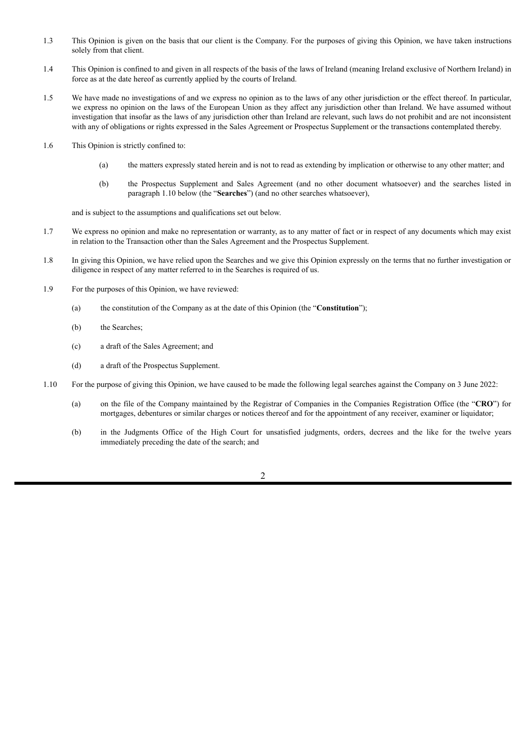1.3 This Opinion is given on the basis that our client is the Company. For the purposes of giving this Opinion, we have taken instructions solely from that client.

1.4 This Opinion is confined to and given in all respects of the basis of the laws of Ireland (meaning Ireland exclusive of Northern Ireland) in force as at the date hereof as currently applied by the courts of Ireland.

1.5 We have made no investigations of and we express no opinion as to the laws of any other jurisdiction or the effect thereof. In particular, we express no opinion on the laws of the European Union as they affect any jurisdiction other than Ireland. We have assumed without investigation that insofar as the laws of any jurisdiction other than Ireland are relevant, such laws do not prohibit and are not inconsistent with any of obligations or rights expressed in the Sales Agreement or Prospectus Supplement or the transactions contemplated thereby.

1.6 This Opinion is strictly confined to:

(a) the matters expressly stated herein and is not to read as extending by implication or otherwise to any other matter; and

(b) the Prospectus Supplement and Sales Agreement (and no other document whatsoever) and the searches listed in paragraph 1.10 below (the "**Searches**") (and no other searches whatsoever),

and is subject to the assumptions and qualifications set out below.

1.7 We express no opinion and make no representation or warranty, as to any matter of fact or in respect of any documents which may exist in relation to the Transaction other than the Sales Agreement and the Prospectus Supplement.

1.8 In giving this Opinion, we have relied upon the Searches and we give this Opinion expressly on the terms that no further investigation or diligence in respect of any matter referred to in the Searches is required of us.

1.9 For the purposes of this Opinion, we have reviewed:

(a) the constitution of the Company as at the date of this Opinion (the "**Constitution**");

(b) the Searches;

(c) a draft of the Sales Agreement; and

(d) a draft of the Prospectus Supplement.

1.10 For the purpose of giving this Opinion, we have caused to be made the following legal searches against the Company on 3 June 2022:

(a) on the file of the Company maintained by the Registrar of Companies in the Companies Registration Office (the "**CRO**") for mortgages, debentures or similar charges or notices thereof and for the appointment of any receiver, examiner or liquidator;

(b) in the Judgments Office of the High Court for unsatisfied judgments, orders, decrees and the like for the twelve years immediately preceding the date of the search; and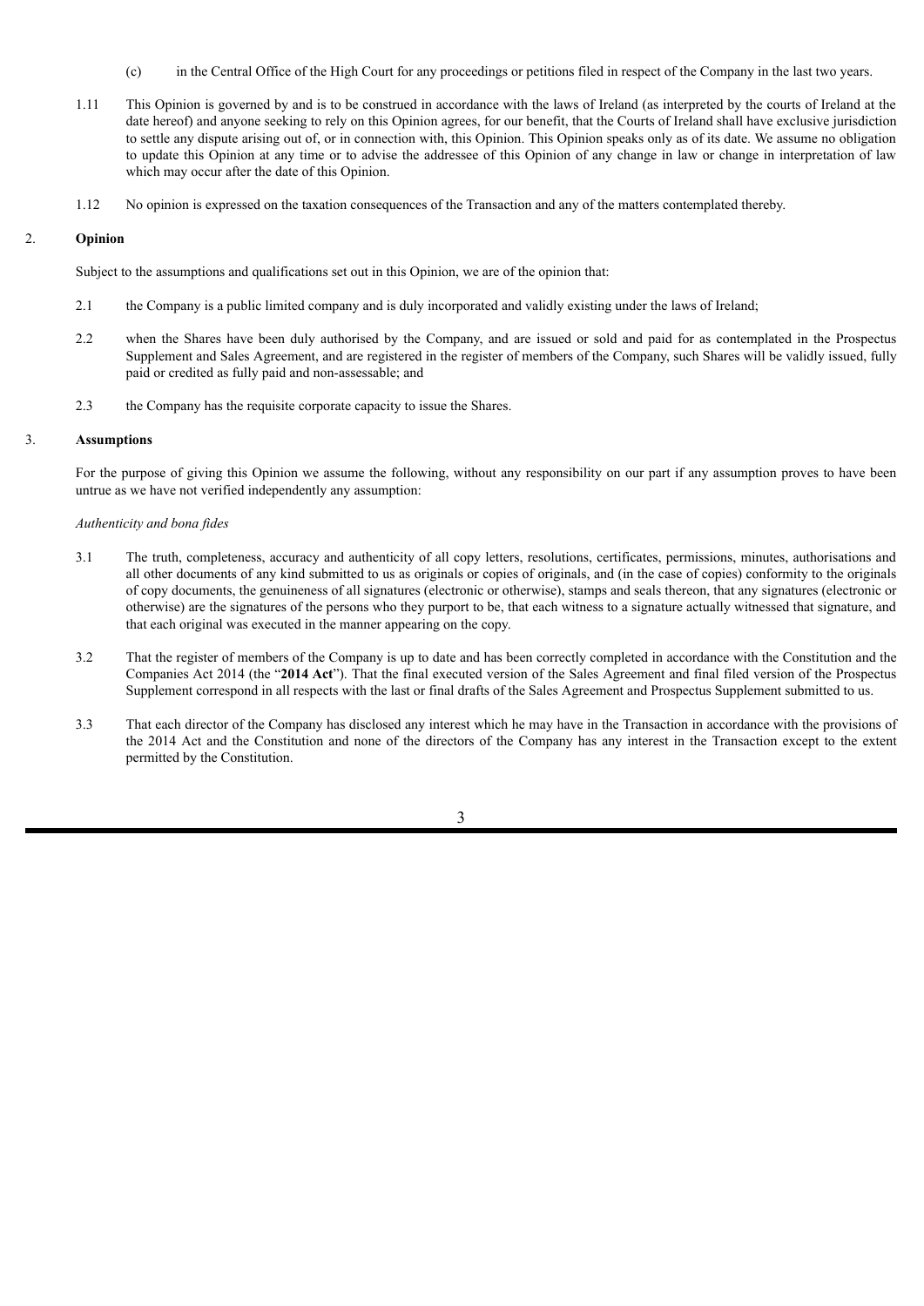(c) in the Central Office of the High Court for any proceedings or petitions filed in respect of the Company in the last two years.

1.11 This Opinion is governed by and is to be construed in accordance with the laws of Ireland (as interpreted by the courts of Ireland at the date hereof) and anyone seeking to rely on this Opinion agrees, for our benefit, that the Courts of Ireland shall have exclusive jurisdiction to settle any dispute arising out of, or in connection with, this Opinion. This Opinion speaks only as of its date. We assume no obligation to update this Opinion at any time or to advise the addressee of this Opinion of any change in law or change in interpretation of law which may occur after the date of this Opinion.

1.12 No opinion is expressed on the taxation consequences of the Transaction and any of the matters contemplated thereby.

## 2. Opinion

Subject to the assumptions and qualifications set out in this Opinion, we are of the opinion that:

2.1 the Company is a public limited company and is duly incorporated and validly existing under the laws of Ireland;

2.2 when the Shares have been duly authorised by the Company, and are issued or sold and paid for as contemplated in the Prospectus Supplement and Sales Agreement, and are registered in the register of members of the Company, such Shares will be validly issued, fully paid or credited as fully paid and non-assessable; and

2.3 the Company has the requisite corporate capacity to issue the Shares.

## 3. Assumptions

For the purpose of giving this Opinion we assume the following, without any responsibility on our part if any assumption proves to have been untrue as we have not verified independently any assumption:

*Authenticity and bona fides*

3.1 The truth, completeness, accuracy and authenticity of all copy letters, resolutions, certificates, permissions, minutes, authorisations and all other documents of any kind submitted to us as originals or copies of originals, and (in the case of copies) conformity to the originals of copy documents, the genuineness of all signatures (electronic or otherwise), stamps and seals thereon, that any signatures (electronic or otherwise) are the signatures of the persons who they purport to be, that each witness to a signature actually witnessed that signature, and that each original was executed in the manner appearing on the copy.

3.2 That the register of members of the Company is up to date and has been correctly completed in accordance with the Constitution and the Companies Act 2014 (the "**2014 Act**"). That the final executed version of the Sales Agreement and final filed version of the Prospectus Supplement correspond in all respects with the last or final drafts of the Sales Agreement and Prospectus Supplement submitted to us.

3.3 That each director of the Company has disclosed any interest which he may have in the Transaction in accordance with the provisions of the 2014 Act and the Constitution and none of the directors of the Company has any interest in the Transaction except to the extent permitted by the Constitution.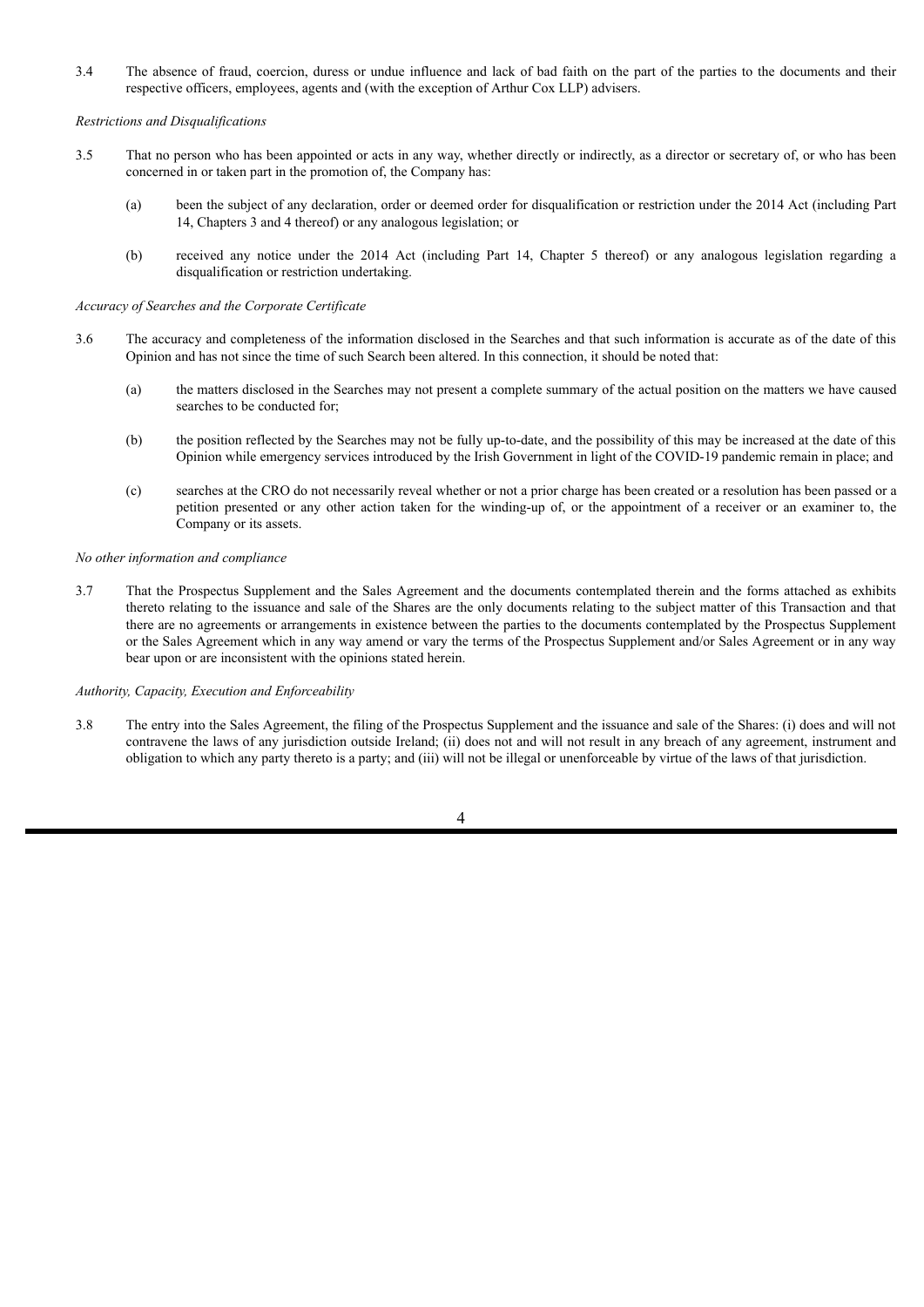3.4 The absence of fraud, coercion, duress or undue influence and lack of bad faith on the part of the parties to the documents and their respective officers, employees, agents and (with the exception of Arthur Cox LLP) advisers.

*Restrictions and Disqualifications*

3.5 That no person who has been appointed or acts in any way, whether directly or indirectly, as a director or secretary of, or who has been concerned in or taken part in the promotion of, the Company has:

(a) been the subject of any declaration, order or deemed order for disqualification or restriction under the 2014 Act (including Part 14, Chapters 3 and 4 thereof) or any analogous legislation; or

(b) received any notice under the 2014 Act (including Part 14, Chapter 5 thereof) or any analogous legislation regarding a disqualification or restriction undertaking.

*Accuracy of Searches and the Corporate Certificate*

3.6 The accuracy and completeness of the information disclosed in the Searches and that such information is accurate as of the date of this Opinion and has not since the time of such Search been altered. In this connection, it should be noted that:

(a) the matters disclosed in the Searches may not present a complete summary of the actual position on the matters we have caused searches to be conducted for;

(b) the position reflected by the Searches may not be fully up-to-date, and the possibility of this may be increased at the date of this Opinion while emergency services introduced by the Irish Government in light of the COVID-19 pandemic remain in place; and

(c) searches at the CRO do not necessarily reveal whether or not a prior charge has been created or a resolution has been passed or a petition presented or any other action taken for the winding-up of, or the appointment of a receiver or an examiner to, the Company or its assets.

*No other information and compliance*

3.7 That the Prospectus Supplement and the Sales Agreement and the documents contemplated therein and the forms attached as exhibits thereto relating to the issuance and sale of the Shares are the only documents relating to the subject matter of this Transaction and that there are no agreements or arrangements in existence between the parties to the documents contemplated by the Prospectus Supplement or the Sales Agreement which in any way amend or vary the terms of the Prospectus Supplement and/or Sales Agreement or in any way bear upon or are inconsistent with the opinions stated herein.

*Authority, Capacity, Execution and Enforceability*

3.8 The entry into the Sales Agreement, the filing of the Prospectus Supplement and the issuance and sale of the Shares: (i) does and will not contravene the laws of any jurisdiction outside Ireland; (ii) does not and will not result in any breach of any agreement, instrument and obligation to which any party thereto is a party; and (iii) will not be illegal or unenforceable by virtue of the laws of that jurisdiction.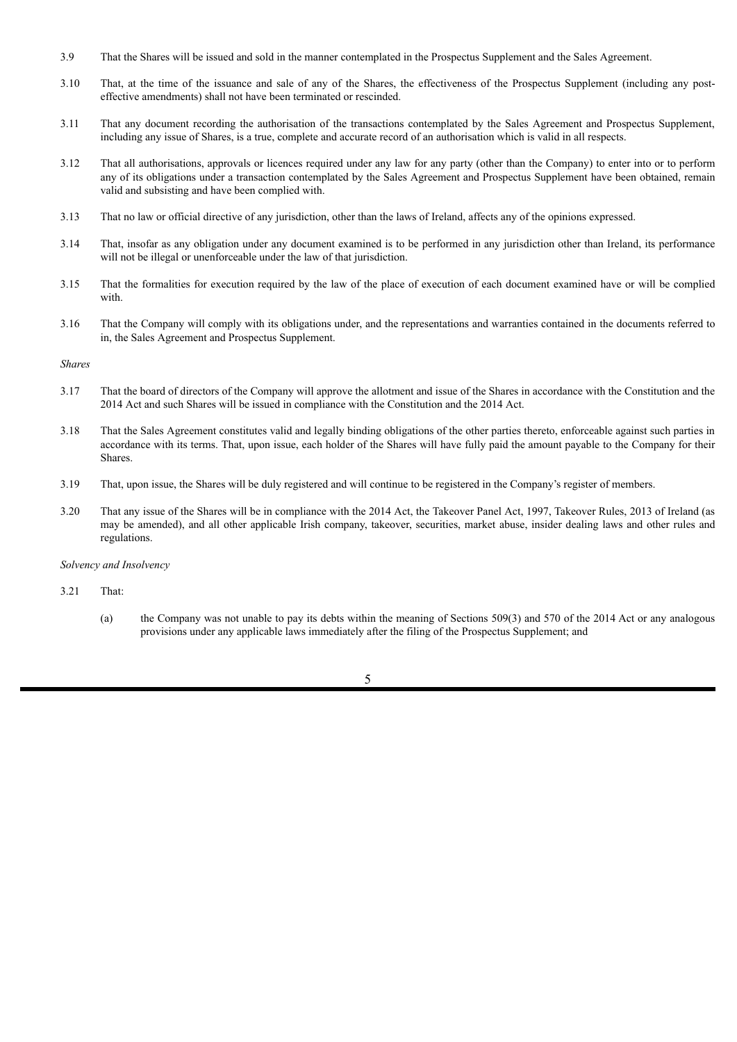3.9 That the Shares will be issued and sold in the manner contemplated in the Prospectus Supplement and the Sales Agreement.

3.10 That, at the time of the issuance and sale of any of the Shares, the effectiveness of the Prospectus Supplement (including any post-effective amendments) shall not have been terminated or rescinded.

3.11 That any document recording the authorisation of the transactions contemplated by the Sales Agreement and Prospectus Supplement, including any issue of Shares, is a true, complete and accurate record of an authorisation which is valid in all respects.

3.12 That all authorisations, approvals or licences required under any law for any party (other than the Company) to enter into or to perform any of its obligations under a transaction contemplated by the Sales Agreement and Prospectus Supplement have been obtained, remain valid and subsisting and have been complied with.

3.13 That no law or official directive of any jurisdiction, other than the laws of Ireland, affects any of the opinions expressed.

3.14 That, insofar as any obligation under any document examined is to be performed in any jurisdiction other than Ireland, its performance will not be illegal or unenforceable under the law of that jurisdiction.

3.15 That the formalities for execution required by the law of the place of execution of each document examined have or will be complied with.

3.16 That the Company will comply with its obligations under, and the representations and warranties contained in the documents referred to in, the Sales Agreement and Prospectus Supplement.

*Shares*

3.17 That the board of directors of the Company will approve the allotment and issue of the Shares in accordance with the Constitution and the 2014 Act and such Shares will be issued in compliance with the Constitution and the 2014 Act.

3.18 That the Sales Agreement constitutes valid and legally binding obligations of the other parties thereto, enforceable against such parties in accordance with its terms. That, upon issue, each holder of the Shares will have fully paid the amount payable to the Company for their Shares.

3.19 That, upon issue, the Shares will be duly registered and will continue to be registered in the Company's register of members.

3.20 That any issue of the Shares will be in compliance with the 2014 Act, the Takeover Panel Act, 1997, Takeover Rules, 2013 of Ireland (as may be amended), and all other applicable Irish company, takeover, securities, market abuse, insider dealing laws and other rules and regulations.

*Solvency and Insolvency*

3.21 That:

(a) the Company was not unable to pay its debts within the meaning of Sections 509(3) and 570 of the 2014 Act or any analogous provisions under any applicable laws immediately after the filing of the Prospectus Supplement; and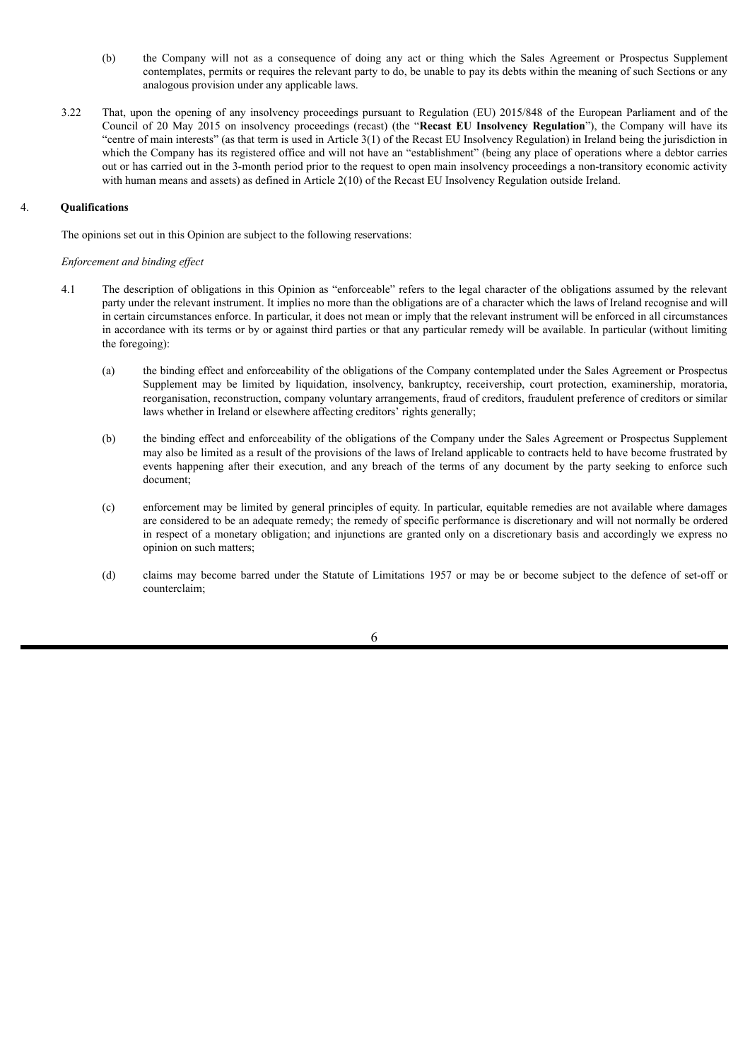(b) the Company will not as a consequence of doing any act or thing which the Sales Agreement or Prospectus Supplement contemplates, permits or requires the relevant party to do, be unable to pay its debts within the meaning of such Sections or any analogous provision under any applicable laws.

3.22 That, upon the opening of any insolvency proceedings pursuant to Regulation (EU) 2015/848 of the European Parliament and of the Council of 20 May 2015 on insolvency proceedings (recast) (the "**Recast EU Insolvency Regulation**"), the Company will have its "centre of main interests" (as that term is used in Article 3(1) of the Recast EU Insolvency Regulation) in Ireland being the jurisdiction in which the Company has its registered office and will not have an "establishment" (being any place of operations where a debtor carries out or has carried out in the 3-month period prior to the request to open main insolvency proceedings a non-transitory economic activity with human means and assets) as defined in Article 2(10) of the Recast EU Insolvency Regulation outside Ireland.

## 4. Qualifications

The opinions set out in this Opinion are subject to the following reservations:

*Enforcement and binding effect*

4.1 The description of obligations in this Opinion as "enforceable" refers to the legal character of the obligations assumed by the relevant party under the relevant instrument. It implies no more than the obligations are of a character which the laws of Ireland recognise and will in certain circumstances enforce. In particular, it does not mean or imply that the relevant instrument will be enforced in all circumstances in accordance with its terms or by or against third parties or that any particular remedy will be available. In particular (without limiting the foregoing):

(a) the binding effect and enforceability of the obligations of the Company contemplated under the Sales Agreement or Prospectus Supplement may be limited by liquidation, insolvency, bankruptcy, receivership, court protection, examinership, moratoria, reorganisation, reconstruction, company voluntary arrangements, fraud of creditors, fraudulent preference of creditors or similar laws whether in Ireland or elsewhere affecting creditors' rights generally;

(b) the binding effect and enforceability of the obligations of the Company under the Sales Agreement or Prospectus Supplement may also be limited as a result of the provisions of the laws of Ireland applicable to contracts held to have become frustrated by events happening after their execution, and any breach of the terms of any document by the party seeking to enforce such document;

(c) enforcement may be limited by general principles of equity. In particular, equitable remedies are not available where damages are considered to be an adequate remedy; the remedy of specific performance is discretionary and will not normally be ordered in respect of a monetary obligation; and injunctions are granted only on a discretionary basis and accordingly we express no opinion on such matters;

(d) claims may become barred under the Statute of Limitations 1957 or may be or become subject to the defence of set-off or counterclaim;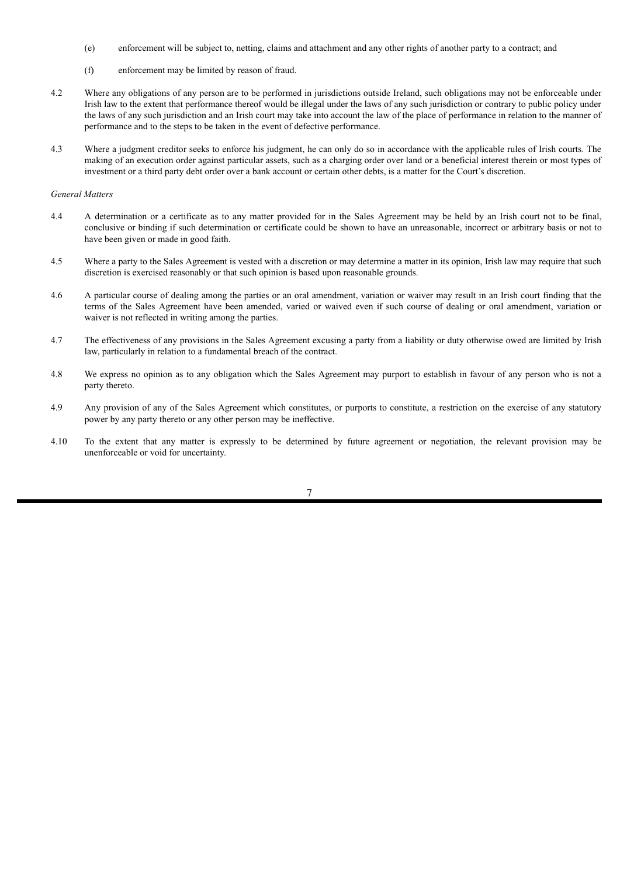(e) enforcement will be subject to, netting, claims and attachment and any other rights of another party to a contract; and

(f) enforcement may be limited by reason of fraud.

4.2 Where any obligations of any person are to be performed in jurisdictions outside Ireland, such obligations may not be enforceable under Irish law to the extent that performance thereof would be illegal under the laws of any such jurisdiction or contrary to public policy under the laws of any such jurisdiction and an Irish court may take into account the law of the place of performance in relation to the manner of performance and to the steps to be taken in the event of defective performance.

4.3 Where a judgment creditor seeks to enforce his judgment, he can only do so in accordance with the applicable rules of Irish courts. The making of an execution order against particular assets, such as a charging order over land or a beneficial interest therein or most types of investment or a third party debt order over a bank account or certain other debts, is a matter for the Court's discretion.

*General Matters*

4.4 A determination or a certificate as to any matter provided for in the Sales Agreement may be held by an Irish court not to be final, conclusive or binding if such determination or certificate could be shown to have an unreasonable, incorrect or arbitrary basis or not to have been given or made in good faith.

4.5 Where a party to the Sales Agreement is vested with a discretion or may determine a matter in its opinion, Irish law may require that such discretion is exercised reasonably or that such opinion is based upon reasonable grounds.

4.6 A particular course of dealing among the parties or an oral amendment, variation or waiver may result in an Irish court finding that the terms of the Sales Agreement have been amended, varied or waived even if such course of dealing or oral amendment, variation or waiver is not reflected in writing among the parties.

4.7 The effectiveness of any provisions in the Sales Agreement excusing a party from a liability or duty otherwise owed are limited by Irish law, particularly in relation to a fundamental breach of the contract.

4.8 We express no opinion as to any obligation which the Sales Agreement may purport to establish in favour of any person who is not a party thereto.

4.9 Any provision of any of the Sales Agreement which constitutes, or purports to constitute, a restriction on the exercise of any statutory power by any party thereto or any other person may be ineffective.

4.10 To the extent that any matter is expressly to be determined by future agreement or negotiation, the relevant provision may be unenforceable or void for uncertainty.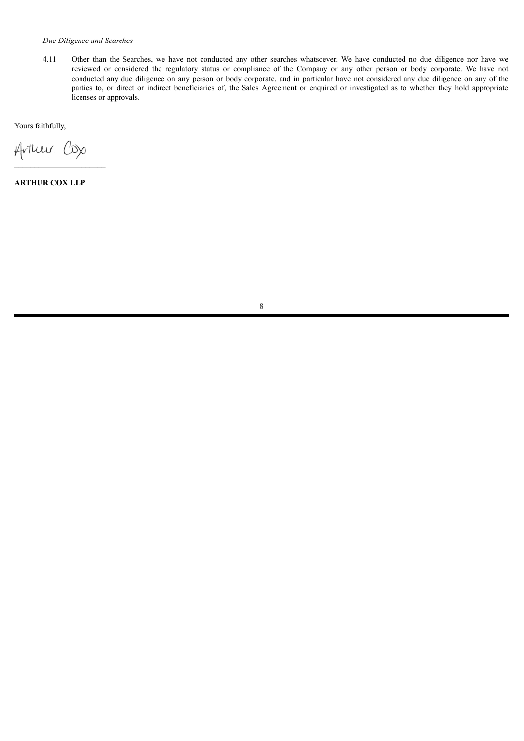*Due Diligence and Searches*

4.11 Other than the Searches, we have not conducted any other searches whatsoever. We have conducted no due diligence nor have we reviewed or considered the regulatory status or compliance of the Company or any other person or body corporate. We have not conducted any due diligence on any person or body corporate, and in particular have not considered any due diligence on any of the parties to, or direct or indirect beneficiaries of, the Sales Agreement or enquired or investigated as to whether they hold appropriate licenses or approvals.

Yours faithfully,

Arthur Cox

**ARTHUR COX LLP**